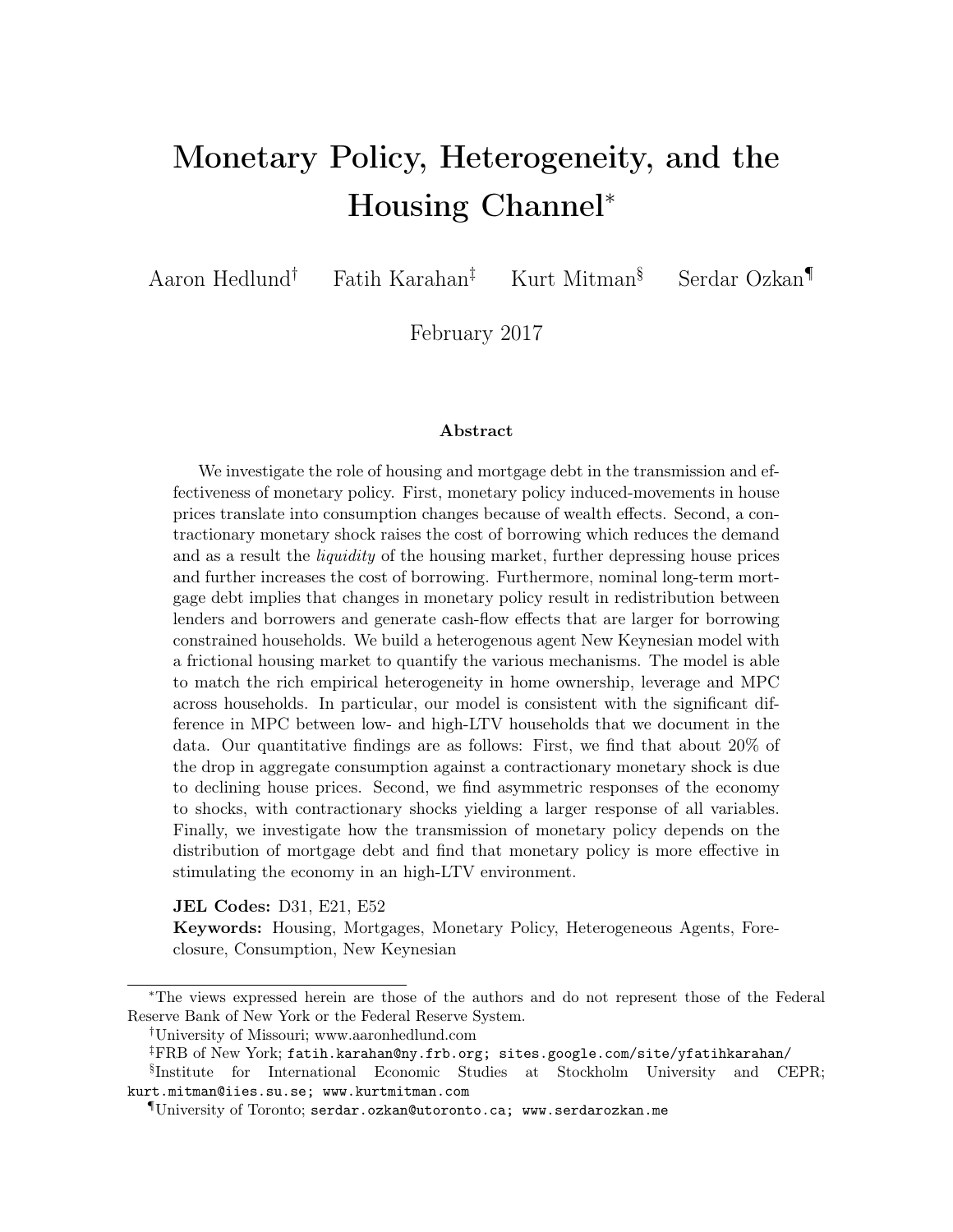# Monetary Policy, Heterogeneity, and the Housing Channel*

Aaron Hedlund† Fatih Karahan‡ Kurt Mitman§ Serdar Ozkan¶

February 2017

### Abstract

We investigate the role of housing and mortgage debt in the transmission and effectiveness of monetary policy. First, monetary policy induced-movements in house prices translate into consumption changes because of wealth effects. Second, a contractionary monetary shock raises the cost of borrowing which reduces the demand and as a result the *liquidity* of the housing market, further depressing house prices and further increases the cost of borrowing. Furthermore, nominal long-term mortgage debt implies that changes in monetary policy result in redistribution between lenders and borrowers and generate cash-flow effects that are larger for borrowing constrained households. We build a heterogenous agent New Keynesian model with a frictional housing market to quantify the various mechanisms. The model is able to match the rich empirical heterogeneity in home ownership, leverage and MPC across households. In particular, our model is consistent with the significant difference in MPC between low- and high-LTV households that we document in the data. Our quantitative findings are as follows: First, we find that about 20% of the drop in aggregate consumption against a contractionary monetary shock is due to declining house prices. Second, we find asymmetric responses of the economy to shocks, with contractionary shocks yielding a larger response of all variables. Finally, we investigate how the transmission of monetary policy depends on the distribution of mortgage debt and find that monetary policy is more effective in stimulating the economy in an high-LTV environment.

**JEL Codes:** D31, E21, E52

**Keywords:** Housing, Mortgages, Monetary Policy, Heterogeneous Agents, Foreclosure, Consumption, New Keynesian

---

*The views expressed herein are those of the authors and do not represent those of the Federal Reserve Bank of New York or the Federal Reserve System.

†University of Missouri; www.aaronhedlund.com

‡FRB of New York; fatih.karahan@ny.frb.org; sites.google.com/site/yfatihkarahan/

§Institute for International Economic Studies at Stockholm University and CEPR; kurt.mitman@iies.su.se; www.kurtmitman.com

¶University of Toronto; serdar.ozkan@utoronto.ca; www.serdarozkan.me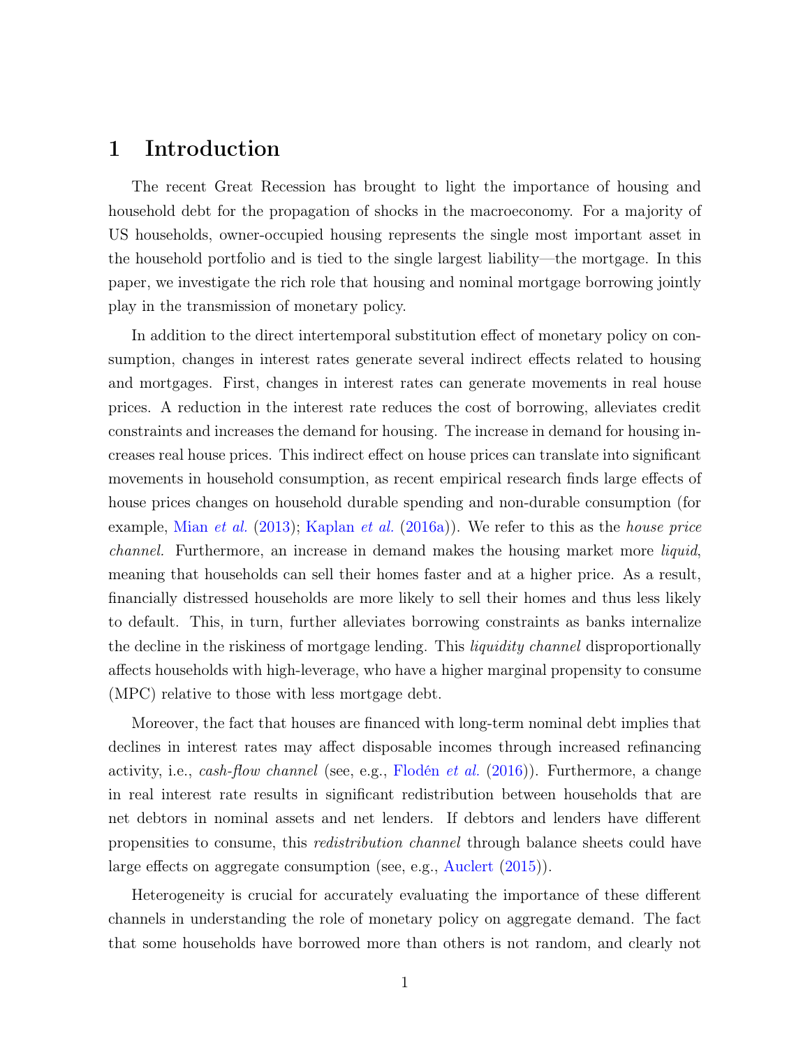# 1 Introduction

The recent Great Recession has brought to light the importance of housing and household debt for the propagation of shocks in the macroeconomy. For a majority of US households, owner-occupied housing represents the single most important asset in the household portfolio and is tied to the single largest liability—the mortgage. In this paper, we investigate the rich role that housing and nominal mortgage borrowing jointly play in the transmission of monetary policy.

In addition to the direct intertemporal substitution effect of monetary policy on consumption, changes in interest rates generate several indirect effects related to housing and mortgages. First, changes in interest rates can generate movements in real house prices. A reduction in the interest rate reduces the cost of borrowing, alleviates credit constraints and increases the demand for housing. The increase in demand for housing increases real house prices. This indirect effect on house prices can translate into significant movements in household consumption, as recent empirical research finds large effects of house prices changes on household durable spending and non-durable consumption (for example, Mian *et al.* (2013); Kaplan *et al.* (2016a)). We refer to this as the *house price channel*. Furthermore, an increase in demand makes the housing market more *liquid*, meaning that households can sell their homes faster and at a higher price. As a result, financially distressed households are more likely to sell their homes and thus less likely to default. This, in turn, further alleviates borrowing constraints as banks internalize the decline in the riskiness of mortgage lending. This *liquidity channel* disproportionally affects households with high-leverage, who have a higher marginal propensity to consume (MPC) relative to those with less mortgage debt.

Moreover, the fact that houses are financed with long-term nominal debt implies that declines in interest rates may affect disposable incomes through increased refinancing activity, i.e., *cash-flow channel* (see, e.g., Flodén *et al.* (2016)). Furthermore, a change in real interest rate results in significant redistribution between households that are net debtors in nominal assets and net lenders. If debtors and lenders have different propensities to consume, this *redistribution channel* through balance sheets could have large effects on aggregate consumption (see, e.g., Auclert (2015)).

Heterogeneity is crucial for accurately evaluating the importance of these different channels in understanding the role of monetary policy on aggregate demand. The fact that some households have borrowed more than others is not random, and clearly not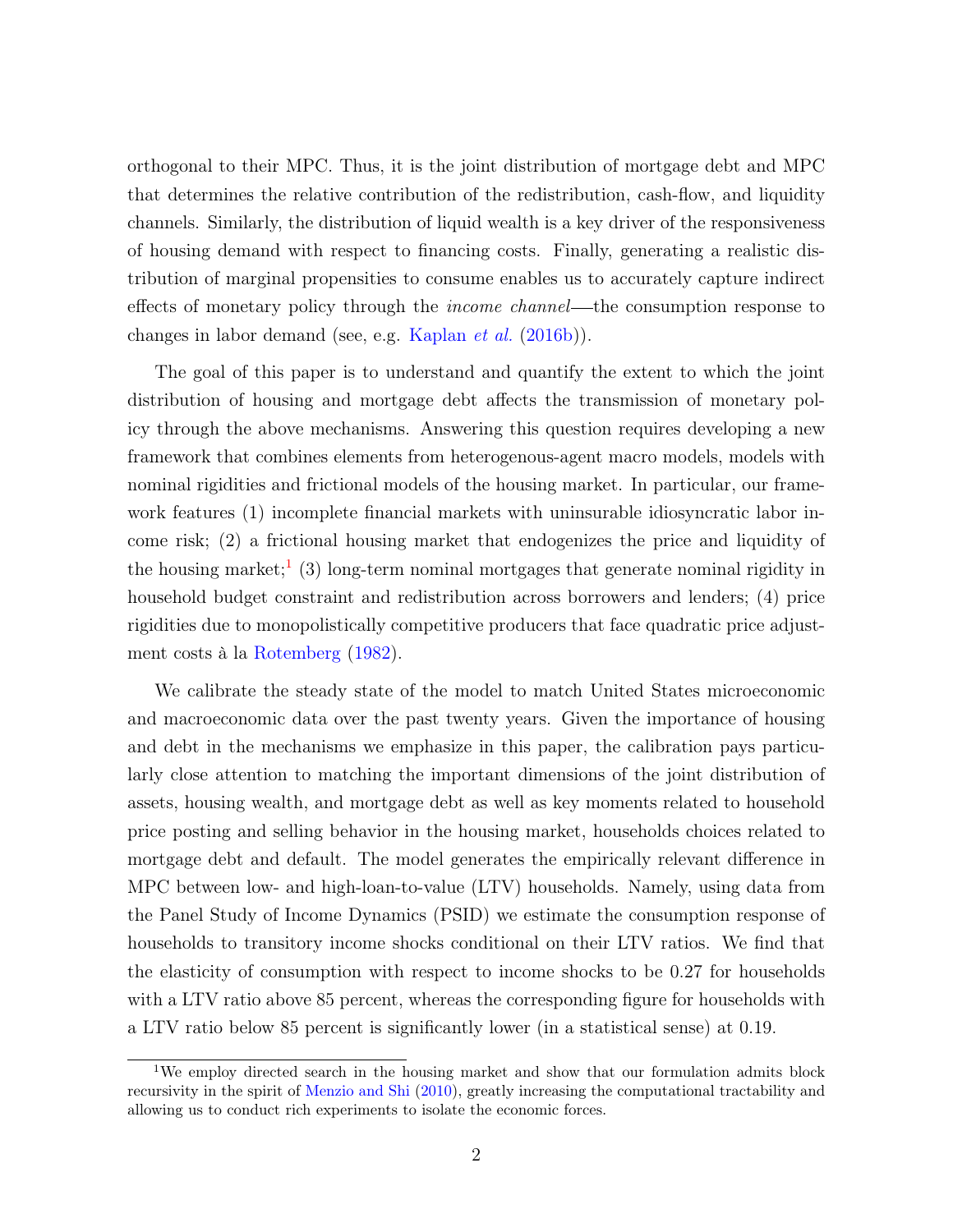orthogonal to their MPC. Thus, it is the joint distribution of mortgage debt and MPC that determines the relative contribution of the redistribution, cash-flow, and liquidity channels. Similarly, the distribution of liquid wealth is a key driver of the responsiveness of housing demand with respect to financing costs. Finally, generating a realistic distribution of marginal propensities to consume enables us to accurately capture indirect effects of monetary policy through the *income channel*—the consumption response to changes in labor demand (see, e.g. Kaplan *et al.* (2016b)).

The goal of this paper is to understand and quantify the extent to which the joint distribution of housing and mortgage debt affects the transmission of monetary policy through the above mechanisms. Answering this question requires developing a new framework that combines elements from heterogenous-agent macro models, models with nominal rigidities and frictional models of the housing market. In particular, our framework features (1) incomplete financial markets with uninsurable idiosyncratic labor income risk; (2) a frictional housing market that endogenizes the price and liquidity of the housing market;[1] (3) long-term nominal mortgages that generate nominal rigidity in household budget constraint and redistribution across borrowers and lenders; (4) price rigidities due to monopolistically competitive producers that face quadratic price adjustment costs à la Rotemberg (1982).

We calibrate the steady state of the model to match United States microeconomic and macroeconomic data over the past twenty years. Given the importance of housing and debt in the mechanisms we emphasize in this paper, the calibration pays particularly close attention to matching the important dimensions of the joint distribution of assets, housing wealth, and mortgage debt as well as key moments related to household price posting and selling behavior in the housing market, households choices related to mortgage debt and default. The model generates the empirically relevant difference in MPC between low- and high-loan-to-value (LTV) households. Namely, using data from the Panel Study of Income Dynamics (PSID) we estimate the consumption response of households to transitory income shocks conditional on their LTV ratios. We find that the elasticity of consumption with respect to income shocks to be 0.27 for households with a LTV ratio above 85 percent, whereas the corresponding figure for households with a LTV ratio below 85 percent is significantly lower (in a statistical sense) at 0.19.

[1] We employ directed search in the housing market and show that our formulation admits block recursivity in the spirit of Menzio and Shi (2010), greatly increasing the computational tractability and allowing us to conduct rich experiments to isolate the economic forces.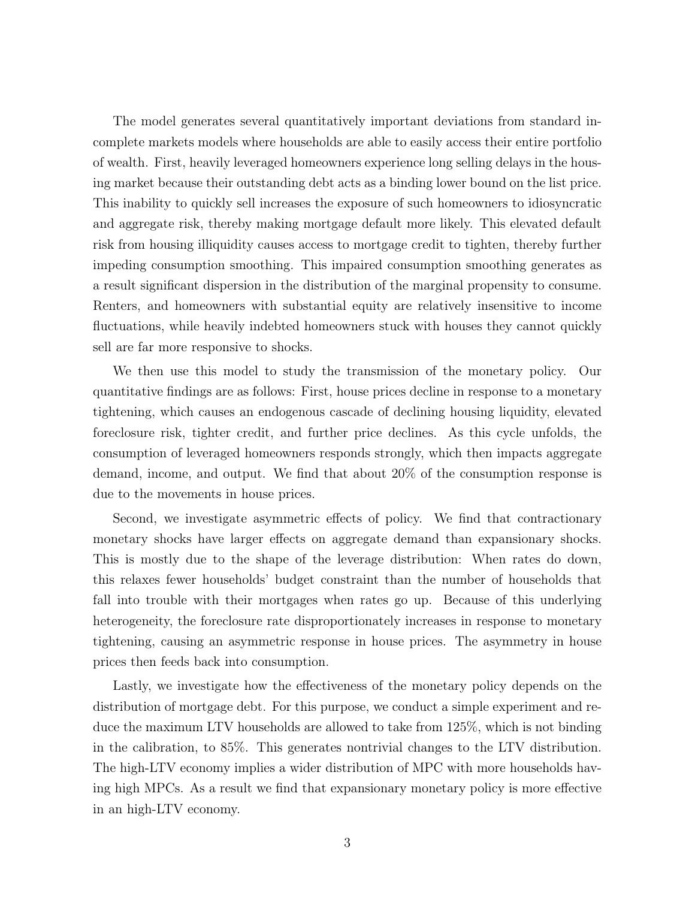The model generates several quantitatively important deviations from standard incomplete markets models where households are able to easily access their entire portfolio of wealth. First, heavily leveraged homeowners experience long selling delays in the housing market because their outstanding debt acts as a binding lower bound on the list price. This inability to quickly sell increases the exposure of such homeowners to idiosyncratic and aggregate risk, thereby making mortgage default more likely. This elevated default risk from housing illiquidity causes access to mortgage credit to tighten, thereby further impeding consumption smoothing. This impaired consumption smoothing generates as a result significant dispersion in the distribution of the marginal propensity to consume. Renters, and homeowners with substantial equity are relatively insensitive to income fluctuations, while heavily indebted homeowners stuck with houses they cannot quickly sell are far more responsive to shocks.

We then use this model to study the transmission of the monetary policy. Our quantitative findings are as follows: First, house prices decline in response to a monetary tightening, which causes an endogenous cascade of declining housing liquidity, elevated foreclosure risk, tighter credit, and further price declines. As this cycle unfolds, the consumption of leveraged homeowners responds strongly, which then impacts aggregate demand, income, and output. We find that about 20% of the consumption response is due to the movements in house prices.

Second, we investigate asymmetric effects of policy. We find that contractionary monetary shocks have larger effects on aggregate demand than expansionary shocks. This is mostly due to the shape of the leverage distribution: When rates do down, this relaxes fewer households' budget constraint than the number of households that fall into trouble with their mortgages when rates go up. Because of this underlying heterogeneity, the foreclosure rate disproportionately increases in response to monetary tightening, causing an asymmetric response in house prices. The asymmetry in house prices then feeds back into consumption.

Lastly, we investigate how the effectiveness of the monetary policy depends on the distribution of mortgage debt. For this purpose, we conduct a simple experiment and reduce the maximum LTV households are allowed to take from 125%, which is not binding in the calibration, to 85%. This generates nontrivial changes to the LTV distribution. The high-LTV economy implies a wider distribution of MPC with more households having high MPCs. As a result we find that expansionary monetary policy is more effective in an high-LTV economy.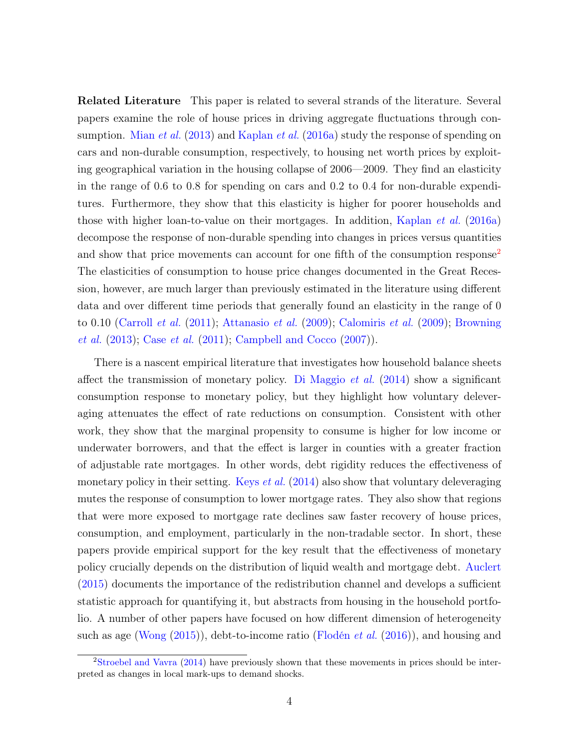**Related Literature** This paper is related to several strands of the literature. Several papers examine the role of house prices in driving aggregate fluctuations through consumption. Mian *et al.* (2013) and Kaplan *et al.* (2016a) study the response of spending on cars and non-durable consumption, respectively, to housing net worth prices by exploiting geographical variation in the housing collapse of 2006—2009. They find an elasticity in the range of 0.6 to 0.8 for spending on cars and 0.2 to 0.4 for non-durable expenditures. Furthermore, they show that this elasticity is higher for poorer households and those with higher loan-to-value on their mortgages. In addition, Kaplan *et al.* (2016a) decompose the response of non-durable spending into changes in prices versus quantities and show that price movements can account for one fifth of the consumption response[2] The elasticities of consumption to house price changes documented in the Great Recession, however, are much larger than previously estimated in the literature using different data and over different time periods that generally found an elasticity in the range of 0 to 0.10 (Carroll *et al.* (2011); Attanasio *et al.* (2009); Calomiris *et al.* (2009); Browning *et al.* (2013); Case *et al.* (2011); Campbell and Cocco (2007)).

There is a nascent empirical literature that investigates how household balance sheets affect the transmission of monetary policy. Di Maggio *et al.* (2014) show a significant consumption response to monetary policy, but they highlight how voluntary deleveraging attenuates the effect of rate reductions on consumption. Consistent with other work, they show that the marginal propensity to consume is higher for low income or underwater borrowers, and that the effect is larger in counties with a greater fraction of adjustable rate mortgages. In other words, debt rigidity reduces the effectiveness of monetary policy in their setting. Keys *et al.* (2014) also show that voluntary deleveraging mutes the response of consumption to lower mortgage rates. They also show that regions that were more exposed to mortgage rate declines saw faster recovery of house prices, consumption, and employment, particularly in the non-tradable sector. In short, these papers provide empirical support for the key result that the effectiveness of monetary policy crucially depends on the distribution of liquid wealth and mortgage debt. Auclert (2015) documents the importance of the redistribution channel and develops a sufficient statistic approach for quantifying it, but abstracts from housing in the household portfolio. A number of other papers have focused on how different dimension of heterogeneity such as age (Wong (2015)), debt-to-income ratio (Flodén *et al.* (2016)), and housing and

[2] Stroebel and Vavra (2014) have previously shown that these movements in prices should be interpreted as changes in local mark-ups to demand shocks.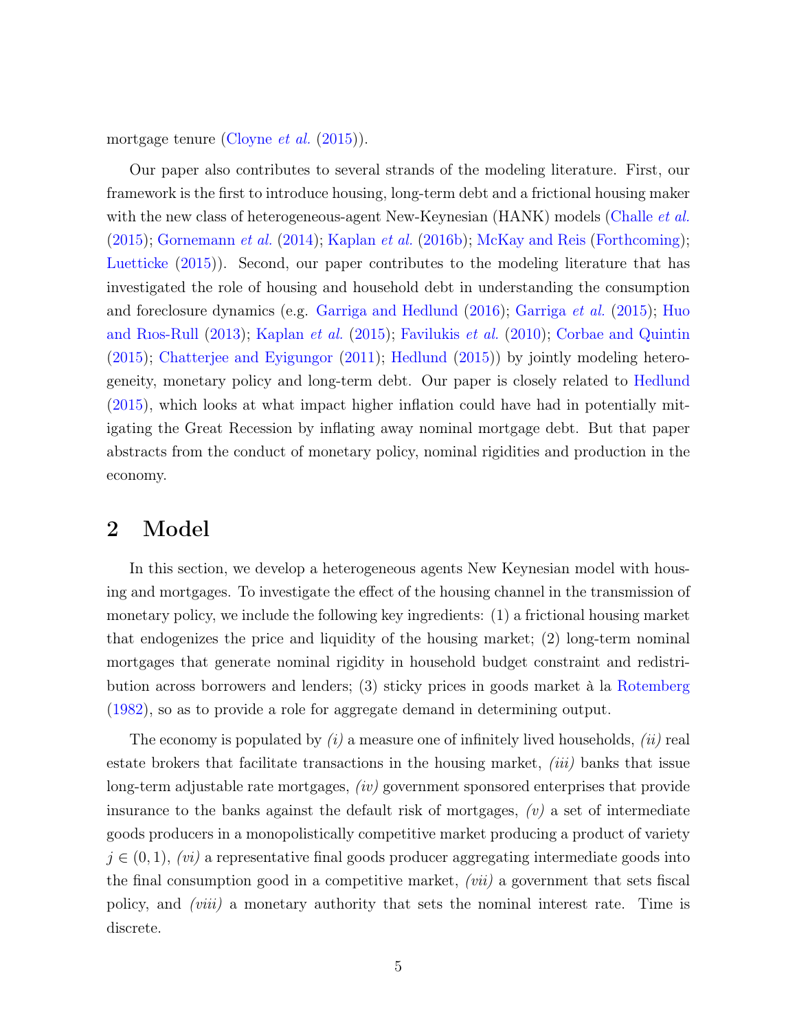mortgage tenure (Cloyne *et al.* (2015)).

Our paper also contributes to several strands of the modeling literature. First, our framework is the first to introduce housing, long-term debt and a frictional housing maker with the new class of heterogeneous-agent New-Keynesian (HANK) models (Challe *et al.* (2015); Gornemann *et al.* (2014); Kaplan *et al.* (2016b); McKay and Reis (Forthcoming); Luetticke (2015)). Second, our paper contributes to the modeling literature that has investigated the role of housing and household debt in understanding the consumption and foreclosure dynamics (e.g. Garriga and Hedlund (2016); Garriga *et al.* (2015); Huo and Rıos-Rull (2013); Kaplan *et al.* (2015); Favilukis *et al.* (2010); Corbae and Quintin (2015); Chatterjee and Eyigungor (2011); Hedlund (2015)) by jointly modeling heterogeneity, monetary policy and long-term debt. Our paper is closely related to Hedlund (2015), which looks at what impact higher inflation could have had in potentially mitigating the Great Recession by inflating away nominal mortgage debt. But that paper abstracts from the conduct of monetary policy, nominal rigidities and production in the economy.

# 2 Model

In this section, we develop a heterogeneous agents New Keynesian model with housing and mortgages. To investigate the effect of the housing channel in the transmission of monetary policy, we include the following key ingredients: (1) a frictional housing market that endogenizes the price and liquidity of the housing market; (2) long-term nominal mortgages that generate nominal rigidity in household budget constraint and redistribution across borrowers and lenders; (3) sticky prices in goods market à la Rotemberg (1982), so as to provide a role for aggregate demand in determining output.

The economy is populated by *(i)* a measure one of infinitely lived households, *(ii)* real estate brokers that facilitate transactions in the housing market, *(iii)* banks that issue long-term adjustable rate mortgages, *(iv)* government sponsored enterprises that provide insurance to the banks against the default risk of mortgages, *(v)* a set of intermediate goods producers in a monopolistically competitive market producing a product of variety $j \in (0, 1)$, *(vi)* a representative final goods producer aggregating intermediate goods into the final consumption good in a competitive market, *(vii)* a government that sets fiscal policy, and *(viii)* a monetary authority that sets the nominal interest rate. Time is discrete.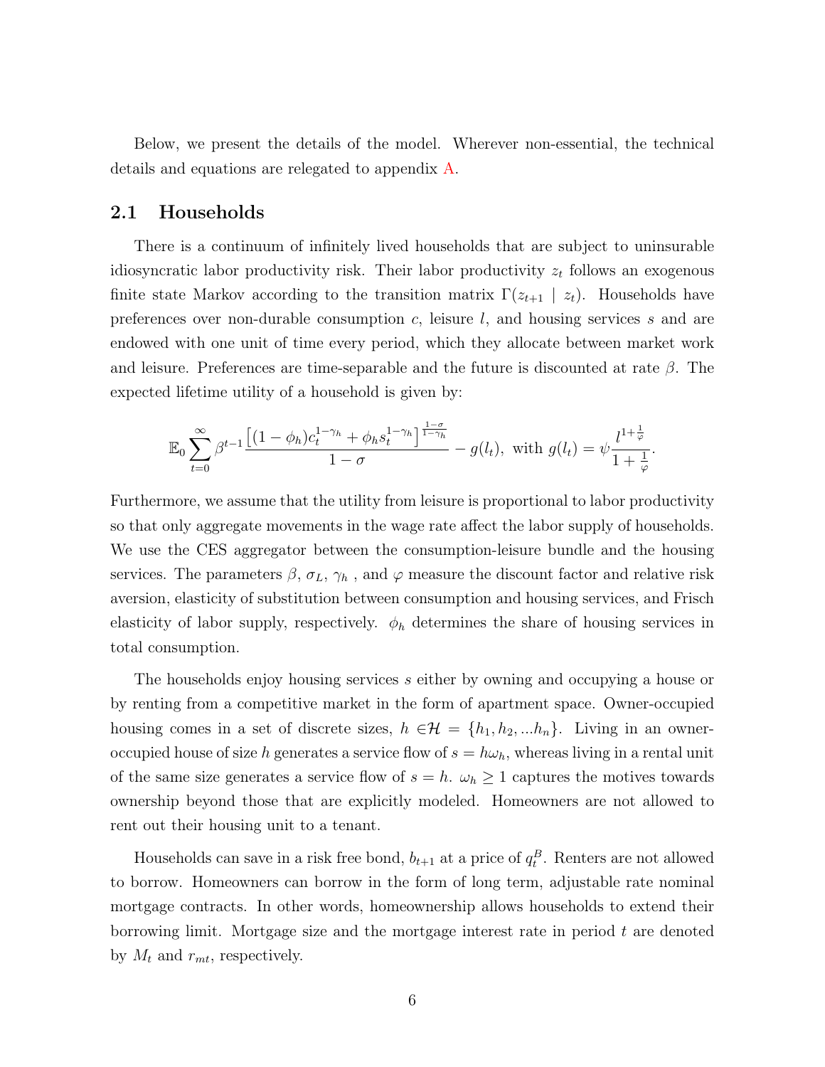Below, we present the details of the model. Wherever non-essential, the technical details and equations are relegated to appendix A.

## 2.1 Households

There is a continuum of infinitely lived households that are subject to uninsurable idiosyncratic labor productivity risk. Their labor productivity $z_t$ follows an exogenous finite state Markov according to the transition matrix $\Gamma(z_{t+1} \mid z_t)$. Households have preferences over non-durable consumption $c$, leisure $l$, and housing services $s$ and are endowed with one unit of time every period, which they allocate between market work and leisure. Preferences are time-separable and the future is discounted at rate $\beta$. The expected lifetime utility of a household is given by:

$$\mathbb{E}_0 \sum_{t=0}^{\infty} \beta^{t-1} \frac{\left[(1-\phi_h)c_t^{1-\gamma_h} + \phi_h s_t^{1-\gamma_h}\right]^{\frac{1-\sigma}{1-\gamma_h}}}{1-\sigma} - g(l_t), \text{ with } g(l_t) = \psi \frac{l^{1+\frac{1}{\varphi}}}{1+\frac{1}{\varphi}}.$$

Furthermore, we assume that the utility from leisure is proportional to labor productivity so that only aggregate movements in the wage rate affect the labor supply of households. We use the CES aggregator between the consumption-leisure bundle and the housing services. The parameters $\beta$, $\sigma_L$, $\gamma_h$ , and $\varphi$ measure the discount factor and relative risk aversion, elasticity of substitution between consumption and housing services, and Frisch elasticity of labor supply, respectively. $\phi_h$ determines the share of housing services in total consumption.

The households enjoy housing services $s$ either by owning and occupying a house or by renting from a competitive market in the form of apartment space. Owner-occupied housing comes in a set of discrete sizes, $h \in \mathcal{H} = \{h_1, h_2, ...h_n\}$. Living in an owner-occupied house of size $h$ generates a service flow of $s = h\omega_h$, whereas living in a rental unit of the same size generates a service flow of $s = h$. $\omega_h \geq 1$ captures the motives towards ownership beyond those that are explicitly modeled. Homeowners are not allowed to rent out their housing unit to a tenant.

Households can save in a risk free bond, $b_{t+1}$ at a price of $q_t^B$. Renters are not allowed to borrow. Homeowners can borrow in the form of long term, adjustable rate nominal mortgage contracts. In other words, homeownership allows households to extend their borrowing limit. Mortgage size and the mortgage interest rate in period $t$ are denoted by $M_t$ and $r_{mt}$, respectively.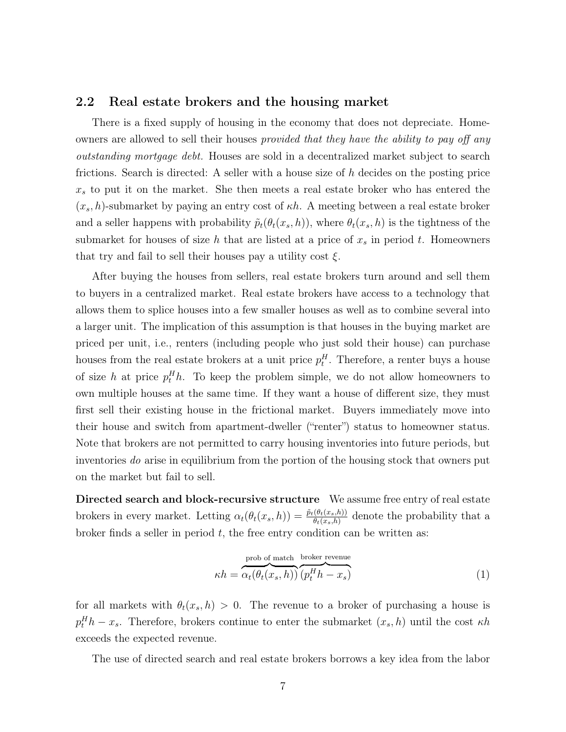## 2.2 Real estate brokers and the housing market

There is a fixed supply of housing in the economy that does not depreciate. Homeowners are allowed to sell their houses *provided that they have the ability to pay off any outstanding mortgage debt.* Houses are sold in a decentralized market subject to search frictions. Search is directed: A seller with a house size of $h$ decides on the posting price $x_s$ to put it on the market. She then meets a real estate broker who has entered the $(x_s, h)$-submarket by paying an entry cost of $\kappa h$. A meeting between a real estate broker and a seller happens with probability $\tilde{p}_t(\theta_t(x_s, h))$, where $\theta_t(x_s, h)$ is the tightness of the submarket for houses of size $h$ that are listed at a price of $x_s$ in period $t$. Homeowners that try and fail to sell their houses pay a utility cost $\xi$.

After buying the houses from sellers, real estate brokers turn around and sell them to buyers in a centralized market. Real estate brokers have access to a technology that allows them to splice houses into a few smaller houses as well as to combine several into a larger unit. The implication of this assumption is that houses in the buying market are priced per unit, i.e., renters (including people who just sold their house) can purchase houses from the real estate brokers at a unit price $p_t^H$. Therefore, a renter buys a house of size $h$ at price $p_t^H h$. To keep the problem simple, we do not allow homeowners to own multiple houses at the same time. If they want a house of different size, they must first sell their existing house in the frictional market. Buyers immediately move into their house and switch from apartment-dweller ("renter") status to homeowner status. Note that brokers are not permitted to carry housing inventories into future periods, but inventories *do* arise in equilibrium from the portion of the housing stock that owners put on the market but fail to sell.

**Directed search and block-recursive structure** We assume free entry of real estate brokers in every market. Letting $\alpha_t(\theta_t(x_s, h)) = \frac{\tilde{p}_t(\theta_t(x_s,h))}{\theta_t(x_s,h)}$ denote the probability that a broker finds a seller in period $t$, the free entry condition can be written as:

$$\kappa h = \overbrace{\alpha_t(\theta_t(x_s, h))}^{\text{prob of match}} \overbrace{(p_t^H h - x_s)}^{\text{broker revenue}} \tag{1}$$

for all markets with $\theta_t(x_s, h) > 0$. The revenue to a broker of purchasing a house is $p_t^H h - x_s$. Therefore, brokers continue to enter the submarket $(x_s, h)$ until the cost $\kappa h$ exceeds the expected revenue.

The use of directed search and real estate brokers borrows a key idea from the labor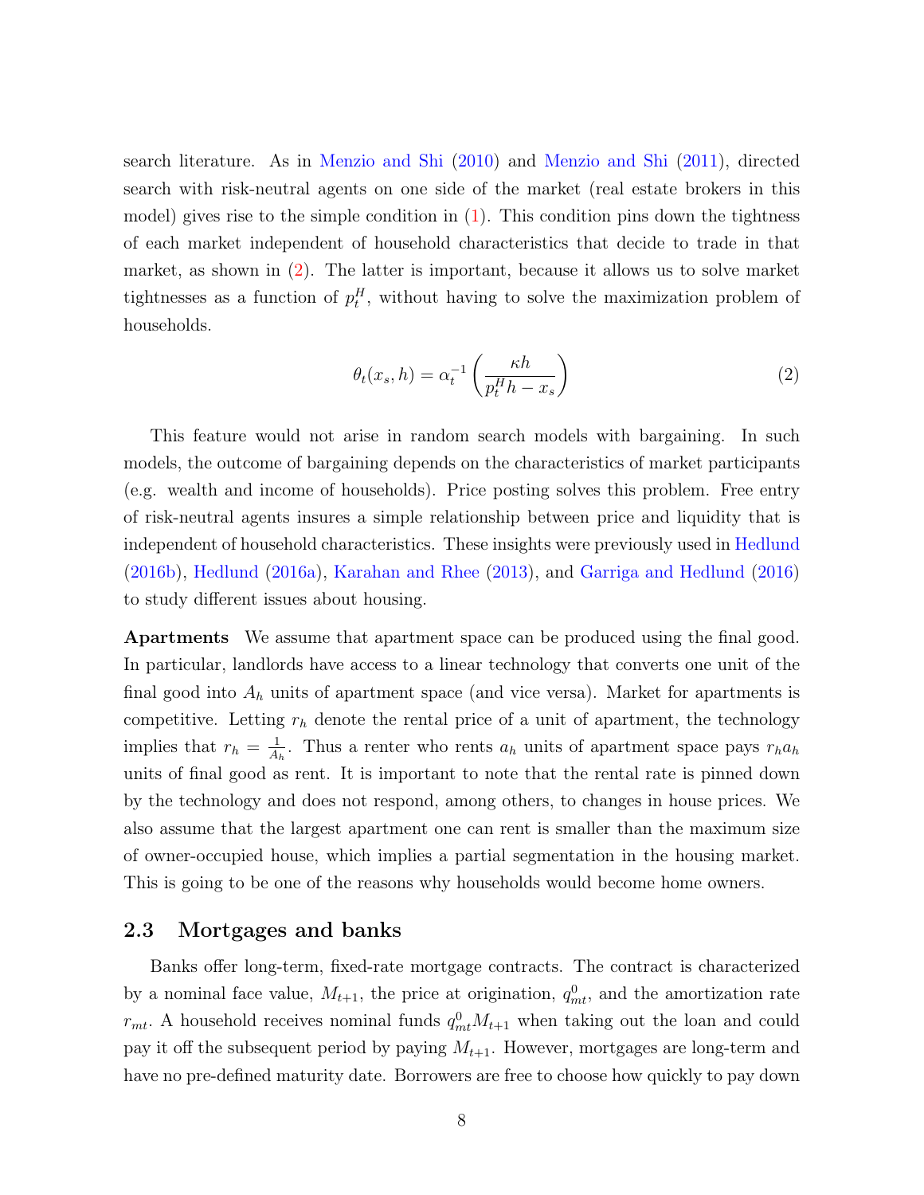search literature. As in Menzio and Shi (2010) and Menzio and Shi (2011), directed search with risk-neutral agents on one side of the market (real estate brokers in this model) gives rise to the simple condition in (1). This condition pins down the tightness of each market independent of household characteristics that decide to trade in that market, as shown in (2). The latter is important, because it allows us to solve market tightnesses as a function of $p_t^H$, without having to solve the maximization problem of households.

$$\theta_t(x_s, h) = \alpha_t^{-1}\left(\frac{\kappa h}{p_t^H h - x_s}\right) \tag{2}$$

This feature would not arise in random search models with bargaining. In such models, the outcome of bargaining depends on the characteristics of market participants (e.g. wealth and income of households). Price posting solves this problem. Free entry of risk-neutral agents insures a simple relationship between price and liquidity that is independent of household characteristics. These insights were previously used in Hedlund (2016b), Hedlund (2016a), Karahan and Rhee (2013), and Garriga and Hedlund (2016) to study different issues about housing.

**Apartments** We assume that apartment space can be produced using the final good. In particular, landlords have access to a linear technology that converts one unit of the final good into $A_h$ units of apartment space (and vice versa). Market for apartments is competitive. Letting $r_h$ denote the rental price of a unit of apartment, the technology implies that $r_h = \frac{1}{A_h}$. Thus a renter who rents $a_h$ units of apartment space pays $r_h a_h$ units of final good as rent. It is important to note that the rental rate is pinned down by the technology and does not respond, among others, to changes in house prices. We also assume that the largest apartment one can rent is smaller than the maximum size of owner-occupied house, which implies a partial segmentation in the housing market. This is going to be one of the reasons why households would become home owners.

## 2.3 Mortgages and banks

Banks offer long-term, fixed-rate mortgage contracts. The contract is characterized by a nominal face value, $M_{t+1}$, the price at origination, $q_{mt}^0$, and the amortization rate $r_{mt}$. A household receives nominal funds $q_{mt}^0 M_{t+1}$ when taking out the loan and could pay it off the subsequent period by paying $M_{t+1}$. However, mortgages are long-term and have no pre-defined maturity date. Borrowers are free to choose how quickly to pay down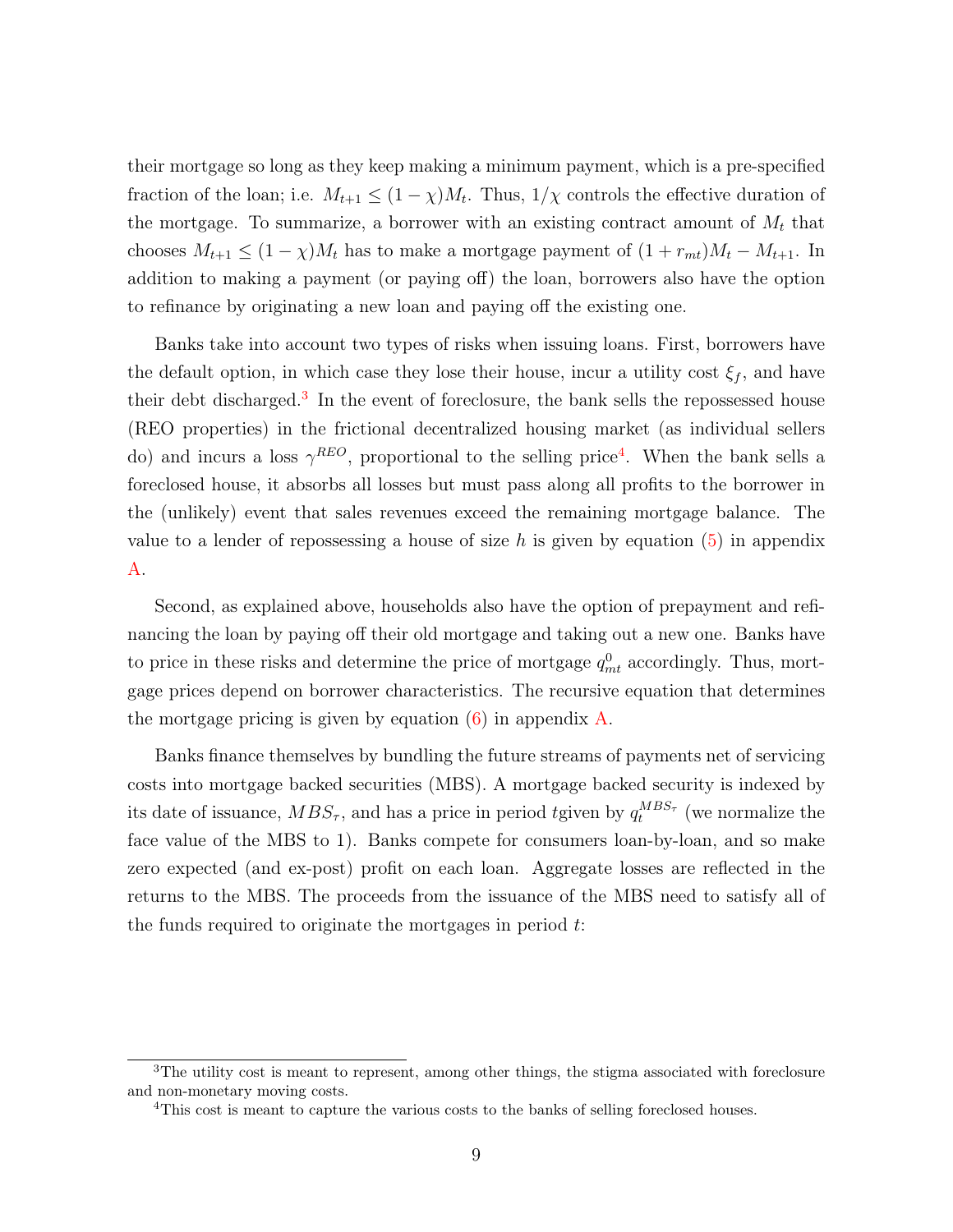their mortgage so long as they keep making a minimum payment, which is a pre-specified fraction of the loan; i.e. $M_{t+1} \leq (1-\chi)M_t$. Thus, $1/\chi$ controls the effective duration of the mortgage. To summarize, a borrower with an existing contract amount of $M_t$ that chooses $M_{t+1} \leq (1-\chi)M_t$ has to make a mortgage payment of $(1 + r_{mt})M_t - M_{t+1}$. In addition to making a payment (or paying off) the loan, borrowers also have the option to refinance by originating a new loan and paying off the existing one.

Banks take into account two types of risks when issuing loans. First, borrowers have the default option, in which case they lose their house, incur a utility cost $\xi_f$, and have their debt discharged.[3] In the event of foreclosure, the bank sells the repossessed house (REO properties) in the frictional decentralized housing market (as individual sellers do) and incurs a loss $\gamma^{REO}$, proportional to the selling price[4]. When the bank sells a foreclosed house, it absorbs all losses but must pass along all profits to the borrower in the (unlikely) event that sales revenues exceed the remaining mortgage balance. The value to a lender of repossessing a house of size $h$ is given by equation (5) in appendix A.

Second, as explained above, households also have the option of prepayment and refinancing the loan by paying off their old mortgage and taking out a new one. Banks have to price in these risks and determine the price of mortgage $q^0_{mt}$ accordingly. Thus, mortgage prices depend on borrower characteristics. The recursive equation that determines the mortgage pricing is given by equation (6) in appendix A.

Banks finance themselves by bundling the future streams of payments net of servicing costs into mortgage backed securities (MBS). A mortgage backed security is indexed by its date of issuance, $MBS_\tau$, and has a price in period $t$given by $q_t^{MBS_\tau}$ (we normalize the face value of the MBS to 1). Banks compete for consumers loan-by-loan, and so make zero expected (and ex-post) profit on each loan. Aggregate losses are reflected in the returns to the MBS. The proceeds from the issuance of the MBS need to satisfy all of the funds required to originate the mortgages in period $t$:

[3] The utility cost is meant to represent, among other things, the stigma associated with foreclosure and non-monetary moving costs.

[4] This cost is meant to capture the various costs to the banks of selling foreclosed houses.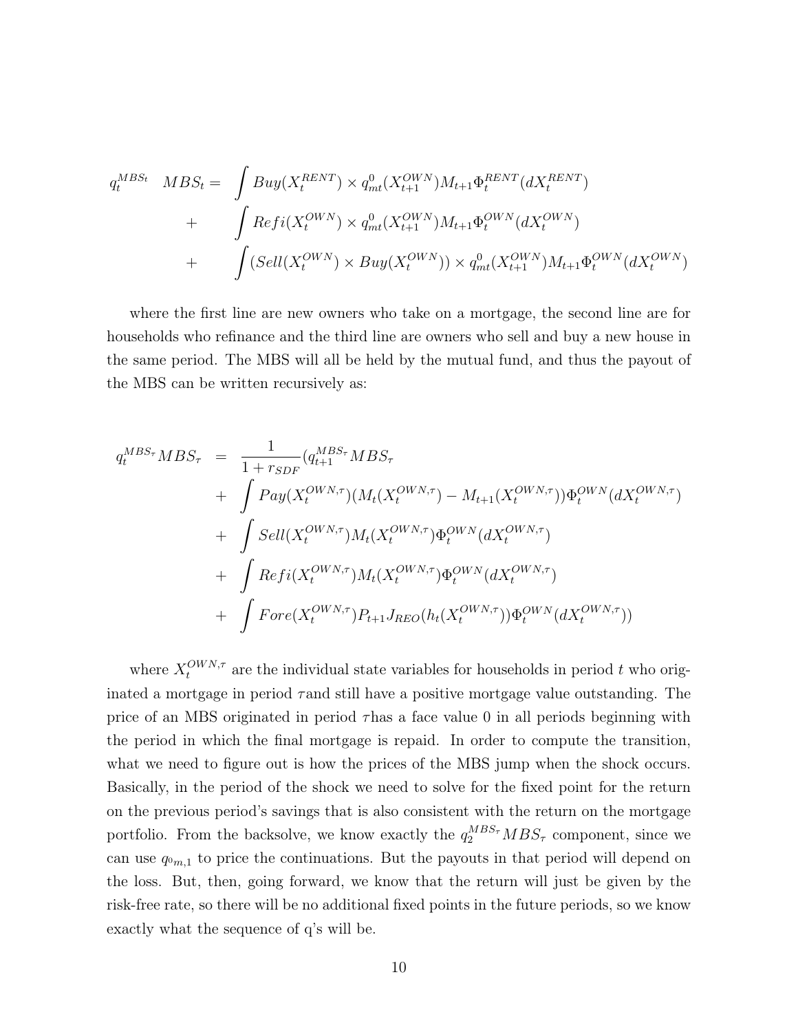$$
\begin{aligned}
q_t^{MBS_t} \quad MBS_t = \quad & \int Buy(X_t^{RENT}) \times q_{mt}^0(X_{t+1}^{OWN}) M_{t+1} \Phi_t^{RENT}(dX_t^{RENT}) \\
+ \quad & \int Refi(X_t^{OWN}) \times q_{mt}^0(X_{t+1}^{OWN}) M_{t+1} \Phi_t^{OWN}(dX_t^{OWN}) \\
+ \quad & \int (Sell(X_t^{OWN}) \times Buy(X_t^{OWN})) \times q_{mt}^0(X_{t+1}^{OWN}) M_{t+1} \Phi_t^{OWN}(dX_t^{OWN})
\end{aligned}
$$

where the first line are new owners who take on a mortgage, the second line are for households who refinance and the third line are owners who sell and buy a new house in the same period. The MBS will all be held by the mutual fund, and thus the payout of the MBS can be written recursively as:

$$
\begin{aligned}
q_t^{MBS_\tau} MBS_\tau \quad = \quad & \frac{1}{1 + r_{SDF}} (q_{t+1}^{MBS_\tau} MBS_\tau \\
& + \int Pay(X_t^{OWN,\tau})(M_t(X_t^{OWN,\tau}) - M_{t+1}(X_t^{OWN,\tau})) \Phi_t^{OWN}(dX_t^{OWN,\tau}) \\
& + \int Sell(X_t^{OWN,\tau}) M_t(X_t^{OWN,\tau}) \Phi_t^{OWN}(dX_t^{OWN,\tau}) \\
& + \int Refi(X_t^{OWN,\tau}) M_t(X_t^{OWN,\tau}) \Phi_t^{OWN}(dX_t^{OWN,\tau}) \\
& + \int Fore(X_t^{OWN,\tau}) P_{t+1} J_{REO}(h_t(X_t^{OWN,\tau})) \Phi_t^{OWN}(dX_t^{OWN,\tau}))
\end{aligned}
$$

where $X_t^{OWN,\tau}$ are the individual state variables for households in period $t$ who originated a mortgage in period $\tau$and still have a positive mortgage value outstanding. The price of an MBS originated in period $\tau$has a face value 0 in all periods beginning with the period in which the final mortgage is repaid. In order to compute the transition, what we need to figure out is how the prices of the MBS jump when the shock occurs. Basically, in the period of the shock we need to solve for the fixed point for the return on the previous period's savings that is also consistent with the return on the mortgage portfolio. From the backsolve, we know exactly the $q_2^{MBS_\tau} MBS_\tau$ component, since we can use $q_{0_{m,1}}$ to price the continuations. But the payouts in that period will depend on the loss. But, then, going forward, we know that the return will just be given by the risk-free rate, so there will be no additional fixed points in the future periods, so we know exactly what the sequence of q's will be.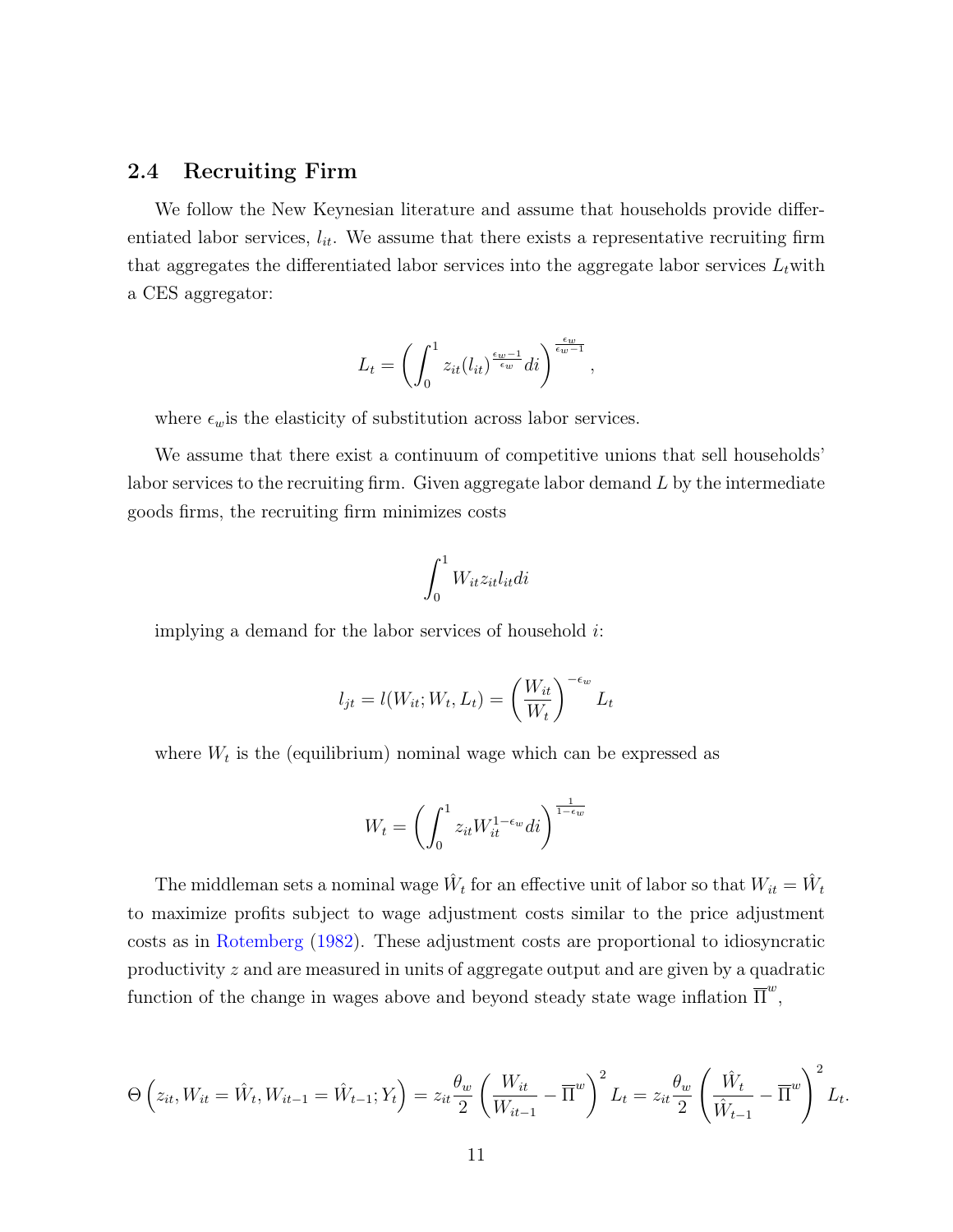## 2.4 Recruiting Firm

We follow the New Keynesian literature and assume that households provide differentiated labor services, $l_{it}$. We assume that there exists a representative recruiting firm that aggregates the differentiated labor services into the aggregate labor services $L_t$with a CES aggregator:

$$L_t = \left( \int_0^1 z_{it} (l_{it})^{\frac{\epsilon_w - 1}{\epsilon_w}} di \right)^{\frac{\epsilon_w}{\epsilon_w - 1}},$$

where $\epsilon_w$is the elasticity of substitution across labor services.

We assume that there exist a continuum of competitive unions that sell households' labor services to the recruiting firm. Given aggregate labor demand $L$ by the intermediate goods firms, the recruiting firm minimizes costs

$$\int_0^1 W_{it} z_{it} l_{it} di$$

implying a demand for the labor services of household $i$:

$$l_{jt} = l(W_{it}; W_t, L_t) = \left( \frac{W_{it}}{W_t} \right)^{-\epsilon_w} L_t$$

where $W_t$ is the (equilibrium) nominal wage which can be expressed as

$$W_t = \left( \int_0^1 z_{it} W_{it}^{1-\epsilon_w} di \right)^{\frac{1}{1-\epsilon_w}}$$

The middleman sets a nominal wage $\hat{W}_t$ for an effective unit of labor so that $W_{it} = \hat{W}_t$ to maximize profits subject to wage adjustment costs similar to the price adjustment costs as in Rotemberg (1982). These adjustment costs are proportional to idiosyncratic productivity $z$ and are measured in units of aggregate output and are given by a quadratic function of the change in wages above and beyond steady state wage inflation $\overline{\Pi}^w$,

$$\Theta\left(z_{it}, W_{it} = \hat{W}_t, W_{it-1} = \hat{W}_{t-1}; Y_t\right) = z_{it} \frac{\theta_w}{2} \left( \frac{W_{it}}{W_{it-1}} - \overline{\Pi}^w \right)^2 L_t = z_{it} \frac{\theta_w}{2} \left( \frac{\hat{W}_t}{\hat{W}_{t-1}} - \overline{\Pi}^w \right)^2 L_t.$$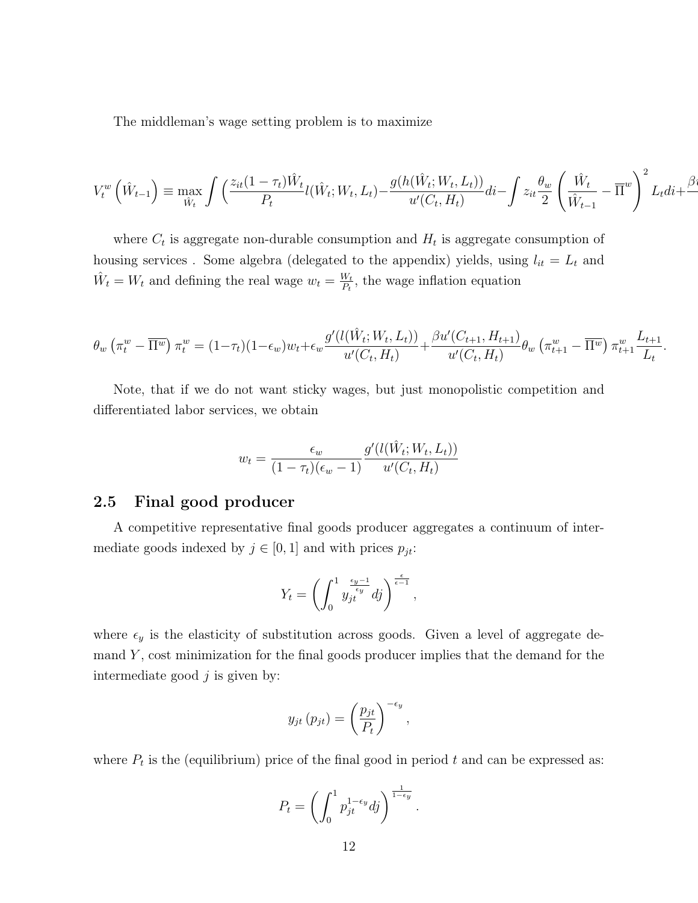The middleman's wage setting problem is to maximize

$$V_t^w\left(\hat{W}_{t-1}\right) \equiv \max_{\hat{W}_t} \int \left(\frac{z_{it}(1-\tau_t)\hat{W}_t}{P_t} l(\hat{W}_t; W_t, L_t) - \frac{g(h(\hat{W}_t; W_t, L_t))}{u'(C_t, H_t)} di - \int z_{it} \frac{\theta_w}{2} \left(\frac{\hat{W}_t}{\hat{W}_{t-1}} - \overline{\Pi}^w\right)^2 L_t di + \beta$$

where $C_t$ is aggregate non-durable consumption and $H_t$ is aggregate consumption of housing services . Some algebra (delegated to the appendix) yields, using $l_{it} = L_t$ and $\hat{W}_t = W_t$ and defining the real wage $w_t = \frac{W_t}{P_t}$, the wage inflation equation

$$\theta_w \left(\pi_t^w - \overline{\Pi^w}\right) \pi_t^w = (1-\tau_t)(1-\epsilon_w) w_t + \epsilon_w \frac{g'(l(\hat{W}_t; W_t, L_t))}{u'(C_t, H_t)} + \frac{\beta u'(C_{t+1}, H_{t+1})}{u'(C_t, H_t)} \theta_w \left(\pi_{t+1}^w - \overline{\Pi^w}\right) \pi_{t+1}^w \frac{L_{t+1}}{L_t}.$$

Note, that if we do not want sticky wages, but just monopolistic competition and differentiated labor services, we obtain

$$w_t = \frac{\epsilon_w}{(1-\tau_t)(\epsilon_w - 1)} \frac{g'(l(\hat{W}_t; W_t, L_t))}{u'(C_t, H_t)}$$

## 2.5 Final good producer

A competitive representative final goods producer aggregates a continuum of intermediate goods indexed by $j \in [0, 1]$ and with prices $p_{jt}$:

$$Y_t = \left(\int_0^1 y_{jt}^{\frac{\epsilon_y - 1}{\epsilon_y}} dj\right)^{\frac{\epsilon}{\epsilon - 1}},$$

where $\epsilon_y$ is the elasticity of substitution across goods. Given a level of aggregate demand $Y$, cost minimization for the final goods producer implies that the demand for the intermediate good $j$ is given by:

$$y_{jt}\left(p_{jt}\right) = \left(\frac{p_{jt}}{P_t}\right)^{-\epsilon_y},$$

where $P_t$ is the (equilibrium) price of the final good in period $t$ and can be expressed as:

$$P_t = \left(\int_0^1 p_{jt}^{1-\epsilon_y} dj\right)^{\frac{1}{1-\epsilon_y}}.$$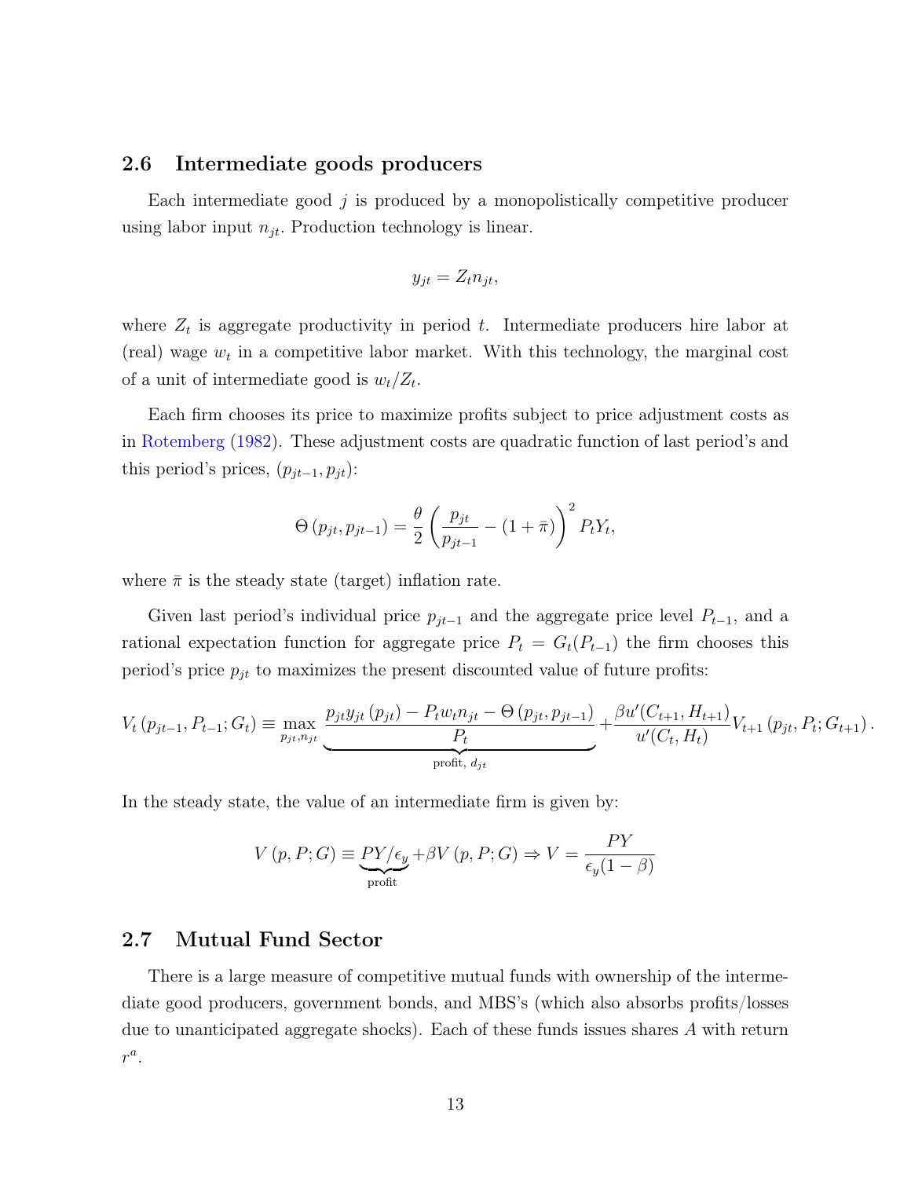## 2.6 Intermediate goods producers

Each intermediate good $j$ is produced by a monopolistically competitive producer using labor input $n_{jt}$. Production technology is linear.

$$y_{jt} = Z_t n_{jt},$$

where $Z_t$ is aggregate productivity in period $t$. Intermediate producers hire labor at (real) wage $w_t$ in a competitive labor market. With this technology, the marginal cost of a unit of intermediate good is $w_t/Z_t$.

Each firm chooses its price to maximize profits subject to price adjustment costs as in Rotemberg (1982). These adjustment costs are quadratic function of last period's and this period's prices, $(p_{jt-1}, p_{jt})$:

$$\Theta\left(p_{jt}, p_{jt-1}\right) = \frac{\theta}{2}\left(\frac{p_{jt}}{p_{jt-1}} - (1+\bar{\pi})\right)^2 P_t Y_t,$$

where $\bar{\pi}$ is the steady state (target) inflation rate.

Given last period's individual price $p_{jt-1}$ and the aggregate price level $P_{t-1}$, and a rational expectation function for aggregate price $P_t = G_t(P_{t-1})$ the firm chooses this period's price $p_{jt}$ to maximizes the present discounted value of future profits:

$$V_t\left(p_{jt-1}, P_{t-1}; G_t\right) \equiv \max_{p_{jt}, n_{jt}} \underbrace{\frac{p_{jt} y_{jt}\left(p_{jt}\right) - P_t w_t n_{jt} - \Theta\left(p_{jt}, p_{jt-1}\right)}{P_t}}_{\text{profit, } d_{jt}} + \frac{\beta u'(C_{t+1}, H_{t+1})}{u'(C_t, H_t)} V_{t+1}\left(p_{jt}, P_t; G_{t+1}\right).$$

In the steady state, the value of an intermediate firm is given by:

$$V\left(p, P; G\right) \equiv \underbrace{PY/\epsilon_y}_{\text{profit}} + \beta V\left(p, P; G\right) \Rightarrow V = \frac{PY}{\epsilon_y(1-\beta)}$$

## 2.7 Mutual Fund Sector

There is a large measure of competitive mutual funds with ownership of the intermediate good producers, government bonds, and MBS's (which also absorbs profits/losses due to unanticipated aggregate shocks). Each of these funds issues shares $A$ with return $r^a$.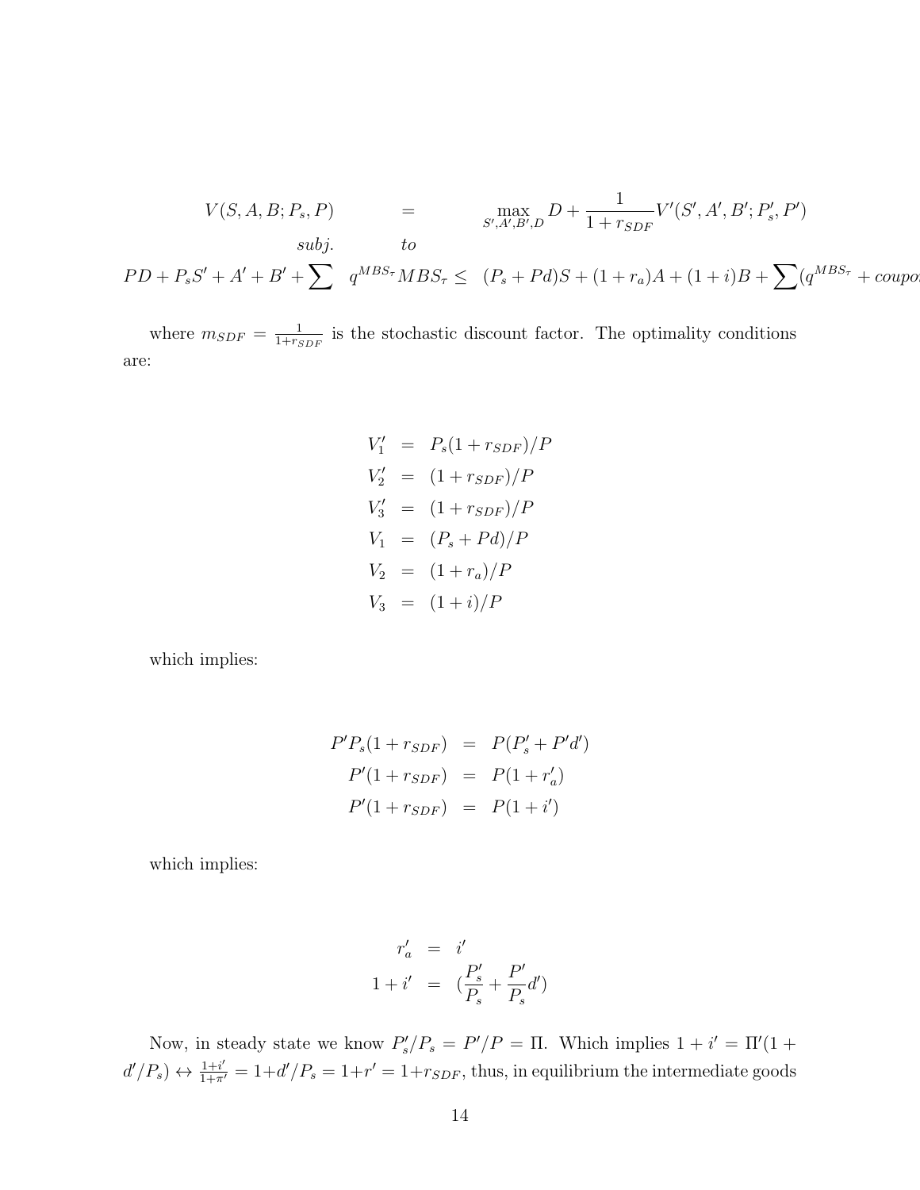$$
\begin{array}{rcl}
V(S,A,B;P_s,P) & = & \max_{S',A',B',D} D + \frac{1}{1+r_{SDF}} V'(S',A',B';P_s',P') \\
subj. & to &
\end{array}
$$

$$
PD + P_s S' + A' + B' + \sum \quad q^{MBS_\tau} MBS_\tau \leq \quad (P_s + Pd)S + (1+r_a)A + (1+i)B + \sum (q^{MBS_\tau} + coupo
$$

where $m_{SDF} = \frac{1}{1+r_{SDF}}$ is the stochastic discount factor. The optimality conditions are:

$$
\begin{array}{rcl}
V_1' & = & P_s(1+r_{SDF})/P \\
V_2' & = & (1+r_{SDF})/P \\
V_3' & = & (1+r_{SDF})/P \\
V_1 & = & (P_s + Pd)/P \\
V_2 & = & (1+r_a)/P \\
V_3 & = & (1+i)/P
\end{array}
$$

which implies:

$$
\begin{array}{rcl}
P' P_s (1+r_{SDF}) & = & P(P_s' + P'd') \\
P'(1+r_{SDF}) & = & P(1+r_a') \\
P'(1+r_{SDF}) & = & P(1+i')
\end{array}
$$

which implies:

$$
\begin{array}{rcl}
r_a' & = & i' \\
1+i' & = & (\frac{P_s'}{P_s} + \frac{P'}{P_s} d')
\end{array}
$$

Now, in steady state we know $P_s'/P_s = P'/P = \Pi$. Which implies $1 + i' = \Pi'(1 + d'/P_s) \leftrightarrow \frac{1+i'}{1+\pi'} = 1 + d'/P_s = 1 + r' = 1 + r_{SDF}$, thus, in equilibrium the intermediate goods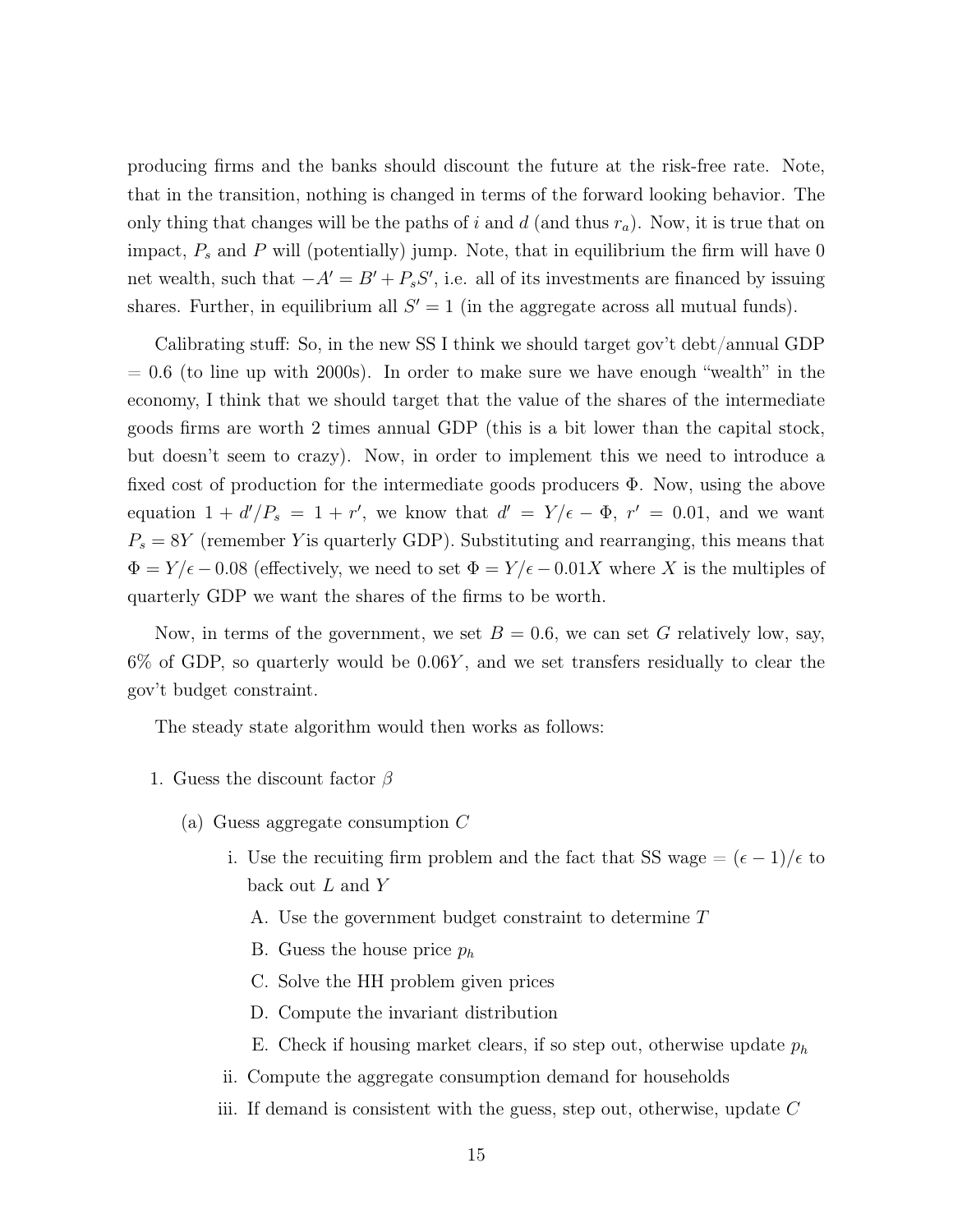producing firms and the banks should discount the future at the risk-free rate. Note, that in the transition, nothing is changed in terms of the forward looking behavior. The only thing that changes will be the paths of $i$ and $d$ (and thus $r_a$). Now, it is true that on impact, $P_s$ and $P$ will (potentially) jump. Note, that in equilibrium the firm will have 0 net wealth, such that $-A' = B' + P_s S'$, i.e. all of its investments are financed by issuing shares. Further, in equilibrium all $S' = 1$ (in the aggregate across all mutual funds).

Calibrating stuff: So, in the new SS I think we should target gov't debt/annual GDP = 0.6 (to line up with 2000s). In order to make sure we have enough "wealth" in the economy, I think that we should target that the value of the shares of the intermediate goods firms are worth 2 times annual GDP (this is a bit lower than the capital stock, but doesn't seem to crazy). Now, in order to implement this we need to introduce a fixed cost of production for the intermediate goods producers $\Phi$. Now, using the above equation $1 + d'/P_s = 1 + r'$, we know that $d' = Y/\epsilon - \Phi$, $r' = 0.01$, and we want $P_s = 8Y$ (remember $Y$ is quarterly GDP). Substituting and rearranging, this means that $\Phi = Y/\epsilon - 0.08$ (effectively, we need to set $\Phi = Y/\epsilon - 0.01X$ where $X$ is the multiples of quarterly GDP we want the shares of the firms to be worth.

Now, in terms of the government, we set $B = 0.6$, we can set $G$ relatively low, say, 6% of GDP, so quarterly would be $0.06Y$, and we set transfers residually to clear the gov't budget constraint.

The steady state algorithm would then works as follows:

1. Guess the discount factor $\beta$
   - (a) Guess aggregate consumption $C$
     - i. Use the recuiting firm problem and the fact that SS wage = $(\epsilon - 1)/\epsilon$ to back out $L$ and $Y$
       - A. Use the government budget constraint to determine $T$
       - B. Guess the house price $p_h$
       - C. Solve the HH problem given prices
       - D. Compute the invariant distribution
       - E. Check if housing market clears, if so step out, otherwise update $p_h$
     - ii. Compute the aggregate consumption demand for households
     - iii. If demand is consistent with the guess, step out, otherwise, update $C$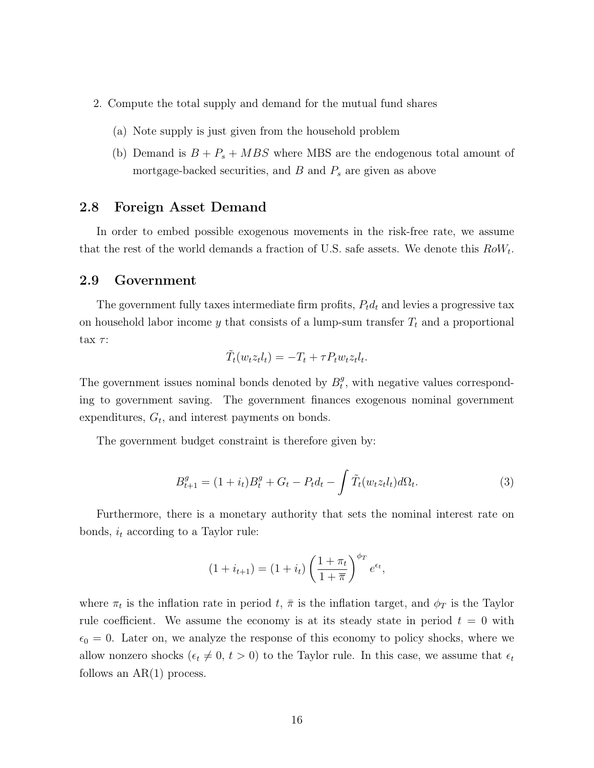2. Compute the total supply and demand for the mutual fund shares
    (a) Note supply is just given from the household problem
    (b) Demand is $B + P_s + MBS$ where MBS are the endogenous total amount of mortgage-backed securities, and $B$ and $P_s$ are given as above

## 2.8 Foreign Asset Demand

In order to embed possible exogenous movements in the risk-free rate, we assume that the rest of the world demands a fraction of U.S. safe assets. We denote this $RoW_t$.

## 2.9 Government

The government fully taxes intermediate firm profits, $P_t d_t$ and levies a progressive tax on household labor income $y$ that consists of a lump-sum transfer $T_t$ and a proportional tax $\tau$:

$$\tilde{T}_t(w_t z_t l_t) = -T_t + \tau P_t w_t z_t l_t.$$

The government issues nominal bonds denoted by $B_t^g$, with negative values corresponding to government saving. The government finances exogenous nominal government expenditures, $G_t$, and interest payments on bonds.

The government budget constraint is therefore given by:

$$B_{t+1}^g = (1 + i_t)B_t^g + G_t - P_t d_t - \int \tilde{T}_t(w_t z_t l_t) d\Omega_t. \tag{3}$$

Furthermore, there is a monetary authority that sets the nominal interest rate on bonds, $i_t$ according to a Taylor rule:

$$(1 + i_{t+1}) = (1 + i_t) \left( \frac{1 + \pi_t}{1 + \bar{\pi}} \right)^{\phi_T} e^{\epsilon_t},$$

where $\pi_t$ is the inflation rate in period $t$, $\bar{\pi}$ is the inflation target, and $\phi_T$ is the Taylor rule coefficient. We assume the economy is at its steady state in period $t = 0$ with $\epsilon_0 = 0$. Later on, we analyze the response of this economy to policy shocks, where we allow nonzero shocks ($\epsilon_t \neq 0$, $t > 0$) to the Taylor rule. In this case, we assume that $\epsilon_t$ follows an AR(1) process.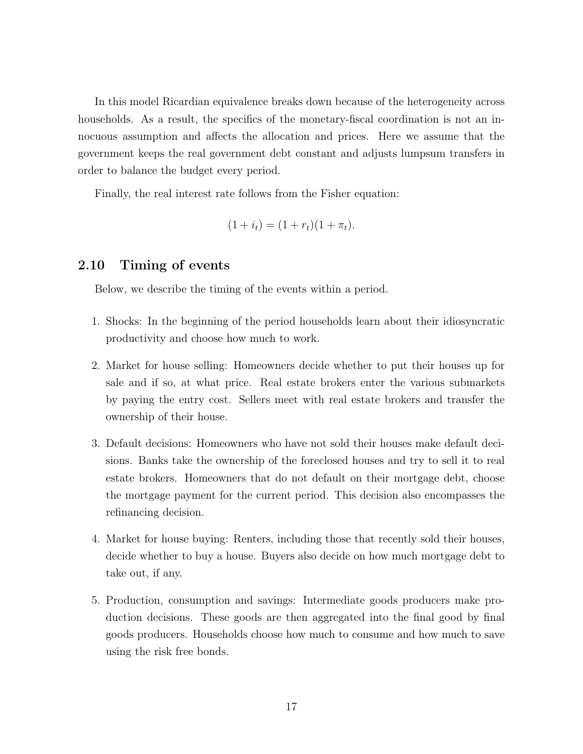In this model Ricardian equivalence breaks down because of the heterogeneity across households. As a result, the specifics of the monetary-fiscal coordination is not an innocuous assumption and affects the allocation and prices. Here we assume that the government keeps the real government debt constant and adjusts lumpsum transfers in order to balance the budget every period.

Finally, the real interest rate follows from the Fisher equation:

$$(1 + i_t) = (1 + r_t)(1 + \pi_t).$$

## 2.10 Timing of events

Below, we describe the timing of the events within a period.

1. Shocks: In the beginning of the period households learn about their idiosyncratic productivity and choose how much to work.

2. Market for house selling: Homeowners decide whether to put their houses up for sale and if so, at what price. Real estate brokers enter the various submarkets by paying the entry cost. Sellers meet with real estate brokers and transfer the ownership of their house.

3. Default decisions: Homeowners who have not sold their houses make default decisions. Banks take the ownership of the foreclosed houses and try to sell it to real estate brokers. Homeowners that do not default on their mortgage debt, choose the mortgage payment for the current period. This decision also encompasses the refinancing decision.

4. Market for house buying: Renters, including those that recently sold their houses, decide whether to buy a house. Buyers also decide on how much mortgage debt to take out, if any.

5. Production, consumption and savings: Intermediate goods producers make production decisions. These goods are then aggregated into the final good by final goods producers. Households choose how much to consume and how much to save using the risk free bonds.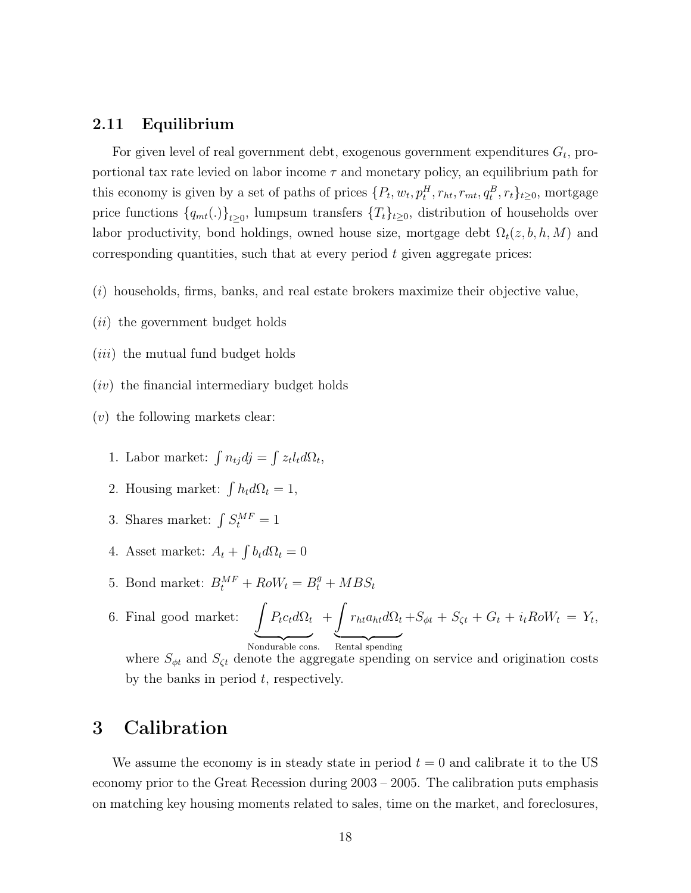### 2.11 Equilibrium

For given level of real government debt, exogenous government expenditures $G_t$, proportional tax rate levied on labor income $\tau$ and monetary policy, an equilibrium path for this economy is given by a set of paths of prices $\{P_t, w_t, p_t^H, r_{ht}, r_{mt}, q_t^B, r_t\}_{t\geq 0}$, mortgage price functions $\{q_{mt}(.)\}_{t\geq 0}$, lumpsum transfers $\{T_t\}_{t\geq 0}$, distribution of households over labor productivity, bond holdings, owned house size, mortgage debt $\Omega_t(z, b, h, M)$ and corresponding quantities, such that at every period $t$ given aggregate prices:

(*i*) households, firms, banks, and real estate brokers maximize their objective value,

(*ii*) the government budget holds

(*iii*) the mutual fund budget holds

(*iv*) the financial intermediary budget holds

(*v*) the following markets clear:

1. Labor market: $\int n_{tj} dj = \int z_t l_t d\Omega_t$,
2. Housing market: $\int h_t d\Omega_t = 1$,
3. Shares market: $\int S_t^{MF} = 1$
4. Asset market: $A_t + \int b_t d\Omega_t = 0$
5. Bond market: $B_t^{MF} + RoW_t = B_t^g + MBS_t$
6. Final good market: $\underbrace{\int P_t c_t d\Omega_t}_{\text{Nondurable cons.}} + \underbrace{\int r_{ht} a_{ht} d\Omega_t}_{\text{Rental spending}} + S_{\phi t} + S_{\zeta t} + G_t + i_t RoW_t = Y_t$,

   where $S_{\phi t}$ and $S_{\zeta t}$ denote the aggregate spending on service and origination costs by the banks in period $t$, respectively.

## 3 Calibration

We assume the economy is in steady state in period $t = 0$ and calibrate it to the US economy prior to the Great Recession during 2003 – 2005. The calibration puts emphasis on matching key housing moments related to sales, time on the market, and foreclosures,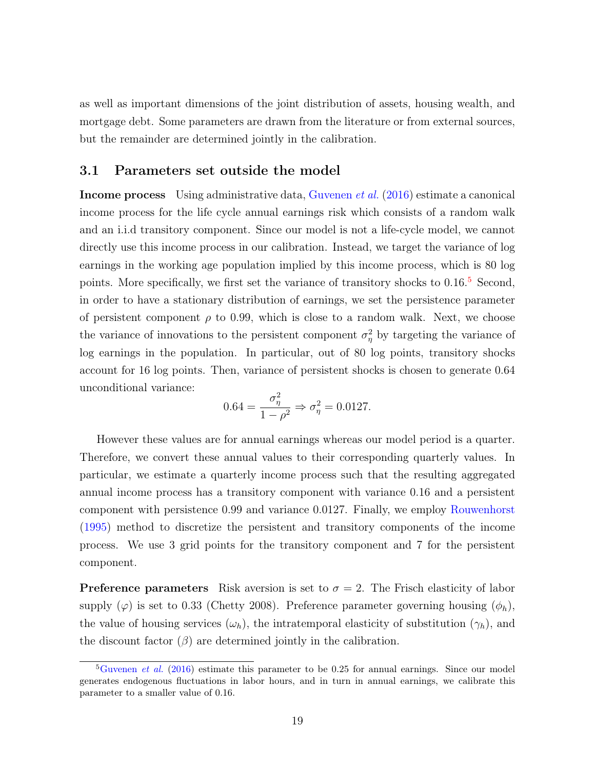as well as important dimensions of the joint distribution of assets, housing wealth, and mortgage debt. Some parameters are drawn from the literature or from external sources, but the remainder are determined jointly in the calibration.

## 3.1 Parameters set outside the model

**Income process** Using administrative data, Guvenen *et al.* (2016) estimate a canonical income process for the life cycle annual earnings risk which consists of a random walk and an i.i.d transitory component. Since our model is not a life-cycle model, we cannot directly use this income process in our calibration. Instead, we target the variance of log earnings in the working age population implied by this income process, which is 80 log points. More specifically, we first set the variance of transitory shocks to 0.16.[5] Second, in order to have a stationary distribution of earnings, we set the persistence parameter of persistent component $\rho$ to 0.99, which is close to a random walk. Next, we choose the variance of innovations to the persistent component $\sigma_\eta^2$ by targeting the variance of log earnings in the population. In particular, out of 80 log points, transitory shocks account for 16 log points. Then, variance of persistent shocks is chosen to generate 0.64 unconditional variance:

$$0.64 = \frac{\sigma_\eta^2}{1-\rho^2} \Rightarrow \sigma_\eta^2 = 0.0127.$$

However these values are for annual earnings whereas our model period is a quarter. Therefore, we convert these annual values to their corresponding quarterly values. In particular, we estimate a quarterly income process such that the resulting aggregated annual income process has a transitory component with variance 0.16 and a persistent component with persistence 0.99 and variance 0.0127. Finally, we employ Rouwenhorst (1995) method to discretize the persistent and transitory components of the income process. We use 3 grid points for the transitory component and 7 for the persistent component.

**Preference parameters** Risk aversion is set to $\sigma = 2$. The Frisch elasticity of labor supply ($\varphi$) is set to 0.33 (Chetty 2008). Preference parameter governing housing ($\phi_h$), the value of housing services ($\omega_h$), the intratemporal elasticity of substitution ($\gamma_h$), and the discount factor ($\beta$) are determined jointly in the calibration.

[5] Guvenen *et al.* (2016) estimate this parameter to be 0.25 for annual earnings. Since our model generates endogenous fluctuations in labor hours, and in turn in annual earnings, we calibrate this parameter to a smaller value of 0.16.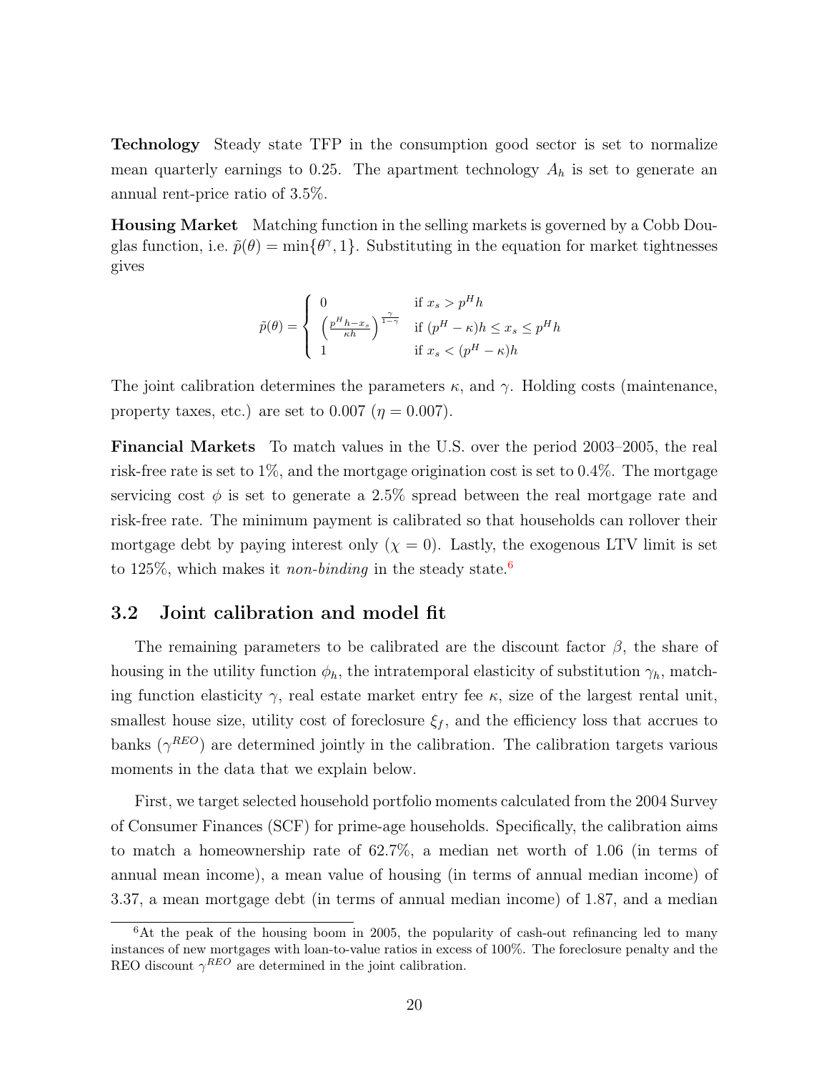**Technology** Steady state TFP in the consumption good sector is set to normalize mean quarterly earnings to 0.25. The apartment technology $A_h$ is set to generate an annual rent-price ratio of 3.5%.

**Housing Market** Matching function in the selling markets is governed by a Cobb Douglas function, i.e. $\tilde{p}(\theta) = \min\{\theta^{\gamma}, 1\}$. Substituting in the equation for market tightnesses gives

$$\tilde{p}(\theta) = \begin{cases} 0 & \text{if } x_s > p^H h \\ \left(\frac{p^H h - x_s}{\kappa h}\right)^{\frac{\gamma}{1-\gamma}} & \text{if } (p^H - \kappa)h \leq x_s \leq p^H h \\ 1 & \text{if } x_s < (p^H - \kappa)h \end{cases}$$

The joint calibration determines the parameters $\kappa$, and $\gamma$. Holding costs (maintenance, property taxes, etc.) are set to 0.007 ($\eta = 0.007$).

**Financial Markets** To match values in the U.S. over the period 2003–2005, the real risk-free rate is set to 1%, and the mortgage origination cost is set to 0.4%. The mortgage servicing cost $\phi$ is set to generate a 2.5% spread between the real mortgage rate and risk-free rate. The minimum payment is calibrated so that households can rollover their mortgage debt by paying interest only ($\chi = 0$). Lastly, the exogenous LTV limit is set to 125%, which makes it *non-binding* in the steady state.[6]

## 3.2 Joint calibration and model fit

The remaining parameters to be calibrated are the discount factor $\beta$, the share of housing in the utility function $\phi_h$, the intratemporal elasticity of substitution $\gamma_h$, matching function elasticity $\gamma$, real estate market entry fee $\kappa$, size of the largest rental unit, smallest house size, utility cost of foreclosure $\xi_f$, and the efficiency loss that accrues to banks ($\gamma^{REO}$) are determined jointly in the calibration. The calibration targets various moments in the data that we explain below.

First, we target selected household portfolio moments calculated from the 2004 Survey of Consumer Finances (SCF) for prime-age households. Specifically, the calibration aims to match a homeownership rate of 62.7%, a median net worth of 1.06 (in terms of annual mean income), a mean value of housing (in terms of annual median income) of 3.37, a mean mortgage debt (in terms of annual median income) of 1.87, and a median

[6] At the peak of the housing boom in 2005, the popularity of cash-out refinancing led to many instances of new mortgages with loan-to-value ratios in excess of 100%. The foreclosure penalty and the REO discount $\gamma^{REO}$ are determined in the joint calibration.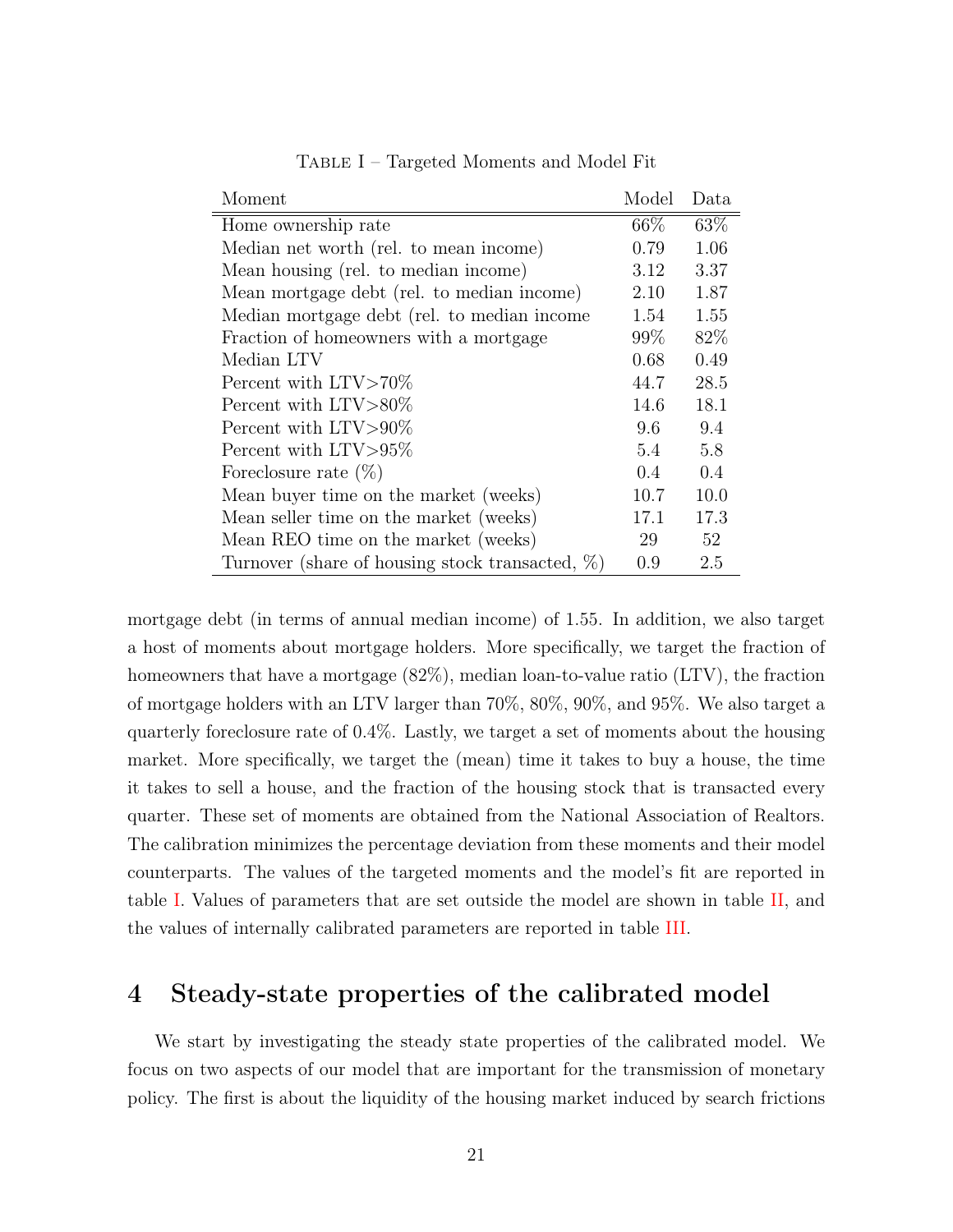Table I – Targeted Moments and Model Fit

| Moment | Model | Data |
|---|---|---|
| Home ownership rate | 66% | 63% |
| Median net worth (rel. to mean income) | 0.79 | 1.06 |
| Mean housing (rel. to median income) | 3.12 | 3.37 |
| Mean mortgage debt (rel. to median income) | 2.10 | 1.87 |
| Median mortgage debt (rel. to median income | 1.54 | 1.55 |
| Fraction of homeowners with a mortgage | 99% | 82% |
| Median LTV | 0.68 | 0.49 |
| Percent with LTV>70% | 44.7 | 28.5 |
| Percent with LTV>80% | 14.6 | 18.1 |
| Percent with LTV>90% | 9.6 | 9.4 |
| Percent with LTV>95% | 5.4 | 5.8 |
| Foreclosure rate (%) | 0.4 | 0.4 |
| Mean buyer time on the market (weeks) | 10.7 | 10.0 |
| Mean seller time on the market (weeks) | 17.1 | 17.3 |
| Mean REO time on the market (weeks) | 29 | 52 |
| Turnover (share of housing stock transacted, %) | 0.9 | 2.5 |

mortgage debt (in terms of annual median income) of 1.55. In addition, we also target a host of moments about mortgage holders. More specifically, we target the fraction of homeowners that have a mortgage (82%), median loan-to-value ratio (LTV), the fraction of mortgage holders with an LTV larger than 70%, 80%, 90%, and 95%. We also target a quarterly foreclosure rate of 0.4%. Lastly, we target a set of moments about the housing market. More specifically, we target the (mean) time it takes to buy a house, the time it takes to sell a house, and the fraction of the housing stock that is transacted every quarter. These set of moments are obtained from the National Association of Realtors. The calibration minimizes the percentage deviation from these moments and their model counterparts. The values of the targeted moments and the model's fit are reported in table I. Values of parameters that are set outside the model are shown in table II, and the values of internally calibrated parameters are reported in table III.

# 4 Steady-state properties of the calibrated model

We start by investigating the steady state properties of the calibrated model. We focus on two aspects of our model that are important for the transmission of monetary policy. The first is about the liquidity of the housing market induced by search frictions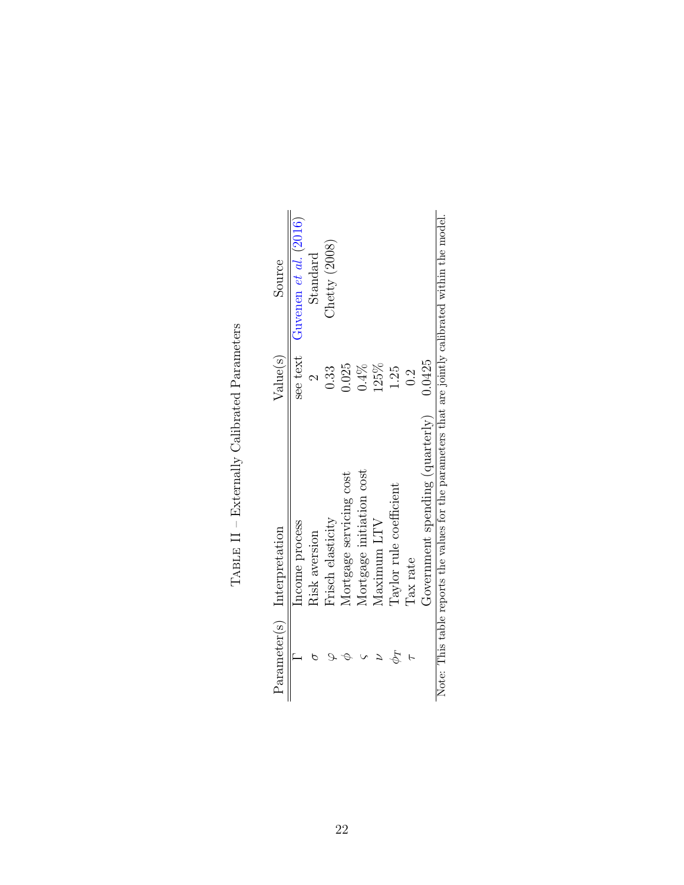Table II – Externally Calibrated Parameters

| Parameter(s) | Interpretation | Value(s) | Source |
|---|---|---|---|
| $\Gamma$ | Income process | see text | Guvenen *et al.* (2016) |
| $\sigma$ | Risk aversion | 2 | Standard |
| $\varphi$ | Frisch elasticity | 0.33 | Chetty (2008) |
| $\phi$ | Mortgage servicing cost | 0.025 | |
| $\varsigma$ | Mortgage initiation cost | 0.4% | |
| $\nu$ | Maximum LTV | 125% | |
| $\phi_T$ | Taylor rule coefficient | 1.25 | |
| $\tau$ | Tax rate | 0.2 | |
| | Government spending (quarterly) | 0.0425 | |

Note: This table reports the values for the parameters that are jointly calibrated within the model.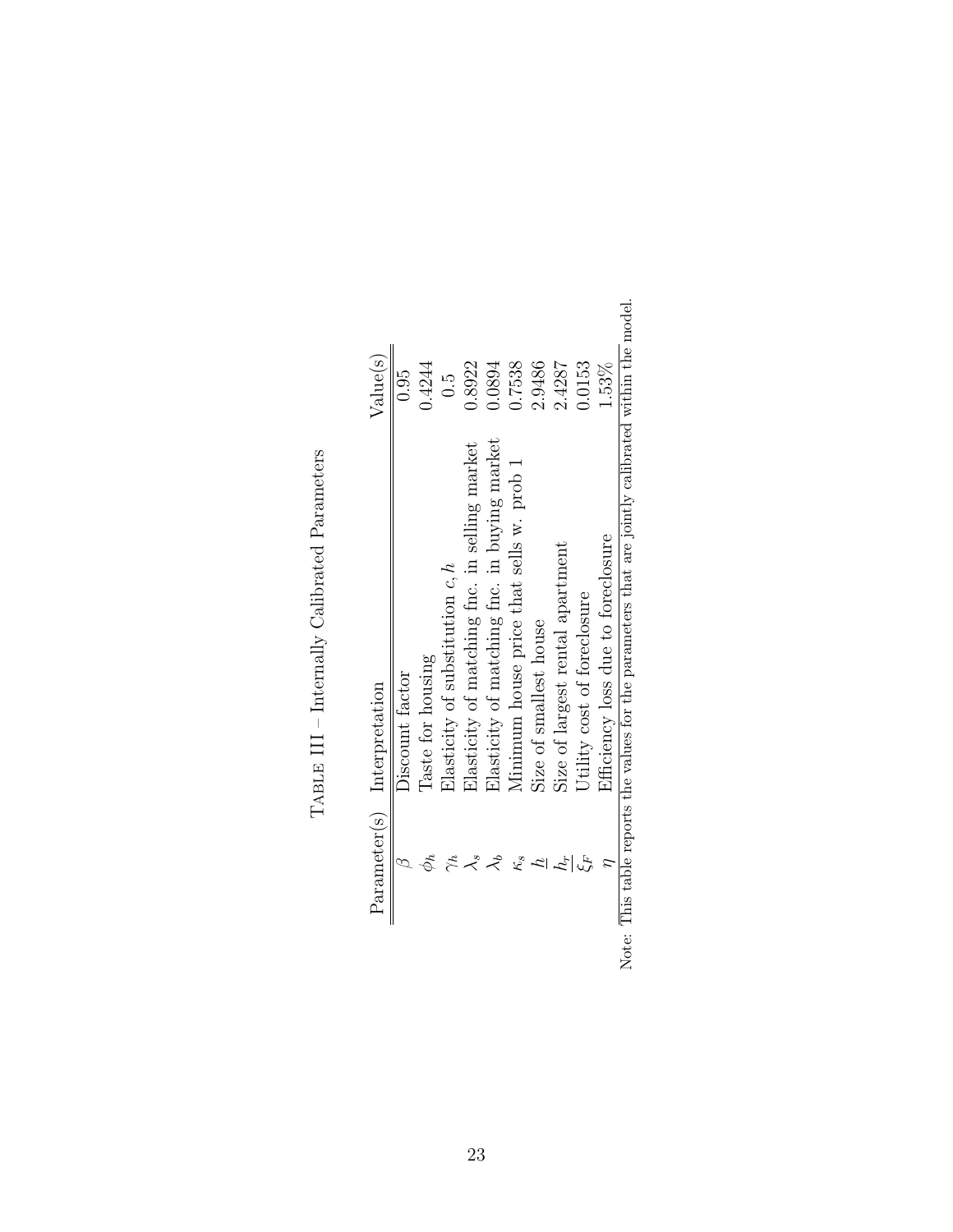Table III – Internally Calibrated Parameters

| Parameter(s) | Interpretation | Value(s) |
|---|---|---|
| $\beta$ | Discount factor | 0.95 |
| $\phi_h$ | Taste for housing | 0.4244 |
| $\gamma_h$ | Elasticity of substitution $c, h$ | 0.5 |
| $\lambda_s$ | Elasticity of matching fnc. in selling market | 0.8922 |
| $\lambda_b$ | Elasticity of matching fnc. in buying market | 0.0894 |
| $\kappa_s$ | Minimum house price that sells w. prob 1 | 0.7538 |
| $\underline{h}$ | Size of smallest house | 2.9486 |
| $\overline{h_r}$ | Size of largest rental apartment | 2.4287 |
| $\xi_F$ | Utility cost of foreclosure | 0.0153 |
| $\eta$ | Efficiency loss due to foreclosure | 1.53% |

Note: This table reports the values for the parameters that are jointly calibrated within the model.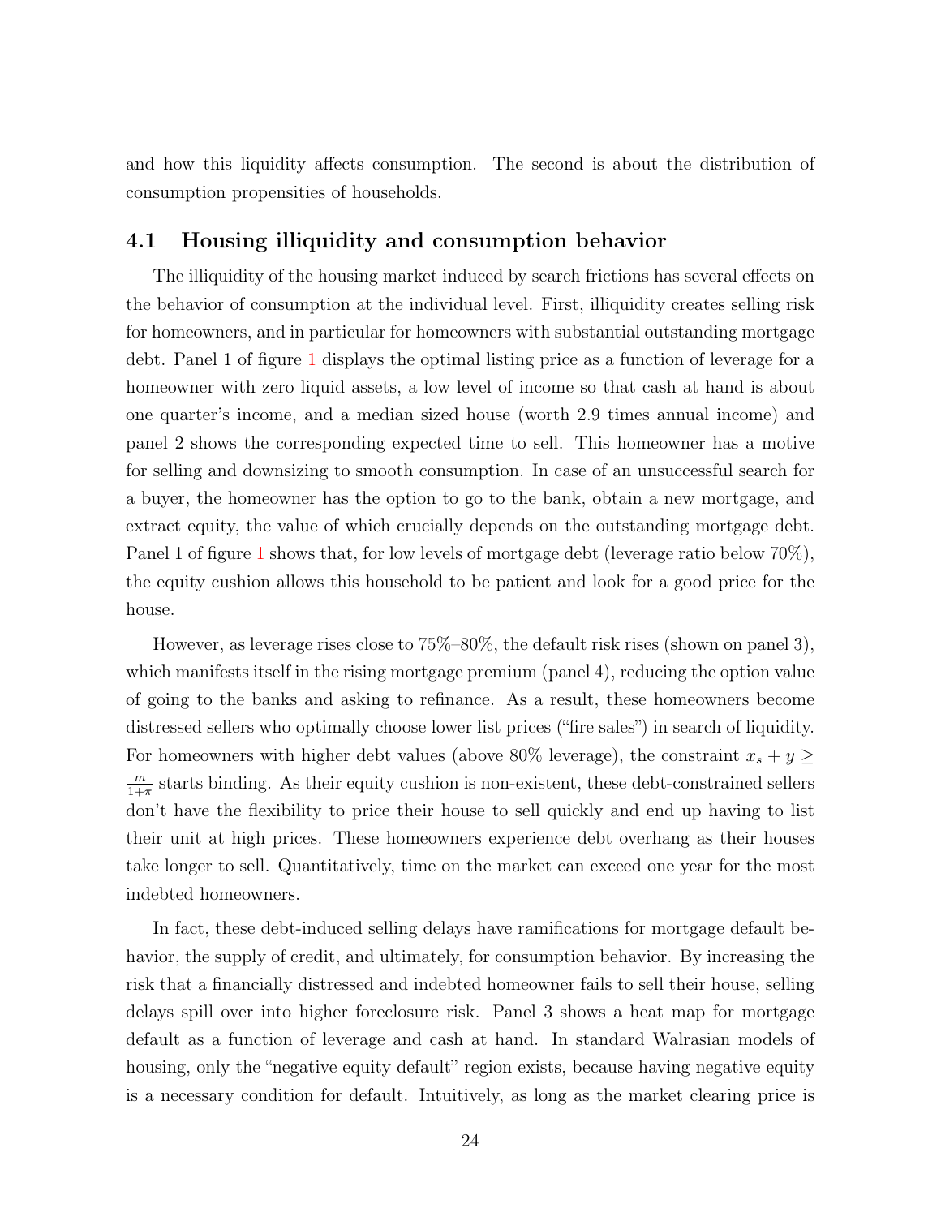and how this liquidity affects consumption. The second is about the distribution of consumption propensities of households.

## 4.1 Housing illiquidity and consumption behavior

The illiquidity of the housing market induced by search frictions has several effects on the behavior of consumption at the individual level. First, illiquidity creates selling risk for homeowners, and in particular for homeowners with substantial outstanding mortgage debt. Panel 1 of figure 1 displays the optimal listing price as a function of leverage for a homeowner with zero liquid assets, a low level of income so that cash at hand is about one quarter's income, and a median sized house (worth 2.9 times annual income) and panel 2 shows the corresponding expected time to sell. This homeowner has a motive for selling and downsizing to smooth consumption. In case of an unsuccessful search for a buyer, the homeowner has the option to go to the bank, obtain a new mortgage, and extract equity, the value of which crucially depends on the outstanding mortgage debt. Panel 1 of figure 1 shows that, for low levels of mortgage debt (leverage ratio below 70%), the equity cushion allows this household to be patient and look for a good price for the house.

However, as leverage rises close to 75%–80%, the default risk rises (shown on panel 3), which manifests itself in the rising mortgage premium (panel 4), reducing the option value of going to the banks and asking to refinance. As a result, these homeowners become distressed sellers who optimally choose lower list prices ("fire sales") in search of liquidity. For homeowners with higher debt values (above 80% leverage), the constraint $x_s + y \geq \frac{m}{1+\pi}$ starts binding. As their equity cushion is non-existent, these debt-constrained sellers don't have the flexibility to price their house to sell quickly and end up having to list their unit at high prices. These homeowners experience debt overhang as their houses take longer to sell. Quantitatively, time on the market can exceed one year for the most indebted homeowners.

In fact, these debt-induced selling delays have ramifications for mortgage default behavior, the supply of credit, and ultimately, for consumption behavior. By increasing the risk that a financially distressed and indebted homeowner fails to sell their house, selling delays spill over into higher foreclosure risk. Panel 3 shows a heat map for mortgage default as a function of leverage and cash at hand. In standard Walrasian models of housing, only the "negative equity default" region exists, because having negative equity is a necessary condition for default. Intuitively, as long as the market clearing price is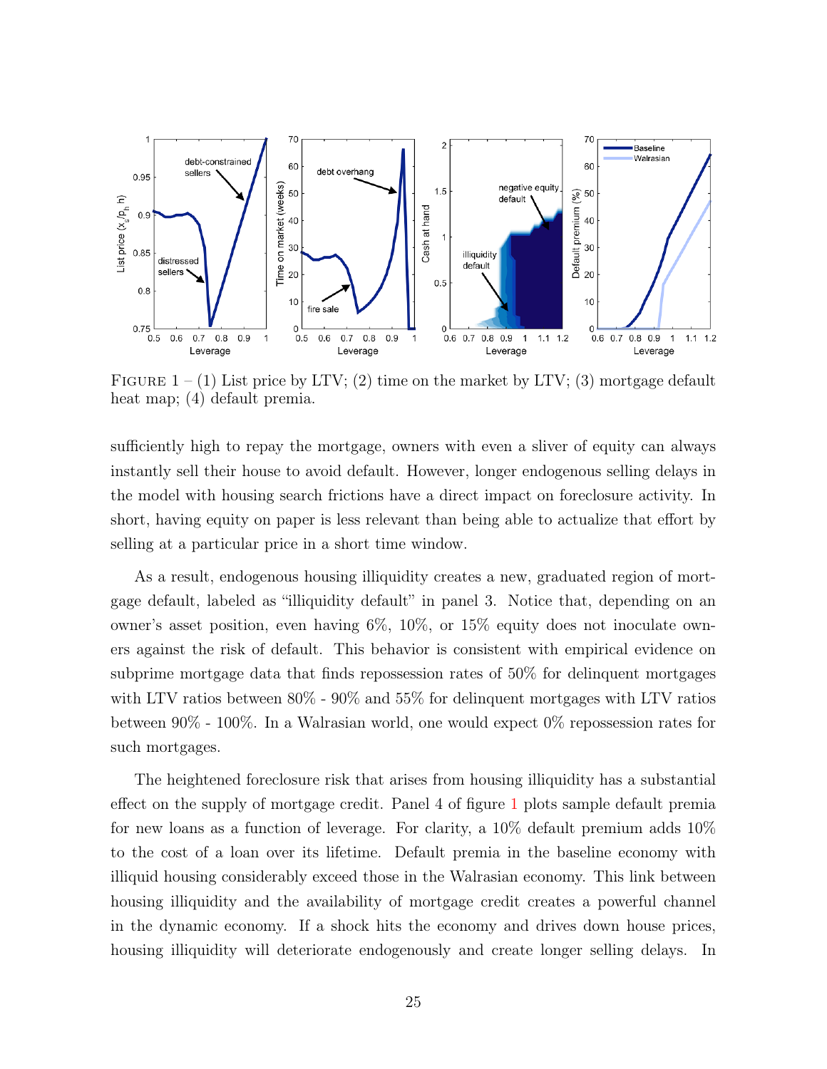FIGURE 1 – (1) List price by LTV; (2) time on the market by LTV; (3) mortgage default heat map; (4) default premia.

sufficiently high to repay the mortgage, owners with even a sliver of equity can always instantly sell their house to avoid default. However, longer endogenous selling delays in the model with housing search frictions have a direct impact on foreclosure activity. In short, having equity on paper is less relevant than being able to actualize that effort by selling at a particular price in a short time window.

As a result, endogenous housing illiquidity creates a new, graduated region of mortgage default, labeled as "illiquidity default" in panel 3. Notice that, depending on an owner's asset position, even having 6%, 10%, or 15% equity does not inoculate owners against the risk of default. This behavior is consistent with empirical evidence on subprime mortgage data that finds repossession rates of 50% for delinquent mortgages with LTV ratios between 80% - 90% and 55% for delinquent mortgages with LTV ratios between 90% - 100%. In a Walrasian world, one would expect 0% repossession rates for such mortgages.

The heightened foreclosure risk that arises from housing illiquidity has a substantial effect on the supply of mortgage credit. Panel 4 of figure 1 plots sample default premia for new loans as a function of leverage. For clarity, a 10% default premium adds 10% to the cost of a loan over its lifetime. Default premia in the baseline economy with illiquid housing considerably exceed those in the Walrasian economy. This link between housing illiquidity and the availability of mortgage credit creates a powerful channel in the dynamic economy. If a shock hits the economy and drives down house prices, housing illiquidity will deteriorate endogenously and create longer selling delays. In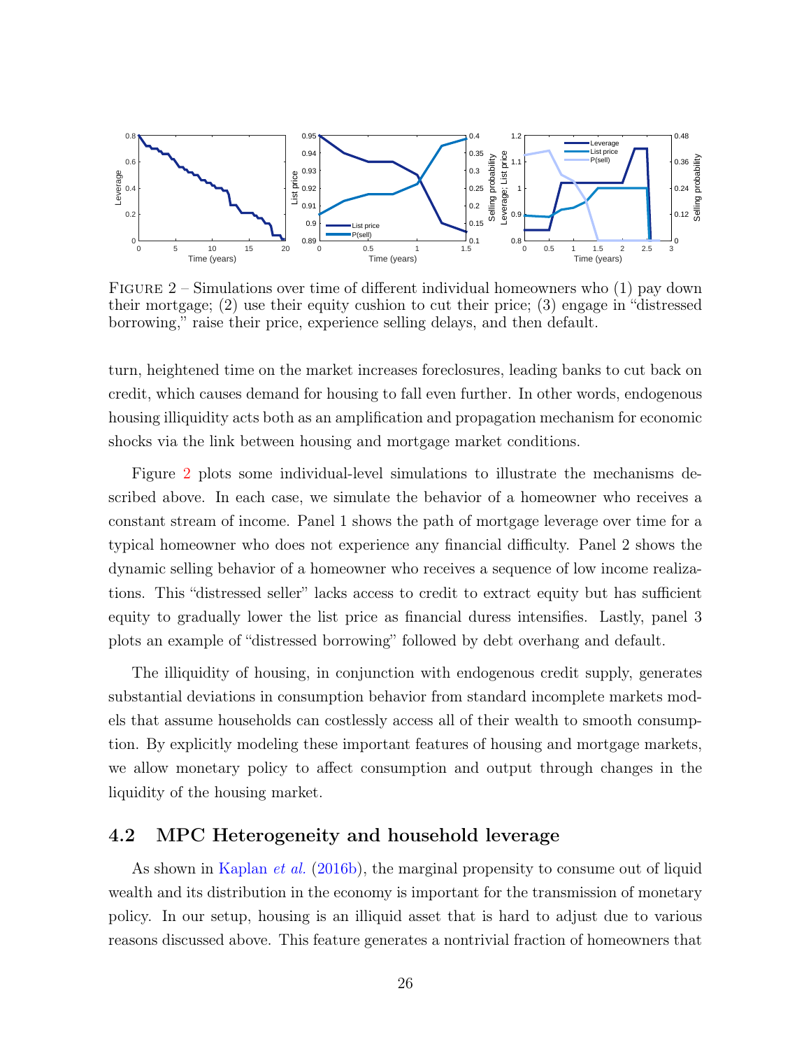FIGURE 2 – Simulations over time of different individual homeowners who (1) pay down their mortgage; (2) use their equity cushion to cut their price; (3) engage in "distressed borrowing," raise their price, experience selling delays, and then default.

turn, heightened time on the market increases foreclosures, leading banks to cut back on credit, which causes demand for housing to fall even further. In other words, endogenous housing illiquidity acts both as an amplification and propagation mechanism for economic shocks via the link between housing and mortgage market conditions.

Figure 2 plots some individual-level simulations to illustrate the mechanisms described above. In each case, we simulate the behavior of a homeowner who receives a constant stream of income. Panel 1 shows the path of mortgage leverage over time for a typical homeowner who does not experience any financial difficulty. Panel 2 shows the dynamic selling behavior of a homeowner who receives a sequence of low income realizations. This "distressed seller" lacks access to credit to extract equity but has sufficient equity to gradually lower the list price as financial duress intensifies. Lastly, panel 3 plots an example of "distressed borrowing" followed by debt overhang and default.

The illiquidity of housing, in conjunction with endogenous credit supply, generates substantial deviations in consumption behavior from standard incomplete markets models that assume households can costlessly access all of their wealth to smooth consumption. By explicitly modeling these important features of housing and mortgage markets, we allow monetary policy to affect consumption and output through changes in the liquidity of the housing market.

## 4.2 MPC Heterogeneity and household leverage

As shown in Kaplan *et al.* (2016b), the marginal propensity to consume out of liquid wealth and its distribution in the economy is important for the transmission of monetary policy. In our setup, housing is an illiquid asset that is hard to adjust due to various reasons discussed above. This feature generates a nontrivial fraction of homeowners that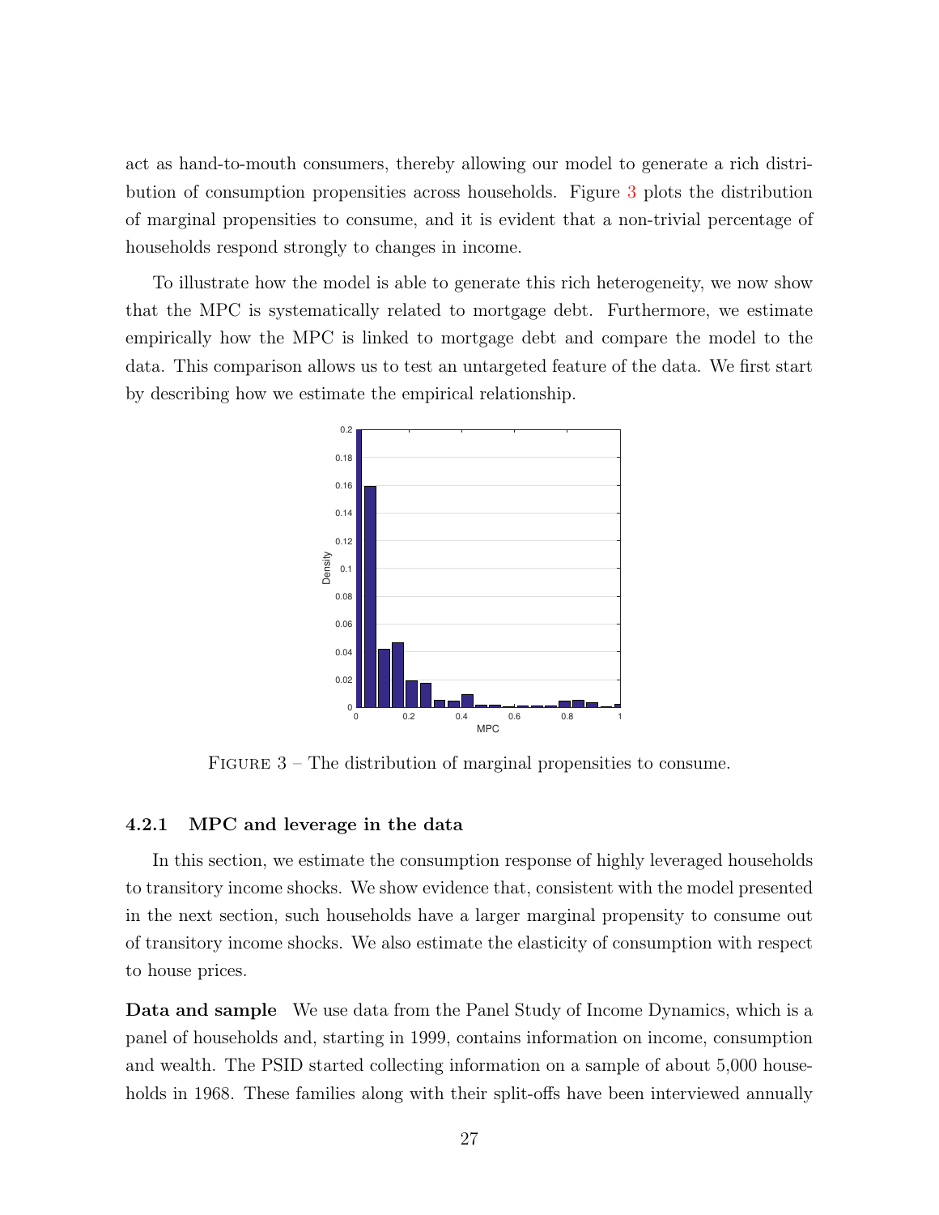act as hand-to-mouth consumers, thereby allowing our model to generate a rich distribution of consumption propensities across households. Figure 3 plots the distribution of marginal propensities to consume, and it is evident that a non-trivial percentage of households respond strongly to changes in income.

To illustrate how the model is able to generate this rich heterogeneity, we now show that the MPC is systematically related to mortgage debt. Furthermore, we estimate empirically how the MPC is linked to mortgage debt and compare the model to the data. This comparison allows us to test an untargeted feature of the data. We first start by describing how we estimate the empirical relationship.

Figure 3 – The distribution of marginal propensities to consume.

### 4.2.1 MPC and leverage in the data

In this section, we estimate the consumption response of highly leveraged households to transitory income shocks. We show evidence that, consistent with the model presented in the next section, such households have a larger marginal propensity to consume out of transitory income shocks. We also estimate the elasticity of consumption with respect to house prices.

**Data and sample** We use data from the Panel Study of Income Dynamics, which is a panel of households and, starting in 1999, contains information on income, consumption and wealth. The PSID started collecting information on a sample of about 5,000 households in 1968. These families along with their split-offs have been interviewed annually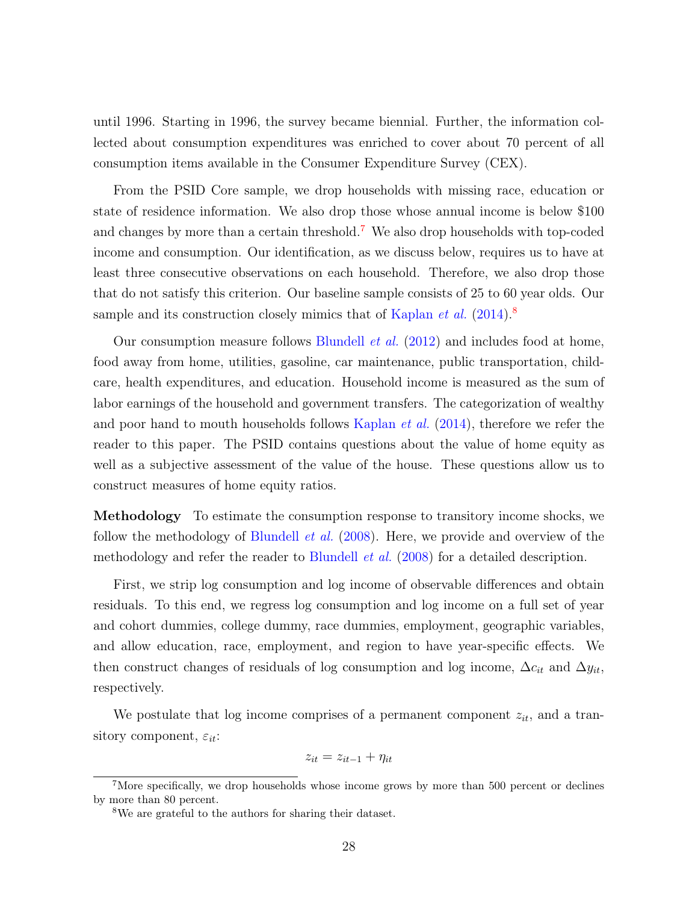until 1996. Starting in 1996, the survey became biennial. Further, the information collected about consumption expenditures was enriched to cover about 70 percent of all consumption items available in the Consumer Expenditure Survey (CEX).

From the PSID Core sample, we drop households with missing race, education or state of residence information. We also drop those whose annual income is below $100 and changes by more than a certain threshold.[7] We also drop households with top-coded income and consumption. Our identification, as we discuss below, requires us to have at least three consecutive observations on each household. Therefore, we also drop those that do not satisfy this criterion. Our baseline sample consists of 25 to 60 year olds. Our sample and its construction closely mimics that of Kaplan *et al.* (2014).[8]

Our consumption measure follows Blundell *et al.* (2012) and includes food at home, food away from home, utilities, gasoline, car maintenance, public transportation, childcare, health expenditures, and education. Household income is measured as the sum of labor earnings of the household and government transfers. The categorization of wealthy and poor hand to mouth households follows Kaplan *et al.* (2014), therefore we refer the reader to this paper. The PSID contains questions about the value of home equity as well as a subjective assessment of the value of the house. These questions allow us to construct measures of home equity ratios.

**Methodology** To estimate the consumption response to transitory income shocks, we follow the methodology of Blundell *et al.* (2008). Here, we provide and overview of the methodology and refer the reader to Blundell *et al.* (2008) for a detailed description.

First, we strip log consumption and log income of observable differences and obtain residuals. To this end, we regress log consumption and log income on a full set of year and cohort dummies, college dummy, race dummies, employment, geographic variables, and allow education, race, employment, and region to have year-specific effects. We then construct changes of residuals of log consumption and log income, $\Delta c_{it}$ and $\Delta y_{it}$, respectively.

We postulate that log income comprises of a permanent component $z_{it}$, and a transitory component, $\varepsilon_{it}$:

$$z_{it} = z_{it-1} + \eta_{it}$$

---

[7] More specifically, we drop households whose income grows by more than 500 percent or declines by more than 80 percent.

[8] We are grateful to the authors for sharing their dataset.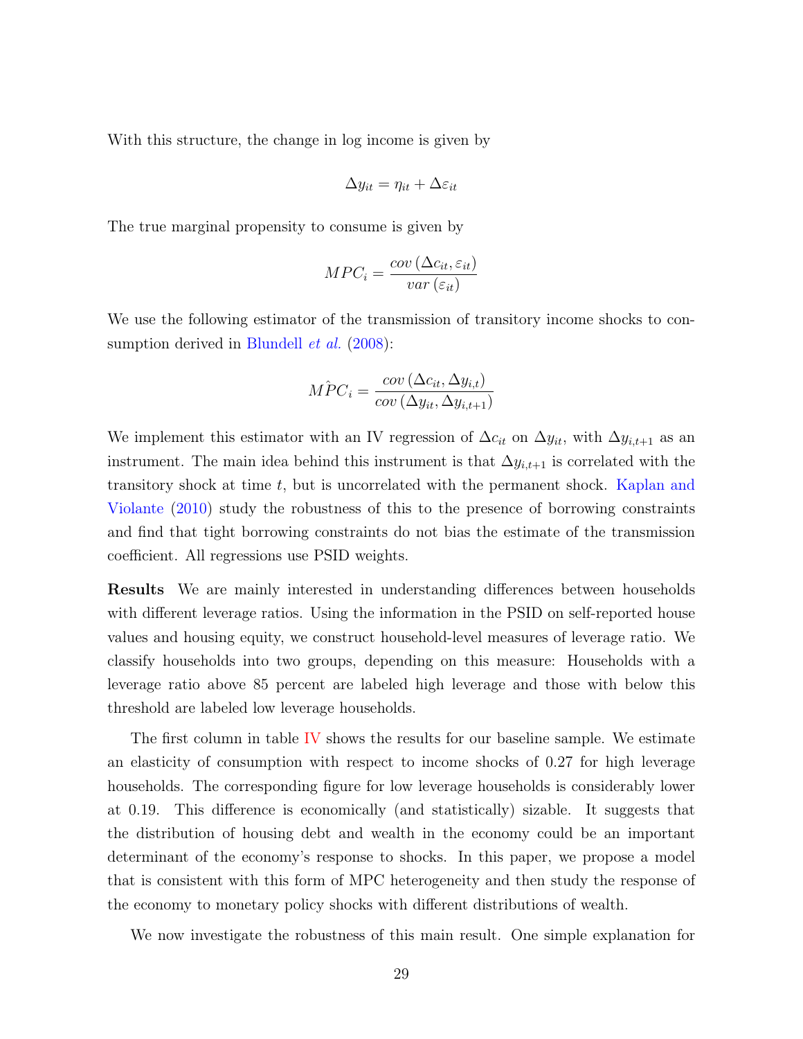With this structure, the change in log income is given by

$$\Delta y_{it} = \eta_{it} + \Delta\varepsilon_{it}$$

The true marginal propensity to consume is given by

$$MPC_i = \frac{cov\left(\Delta c_{it}, \varepsilon_{it}\right)}{var\left(\varepsilon_{it}\right)}$$

We use the following estimator of the transmission of transitory income shocks to consumption derived in Blundell *et al.* (2008):

$$\hat{MPC}_i = \frac{cov\left(\Delta c_{it}, \Delta y_{i,t}\right)}{cov\left(\Delta y_{it}, \Delta y_{i,t+1}\right)}$$

We implement this estimator with an IV regression of $\Delta c_{it}$ on $\Delta y_{it}$, with $\Delta y_{i,t+1}$ as an instrument. The main idea behind this instrument is that $\Delta y_{i,t+1}$ is correlated with the transitory shock at time $t$, but is uncorrelated with the permanent shock. Kaplan and Violante (2010) study the robustness of this to the presence of borrowing constraints and find that tight borrowing constraints do not bias the estimate of the transmission coefficient. All regressions use PSID weights.

**Results** We are mainly interested in understanding differences between households with different leverage ratios. Using the information in the PSID on self-reported house values and housing equity, we construct household-level measures of leverage ratio. We classify households into two groups, depending on this measure: Households with a leverage ratio above 85 percent are labeled high leverage and those with below this threshold are labeled low leverage households.

The first column in table IV shows the results for our baseline sample. We estimate an elasticity of consumption with respect to income shocks of 0.27 for high leverage households. The corresponding figure for low leverage households is considerably lower at 0.19. This difference is economically (and statistically) sizable. It suggests that the distribution of housing debt and wealth in the economy could be an important determinant of the economy's response to shocks. In this paper, we propose a model that is consistent with this form of MPC heterogeneity and then study the response of the economy to monetary policy shocks with different distributions of wealth.

We now investigate the robustness of this main result. One simple explanation for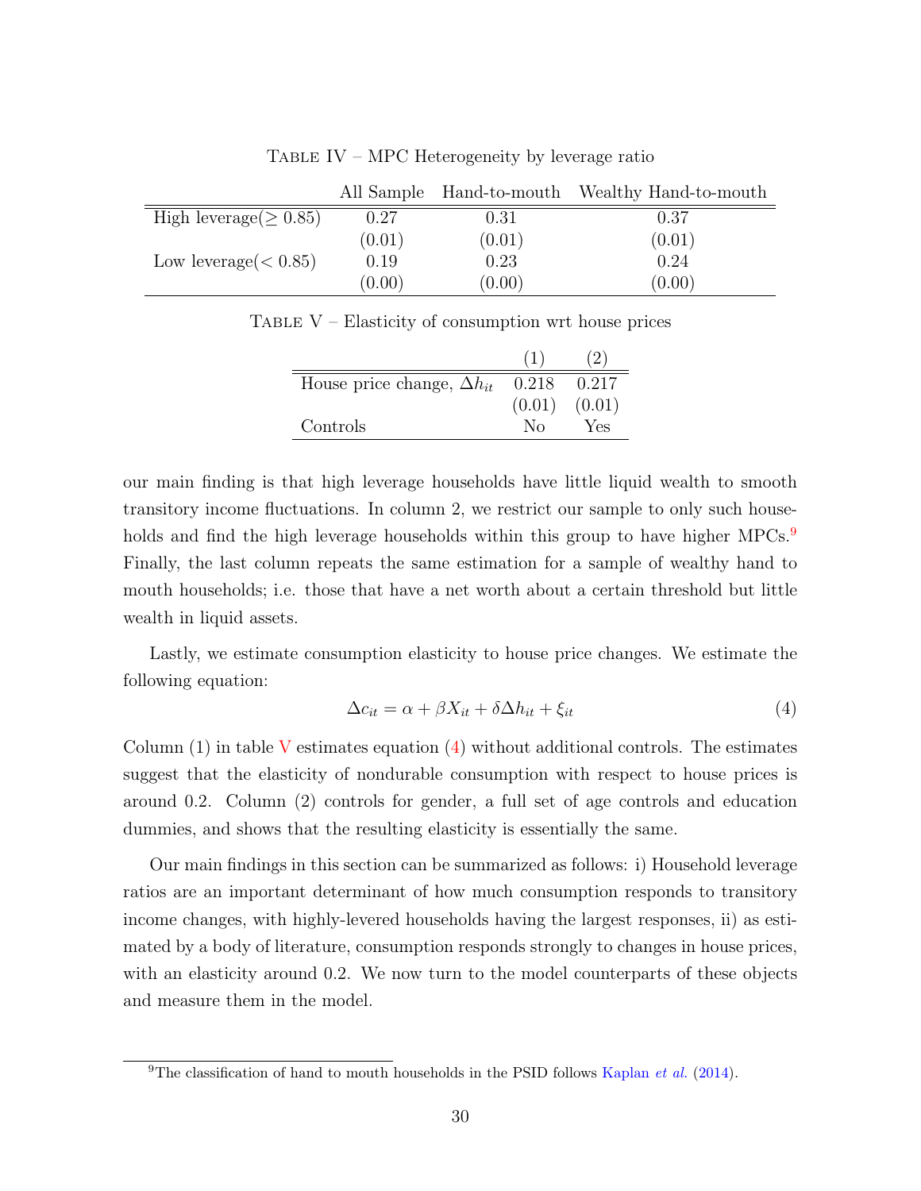Table IV – MPC Heterogeneity by leverage ratio

| | All Sample | Hand-to-mouth | Wealthy Hand-to-mouth |
|---|---|---|---|
| High leverage($\geq 0.85$) | 0.27 | 0.31 | 0.37 |
| | (0.01) | (0.01) | (0.01) |
| Low leverage($< 0.85$) | 0.19 | 0.23 | 0.24 |
| | (0.00) | (0.00) | (0.00) |

Table V – Elasticity of consumption wrt house prices

| | (1) | (2) |
|---|---|---|
| House price change, $\Delta h_{it}$ | 0.218 | 0.217 |
| | (0.01) | (0.01) |
| Controls | No | Yes |

our main finding is that high leverage households have little liquid wealth to smooth transitory income fluctuations. In column 2, we restrict our sample to only such households and find the high leverage households within this group to have higher MPCs.[9] Finally, the last column repeats the same estimation for a sample of wealthy hand to mouth households; i.e. those that have a net worth about a certain threshold but little wealth in liquid assets.

Lastly, we estimate consumption elasticity to house price changes. We estimate the following equation:

$$\Delta c_{it} = \alpha + \beta X_{it} + \delta \Delta h_{it} + \xi_{it} \tag{4}$$

Column (1) in table V estimates equation (4) without additional controls. The estimates suggest that the elasticity of nondurable consumption with respect to house prices is around 0.2. Column (2) controls for gender, a full set of age controls and education dummies, and shows that the resulting elasticity is essentially the same.

Our main findings in this section can be summarized as follows: i) Household leverage ratios are an important determinant of how much consumption responds to transitory income changes, with highly-levered households having the largest responses, ii) as estimated by a body of literature, consumption responds strongly to changes in house prices, with an elasticity around 0.2. We now turn to the model counterparts of these objects and measure them in the model.

[9] The classification of hand to mouth households in the PSID follows Kaplan *et al.* (2014).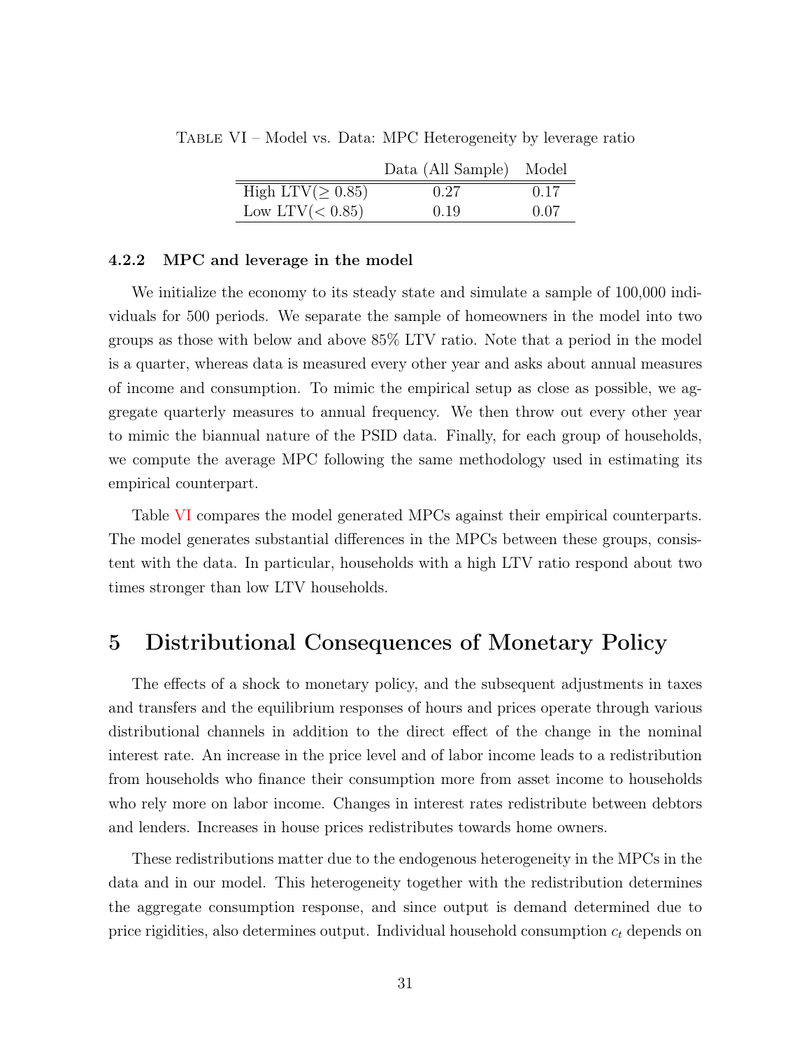Table VI – Model vs. Data: MPC Heterogeneity by leverage ratio

| | Data (All Sample) | Model |
|---|---|---|
| High LTV($\geq 0.85$) | 0.27 | 0.17 |
| Low LTV($< 0.85$) | 0.19 | 0.07 |

### 4.2.2 MPC and leverage in the model

We initialize the economy to its steady state and simulate a sample of 100,000 individuals for 500 periods. We separate the sample of homeowners in the model into two groups as those with below and above 85% LTV ratio. Note that a period in the model is a quarter, whereas data is measured every other year and asks about annual measures of income and consumption. To mimic the empirical setup as close as possible, we aggregate quarterly measures to annual frequency. We then throw out every other year to mimic the biannual nature of the PSID data. Finally, for each group of households, we compute the average MPC following the same methodology used in estimating its empirical counterpart.

Table VI compares the model generated MPCs against their empirical counterparts. The model generates substantial differences in the MPCs between these groups, consistent with the data. In particular, households with a high LTV ratio respond about two times stronger than low LTV households.

## 5 Distributional Consequences of Monetary Policy

The effects of a shock to monetary policy, and the subsequent adjustments in taxes and transfers and the equilibrium responses of hours and prices operate through various distributional channels in addition to the direct effect of the change in the nominal interest rate. An increase in the price level and of labor income leads to a redistribution from households who finance their consumption more from asset income to households who rely more on labor income. Changes in interest rates redistribute between debtors and lenders. Increases in house prices redistributes towards home owners.

These redistributions matter due to the endogenous heterogeneity in the MPCs in the data and in our model. This heterogeneity together with the redistribution determines the aggregate consumption response, and since output is demand determined due to price rigidities, also determines output. Individual household consumption $c_t$ depends on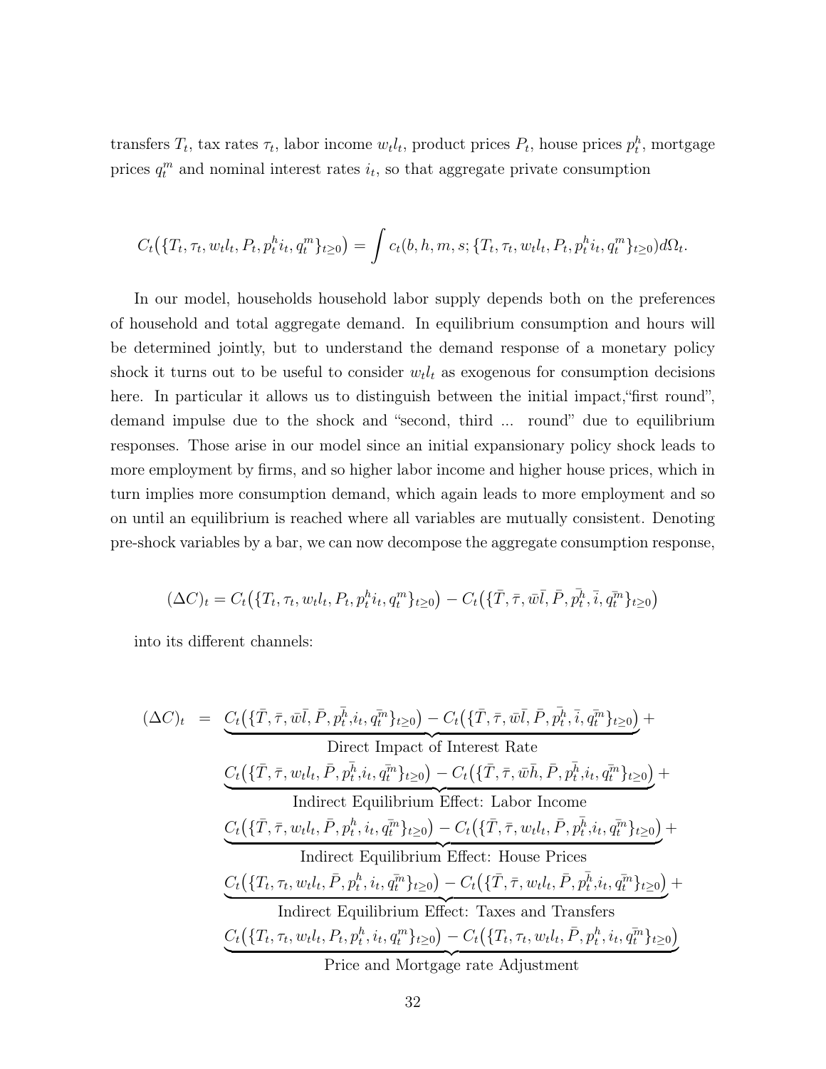transfers $T_t$, tax rates $\tau_t$, labor income $w_t l_t$, product prices $P_t$, house prices $p_t^h$, mortgage prices $q_t^m$ and nominal interest rates $i_t$, so that aggregate private consumption

$$C_t\big(\{T_t, \tau_t, w_t l_t, P_t, p_t^h i_t, q_t^m\}_{t\geq 0}\big) = \int c_t(b, h, m, s; \{T_t, \tau_t, w_t l_t, P_t, p_t^h i_t, q_t^m\}_{t\geq 0}) d\Omega_t.$$

In our model, households household labor supply depends both on the preferences of household and total aggregate demand. In equilibrium consumption and hours will be determined jointly, but to understand the demand response of a monetary policy shock it turns out to be useful to consider $w_t l_t$ as exogenous for consumption decisions here. In particular it allows us to distinguish between the initial impact,"first round", demand impulse due to the shock and "second, third ... round" due to equilibrium responses. Those arise in our model since an initial expansionary policy shock leads to more employment by firms, and so higher labor income and higher house prices, which in turn implies more consumption demand, which again leads to more employment and so on until an equilibrium is reached where all variables are mutually consistent. Denoting pre-shock variables by a bar, we can now decompose the aggregate consumption response,

$$(\Delta C)_t = C_t\big(\{T_t, \tau_t, w_t l_t, P_t, p_t^h i_t, q_t^m\}_{t\geq 0}\big) - C_t\big(\{\bar{T}, \bar{\tau}, \bar{w}\bar{l}, \bar{P}, \bar{p_t^h}, \bar{i}, \bar{q_t^m}\}_{t\geq 0}\big)$$

into its different channels:

$$\begin{aligned}
(\Delta C)_t \;=\; & \underbrace{C_t\big(\{\bar{T}, \bar{\tau}, \bar{w}\bar{l}, \bar{P}, \bar{p_t^h}, i_t, \bar{q_t^m}\}_{t\geq 0}\big) - C_t\big(\{\bar{T}, \bar{\tau}, \bar{w}\bar{l}, \bar{P}, \bar{p_t^h}, \bar{i}, \bar{q_t^m}\}_{t\geq 0}\big)}_{\text{Direct Impact of Interest Rate}} + \\
& \underbrace{C_t\big(\{\bar{T}, \bar{\tau}, w_t l_t, \bar{P}, \bar{p_t^h}, i_t, \bar{q_t^m}\}_{t\geq 0}\big) - C_t\big(\{\bar{T}, \bar{\tau}, \bar{w}\bar{h}, \bar{P}, \bar{p_t^h}, i_t, \bar{q_t^m}\}_{t\geq 0}\big)}_{\text{Indirect Equilibrium Effect: Labor Income}} + \\
& \underbrace{C_t\big(\{\bar{T}, \bar{\tau}, w_t l_t, \bar{P}, p_t^h, i_t, \bar{q_t^m}\}_{t\geq 0}\big) - C_t\big(\{\bar{T}, \bar{\tau}, w_t l_t, \bar{P}, \bar{p_t^h}, i_t, \bar{q_t^m}\}_{t\geq 0}\big)}_{\text{Indirect Equilibrium Effect: House Prices}} + \\
& \underbrace{C_t\big(\{T_t, \tau_t, w_t l_t, \bar{P}, p_t^h, i_t, \bar{q_t^m}\}_{t\geq 0}\big) - C_t\big(\{\bar{T}, \bar{\tau}, w_t l_t, \bar{P}, \bar{p_t^h}, i_t, \bar{q_t^m}\}_{t\geq 0}\big)}_{\text{Indirect Equilibrium Effect: Taxes and Transfers}} + \\
& \underbrace{C_t\big(\{T_t, \tau_t, w_t l_t, P_t, p_t^h, i_t, q_t^m\}_{t\geq 0}\big) - C_t\big(\{T_t, \tau_t, w_t l_t, \bar{P}, p_t^h, i_t, \bar{q_t^m}\}_{t\geq 0}\big)}_{\text{Price and Mortgage rate Adjustment}}
\end{aligned}$$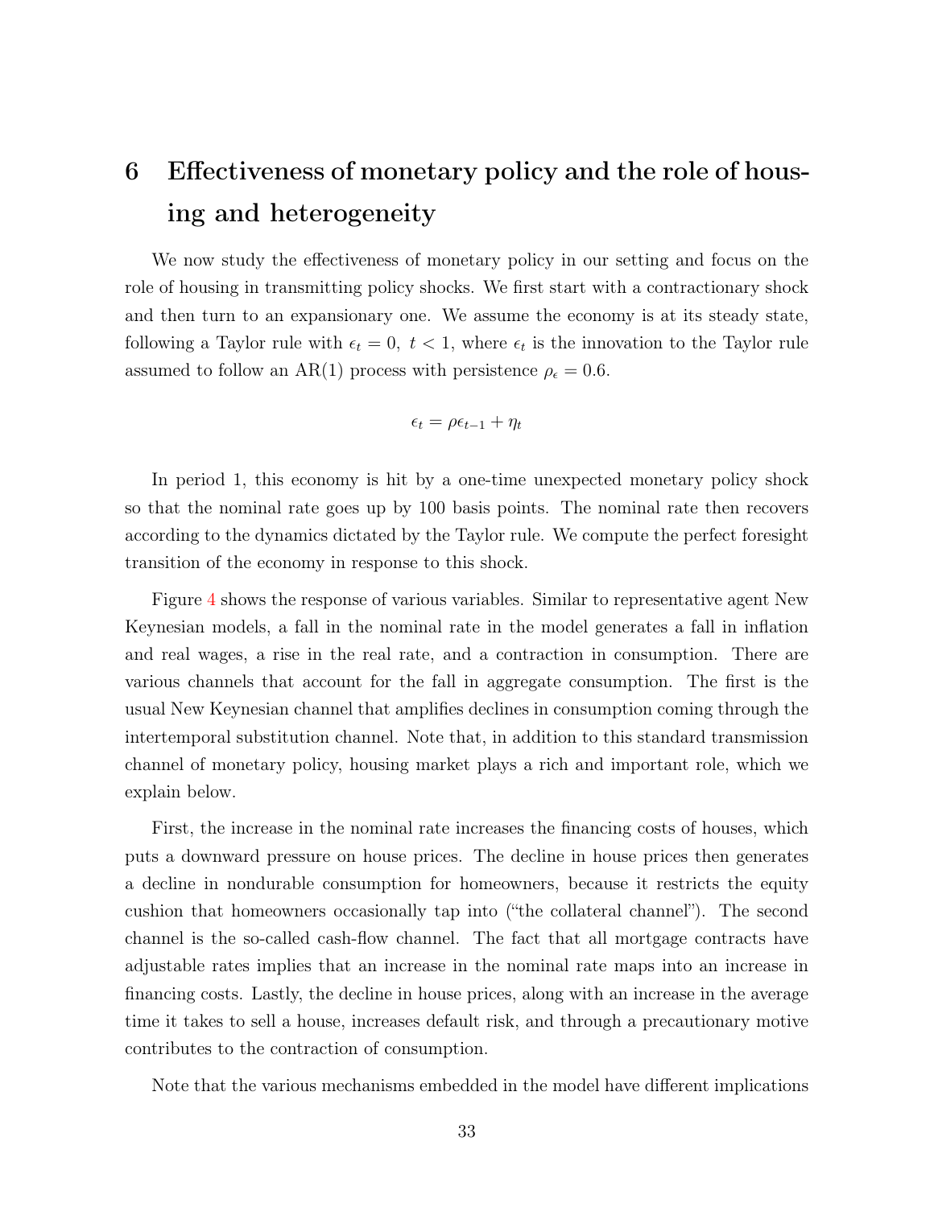# 6 Effectiveness of monetary policy and the role of housing and heterogeneity

We now study the effectiveness of monetary policy in our setting and focus on the role of housing in transmitting policy shocks. We first start with a contractionary shock and then turn to an expansionary one. We assume the economy is at its steady state, following a Taylor rule with $\epsilon_t = 0,\ t < 1$, where $\epsilon_t$ is the innovation to the Taylor rule assumed to follow an AR(1) process with persistence $\rho_\epsilon = 0.6$.

$$\epsilon_t = \rho \epsilon_{t-1} + \eta_t$$

In period 1, this economy is hit by a one-time unexpected monetary policy shock so that the nominal rate goes up by 100 basis points. The nominal rate then recovers according to the dynamics dictated by the Taylor rule. We compute the perfect foresight transition of the economy in response to this shock.

Figure 4 shows the response of various variables. Similar to representative agent New Keynesian models, a fall in the nominal rate in the model generates a fall in inflation and real wages, a rise in the real rate, and a contraction in consumption. There are various channels that account for the fall in aggregate consumption. The first is the usual New Keynesian channel that amplifies declines in consumption coming through the intertemporal substitution channel. Note that, in addition to this standard transmission channel of monetary policy, housing market plays a rich and important role, which we explain below.

First, the increase in the nominal rate increases the financing costs of houses, which puts a downward pressure on house prices. The decline in house prices then generates a decline in nondurable consumption for homeowners, because it restricts the equity cushion that homeowners occasionally tap into ("the collateral channel"). The second channel is the so-called cash-flow channel. The fact that all mortgage contracts have adjustable rates implies that an increase in the nominal rate maps into an increase in financing costs. Lastly, the decline in house prices, along with an increase in the average time it takes to sell a house, increases default risk, and through a precautionary motive contributes to the contraction of consumption.

Note that the various mechanisms embedded in the model have different implications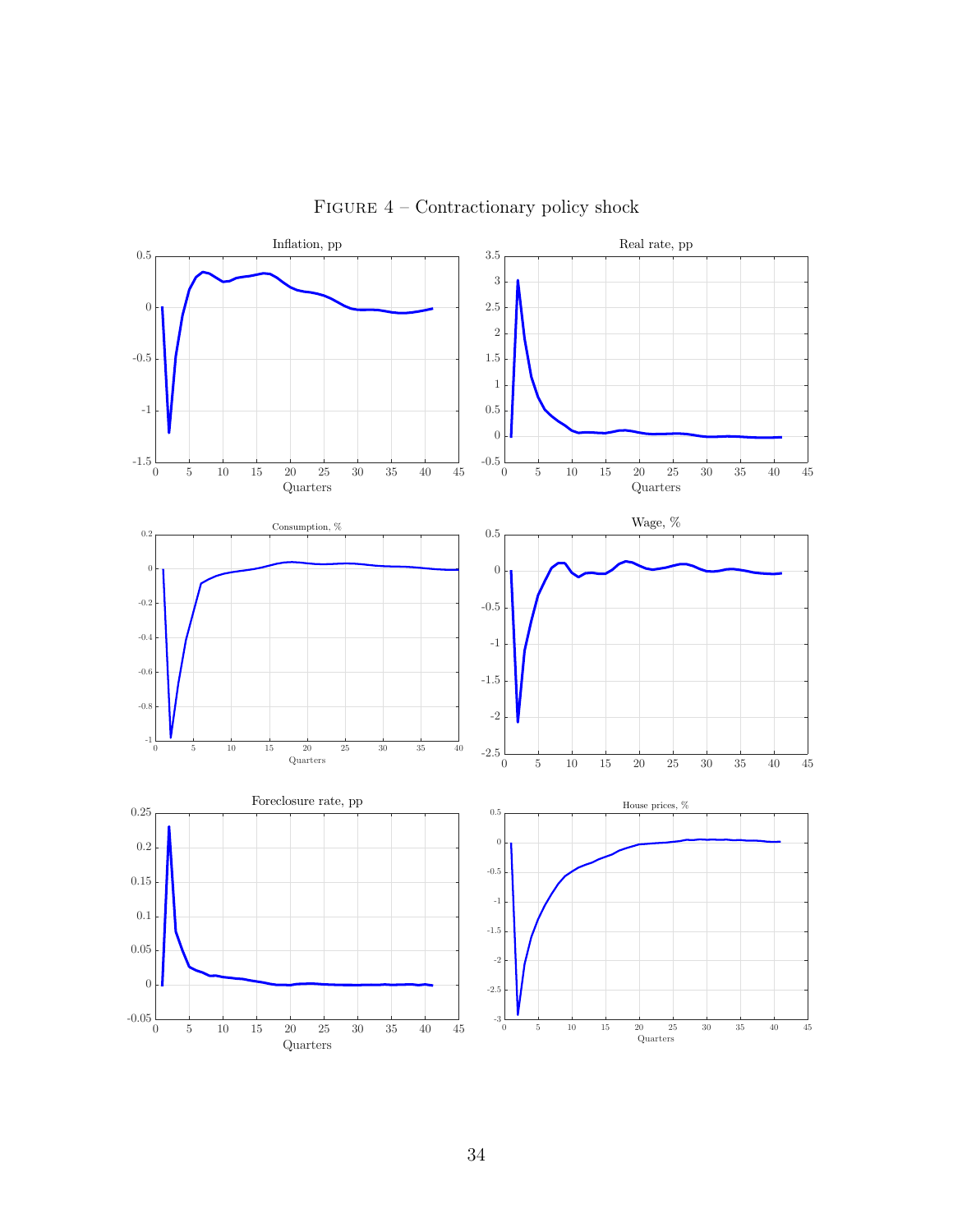Figure 4 – Contractionary policy shock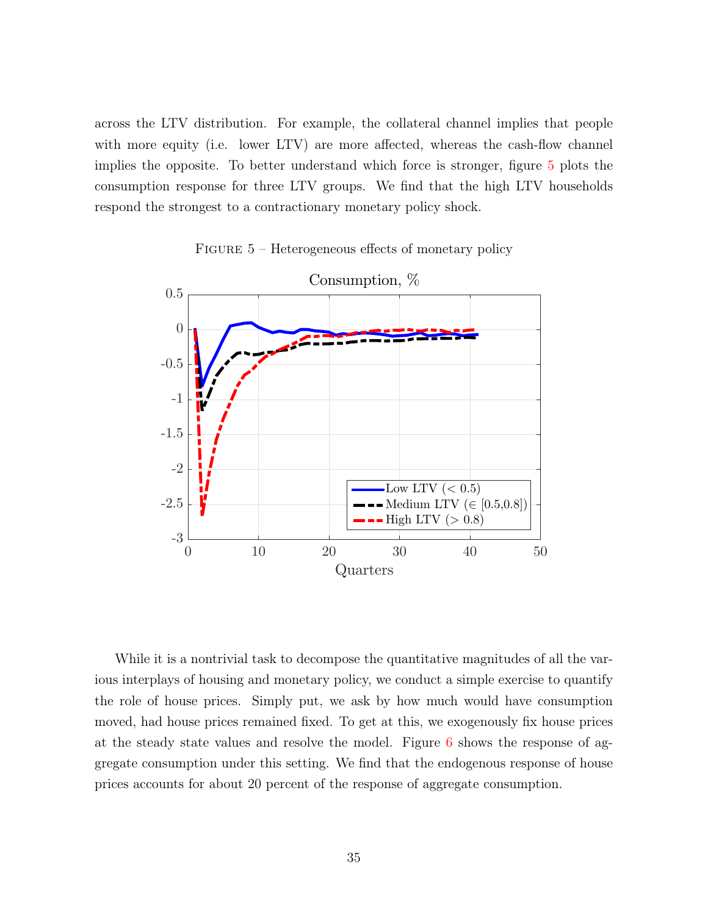across the LTV distribution. For example, the collateral channel implies that people with more equity (i.e. lower LTV) are more affected, whereas the cash-flow channel implies the opposite. To better understand which force is stronger, figure 5 plots the consumption response for three LTV groups. We find that the high LTV households respond the strongest to a contractionary monetary policy shock.

FIGURE 5 – Heterogeneous effects of monetary policy

While it is a nontrivial task to decompose the quantitative magnitudes of all the various interplays of housing and monetary policy, we conduct a simple exercise to quantify the role of house prices. Simply put, we ask by how much would have consumption moved, had house prices remained fixed. To get at this, we exogenously fix house prices at the steady state values and resolve the model. Figure 6 shows the response of aggregate consumption under this setting. We find that the endogenous response of house prices accounts for about 20 percent of the response of aggregate consumption.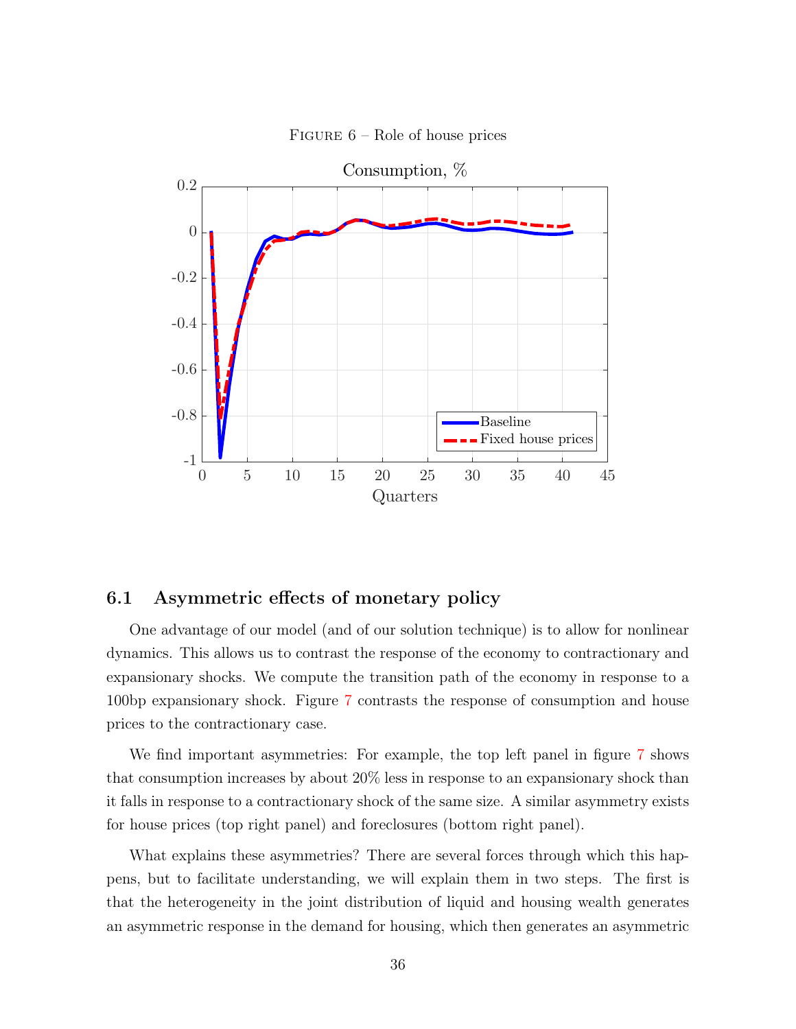FIGURE 6 – Role of house prices

## 6.1 Asymmetric effects of monetary policy

One advantage of our model (and of our solution technique) is to allow for nonlinear dynamics. This allows us to contrast the response of the economy to contractionary and expansionary shocks. We compute the transition path of the economy in response to a 100bp expansionary shock. Figure 7 contrasts the response of consumption and house prices to the contractionary case.

We find important asymmetries: For example, the top left panel in figure 7 shows that consumption increases by about 20% less in response to an expansionary shock than it falls in response to a contractionary shock of the same size. A similar asymmetry exists for house prices (top right panel) and foreclosures (bottom right panel).

What explains these asymmetries? There are several forces through which this happens, but to facilitate understanding, we will explain them in two steps. The first is that the heterogeneity in the joint distribution of liquid and housing wealth generates an asymmetric response in the demand for housing, which then generates an asymmetric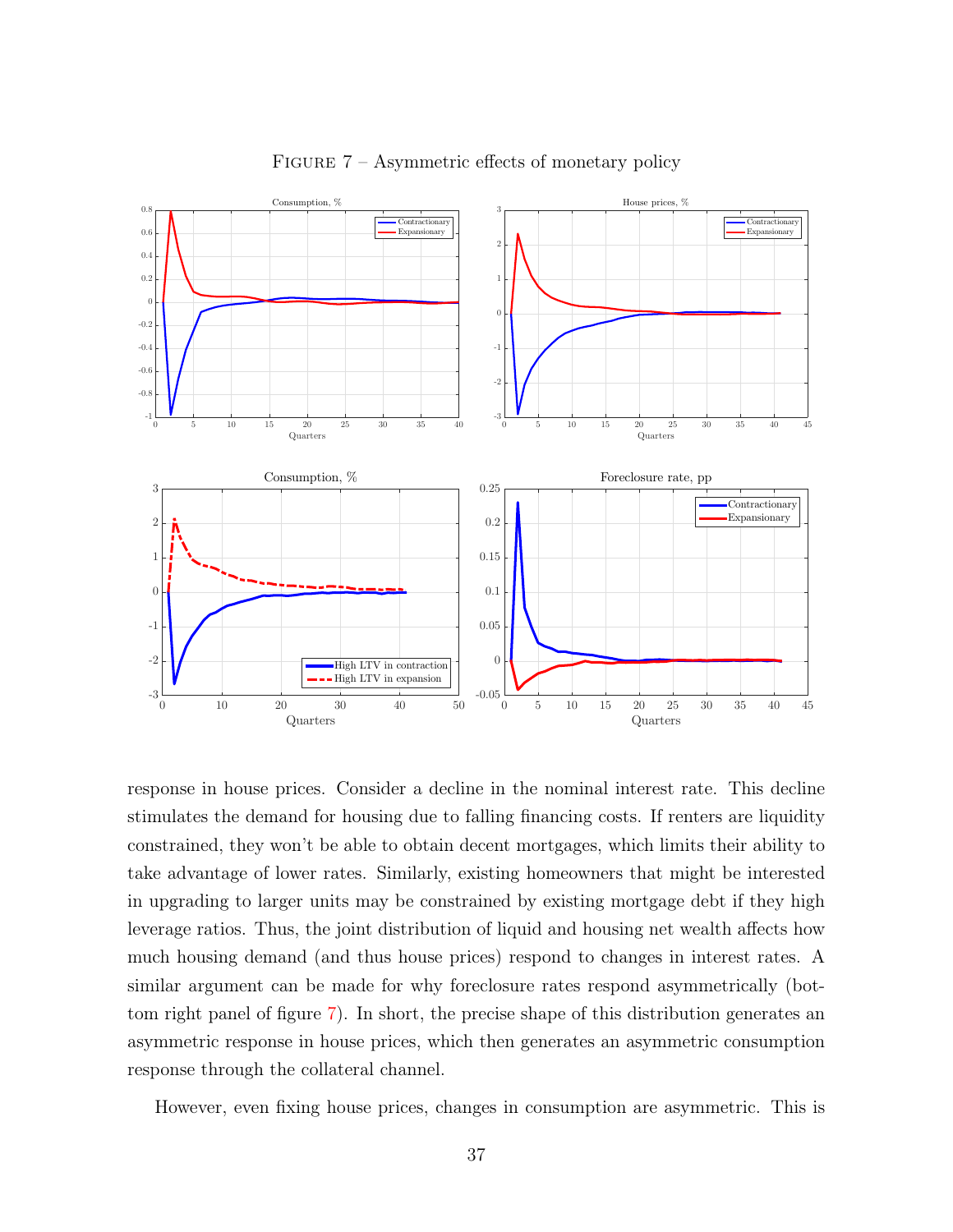FIGURE 7 – Asymmetric effects of monetary policy

response in house prices. Consider a decline in the nominal interest rate. This decline stimulates the demand for housing due to falling financing costs. If renters are liquidity constrained, they won't be able to obtain decent mortgages, which limits their ability to take advantage of lower rates. Similarly, existing homeowners that might be interested in upgrading to larger units may be constrained by existing mortgage debt if they high leverage ratios. Thus, the joint distribution of liquid and housing net wealth affects how much housing demand (and thus house prices) respond to changes in interest rates. A similar argument can be made for why foreclosure rates respond asymmetrically (bottom right panel of figure 7). In short, the precise shape of this distribution generates an asymmetric response in house prices, which then generates an asymmetric consumption response through the collateral channel.

However, even fixing house prices, changes in consumption are asymmetric. This is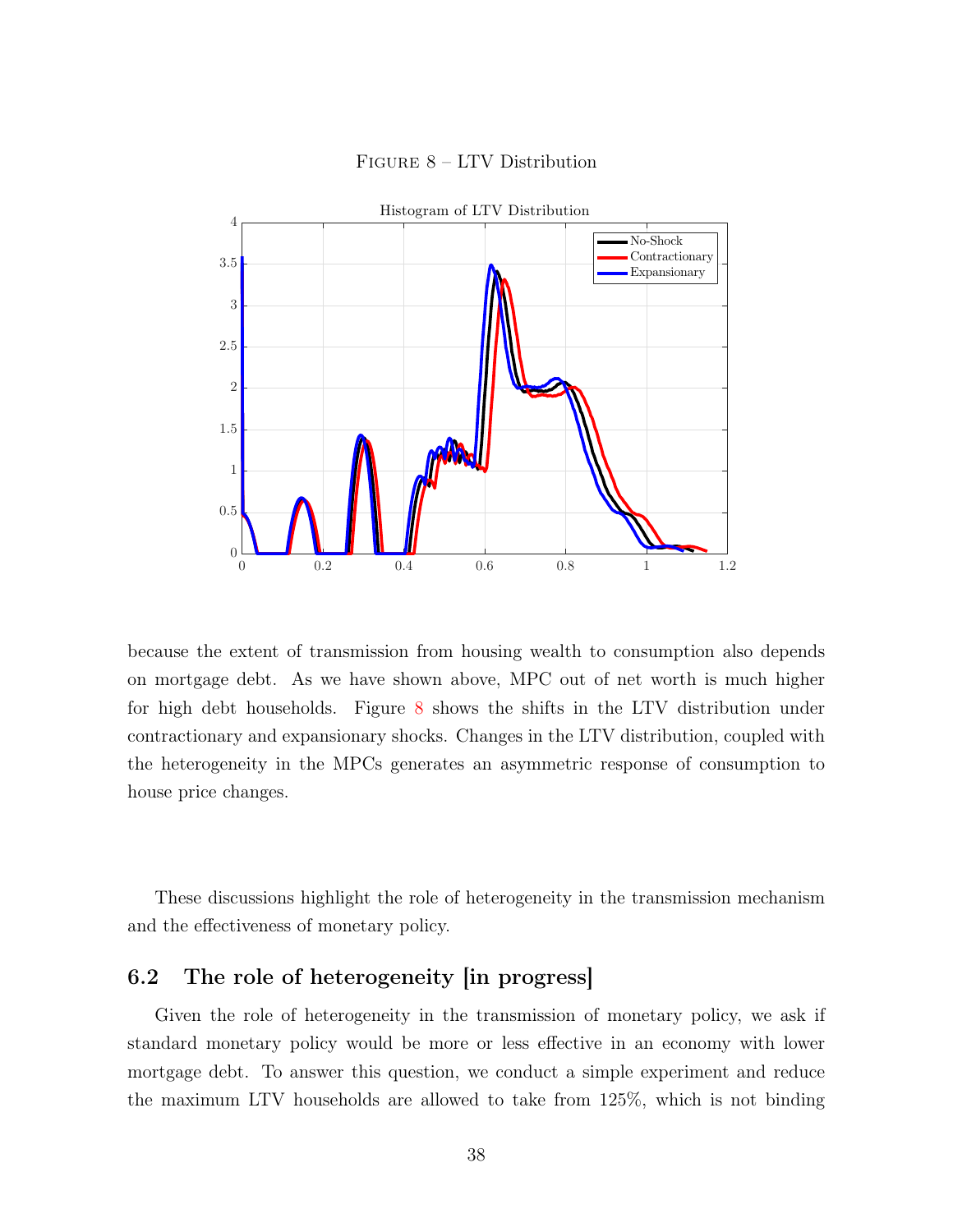Figure 8 – LTV Distribution

because the extent of transmission from housing wealth to consumption also depends on mortgage debt. As we have shown above, MPC out of net worth is much higher for high debt households. Figure 8 shows the shifts in the LTV distribution under contractionary and expansionary shocks. Changes in the LTV distribution, coupled with the heterogeneity in the MPCs generates an asymmetric response of consumption to house price changes.

These discussions highlight the role of heterogeneity in the transmission mechanism and the effectiveness of monetary policy.

## 6.2 The role of heterogeneity [in progress]

Given the role of heterogeneity in the transmission of monetary policy, we ask if standard monetary policy would be more or less effective in an economy with lower mortgage debt. To answer this question, we conduct a simple experiment and reduce the maximum LTV households are allowed to take from 125%, which is not binding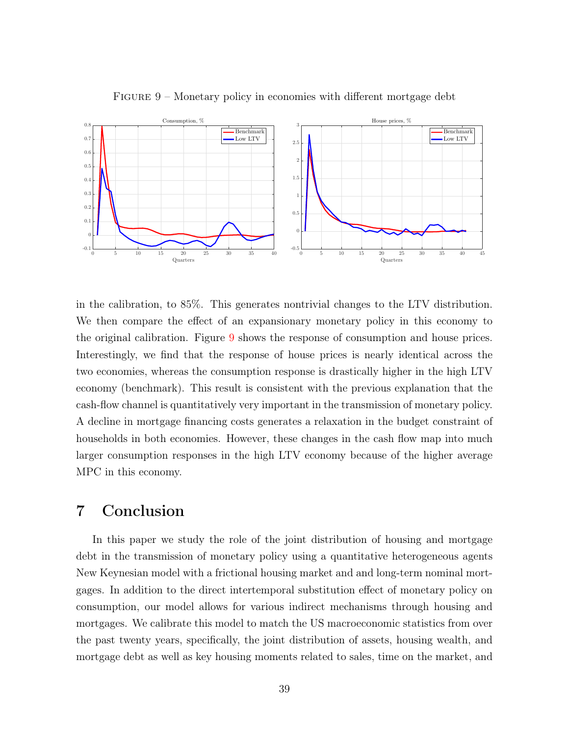FIGURE 9 – Monetary policy in economies with different mortgage debt

in the calibration, to 85%. This generates nontrivial changes to the LTV distribution. We then compare the effect of an expansionary monetary policy in this economy to the original calibration. Figure 9 shows the response of consumption and house prices. Interestingly, we find that the response of house prices is nearly identical across the two economies, whereas the consumption response is drastically higher in the high LTV economy (benchmark). This result is consistent with the previous explanation that the cash-flow channel is quantitatively very important in the transmission of monetary policy. A decline in mortgage financing costs generates a relaxation in the budget constraint of households in both economies. However, these changes in the cash flow map into much larger consumption responses in the high LTV economy because of the higher average MPC in this economy.

# 7 Conclusion

In this paper we study the role of the joint distribution of housing and mortgage debt in the transmission of monetary policy using a quantitative heterogeneous agents New Keynesian model with a frictional housing market and and long-term nominal mortgages. In addition to the direct intertemporal substitution effect of monetary policy on consumption, our model allows for various indirect mechanisms through housing and mortgages. We calibrate this model to match the US macroeconomic statistics from over the past twenty years, specifically, the joint distribution of assets, housing wealth, and mortgage debt as well as key housing moments related to sales, time on the market, and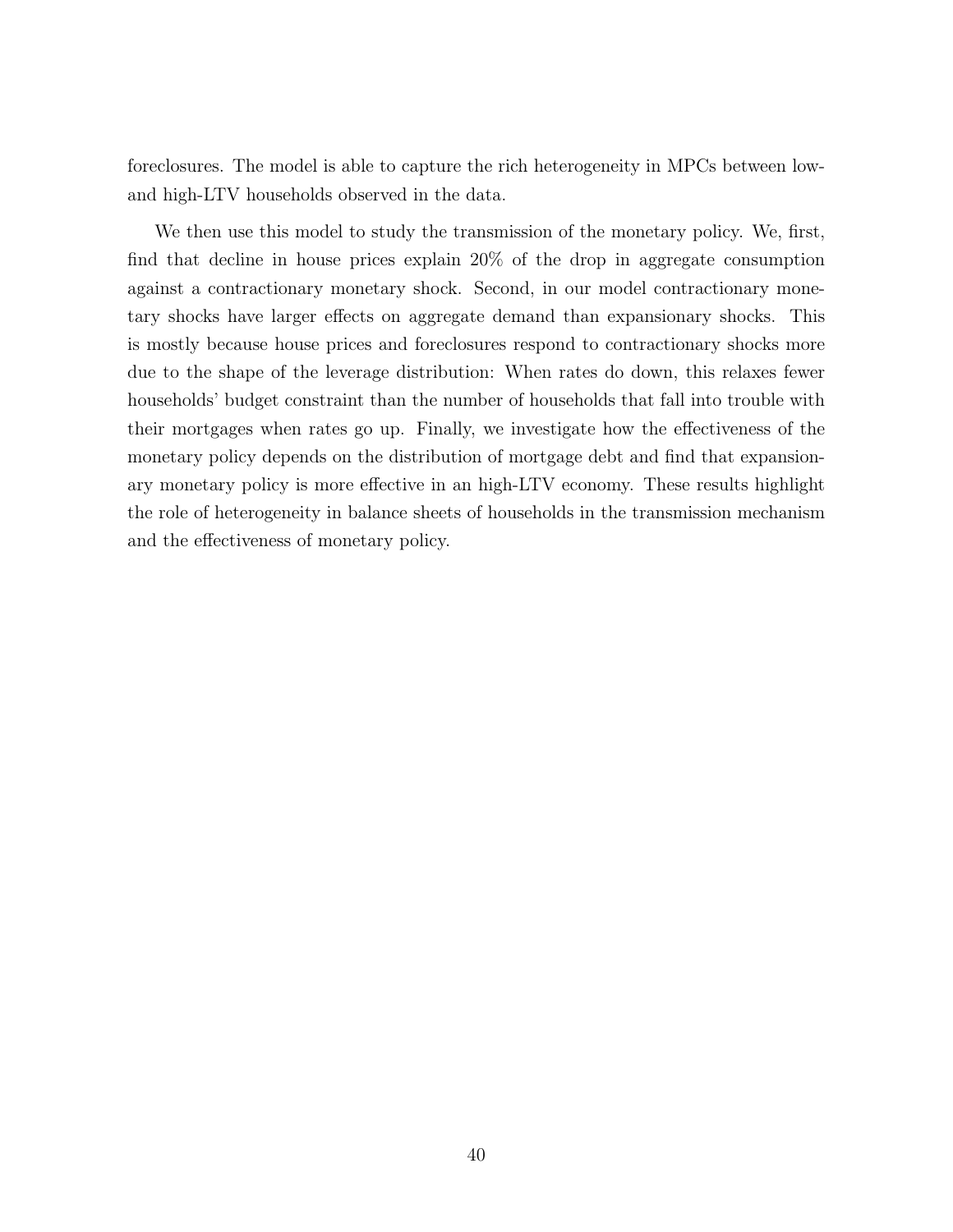foreclosures. The model is able to capture the rich heterogeneity in MPCs between low- and high-LTV households observed in the data.

We then use this model to study the transmission of the monetary policy. We, first, find that decline in house prices explain 20% of the drop in aggregate consumption against a contractionary monetary shock. Second, in our model contractionary monetary shocks have larger effects on aggregate demand than expansionary shocks. This is mostly because house prices and foreclosures respond to contractionary shocks more due to the shape of the leverage distribution: When rates do down, this relaxes fewer households' budget constraint than the number of households that fall into trouble with their mortgages when rates go up. Finally, we investigate how the effectiveness of the monetary policy depends on the distribution of mortgage debt and find that expansionary monetary policy is more effective in an high-LTV economy. These results highlight the role of heterogeneity in balance sheets of households in the transmission mechanism and the effectiveness of monetary policy.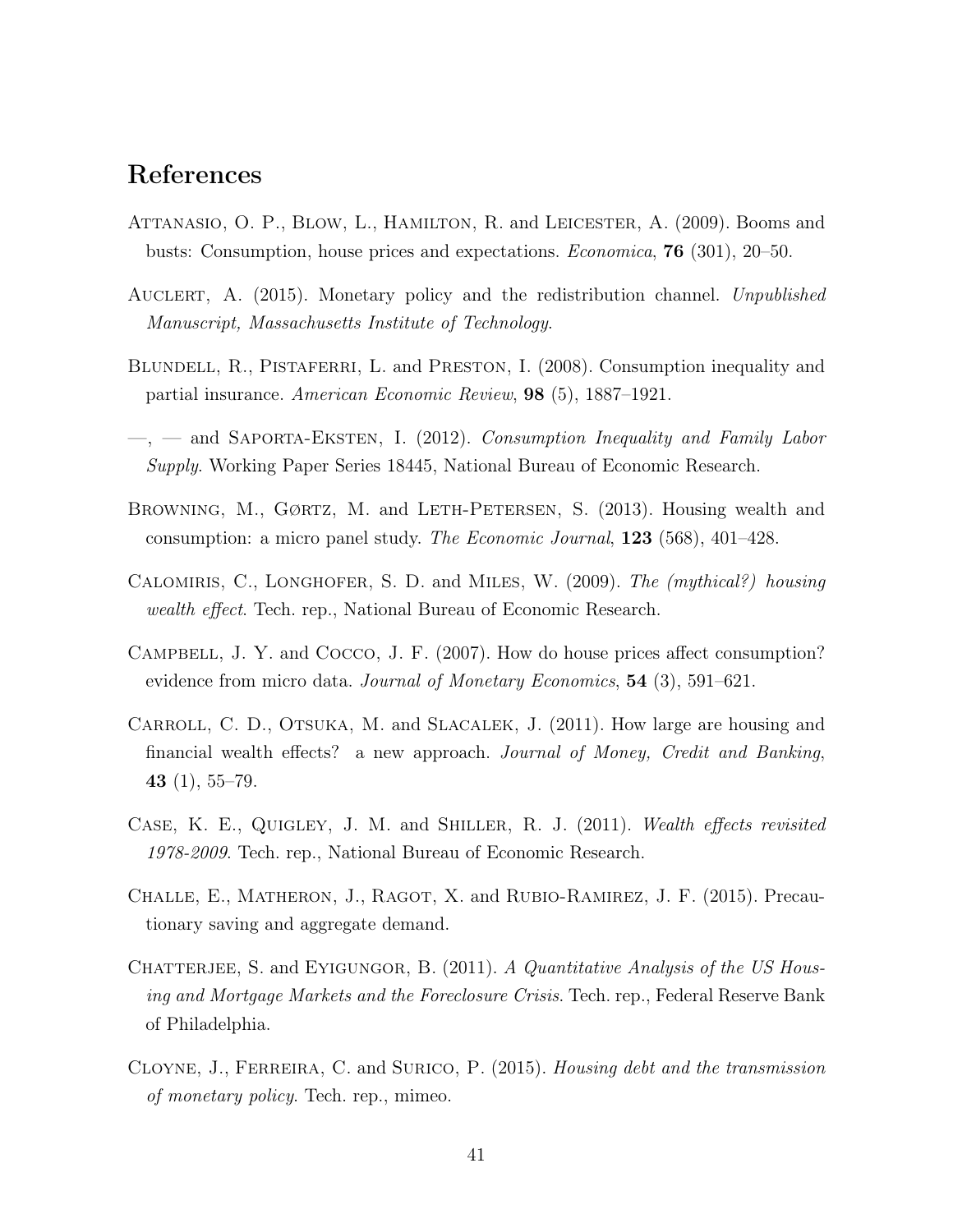## References

Attanasio, O. P., Blow, L., Hamilton, R. and Leicester, A. (2009). Booms and busts: Consumption, house prices and expectations. *Economica*, **76** (301), 20–50.

Auclert, A. (2015). Monetary policy and the redistribution channel. *Unpublished Manuscript, Massachusetts Institute of Technology*.

Blundell, R., Pistaferri, L. and Preston, I. (2008). Consumption inequality and partial insurance. *American Economic Review*, **98** (5), 1887–1921.

—, — and Saporta-Eksten, I. (2012). *Consumption Inequality and Family Labor Supply*. Working Paper Series 18445, National Bureau of Economic Research.

Browning, M., Gørtz, M. and Leth-Petersen, S. (2013). Housing wealth and consumption: a micro panel study. *The Economic Journal*, **123** (568), 401–428.

Calomiris, C., Longhofer, S. D. and Miles, W. (2009). *The (mythical?) housing wealth effect*. Tech. rep., National Bureau of Economic Research.

Campbell, J. Y. and Cocco, J. F. (2007). How do house prices affect consumption? evidence from micro data. *Journal of Monetary Economics*, **54** (3), 591–621.

Carroll, C. D., Otsuka, M. and Slacalek, J. (2011). How large are housing and financial wealth effects? a new approach. *Journal of Money, Credit and Banking*, **43** (1), 55–79.

Case, K. E., Quigley, J. M. and Shiller, R. J. (2011). *Wealth effects revisited 1978-2009*. Tech. rep., National Bureau of Economic Research.

Challe, E., Matheron, J., Ragot, X. and Rubio-Ramirez, J. F. (2015). Precautionary saving and aggregate demand.

Chatterjee, S. and Eyigungor, B. (2011). *A Quantitative Analysis of the US Housing and Mortgage Markets and the Foreclosure Crisis*. Tech. rep., Federal Reserve Bank of Philadelphia.

Cloyne, J., Ferreira, C. and Surico, P. (2015). *Housing debt and the transmission of monetary policy*. Tech. rep., mimeo.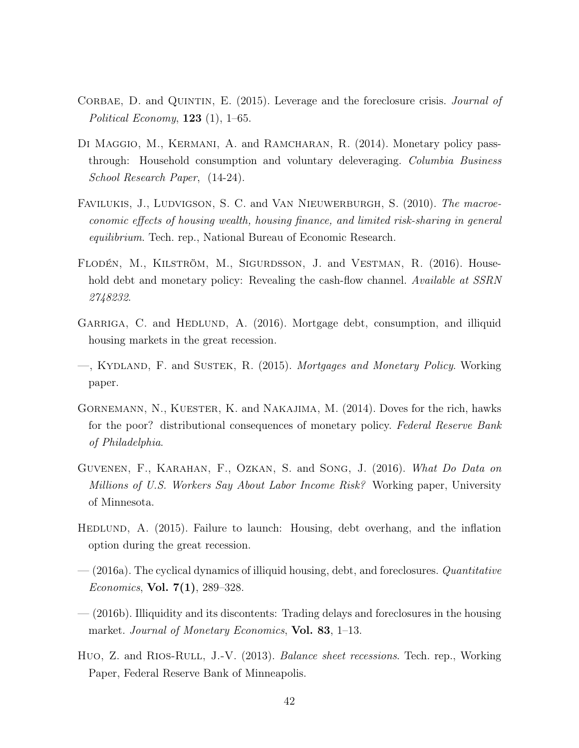Corbae, D. and Quintin, E. (2015). Leverage and the foreclosure crisis. *Journal of Political Economy*, **123** (1), 1–65.

Di Maggio, M., Kermani, A. and Ramcharan, R. (2014). Monetary policy pass-through: Household consumption and voluntary deleveraging. *Columbia Business School Research Paper*, (14-24).

Favilukis, J., Ludvigson, S. C. and Van Nieuwerburgh, S. (2010). *The macroeconomic effects of housing wealth, housing finance, and limited risk-sharing in general equilibrium*. Tech. rep., National Bureau of Economic Research.

Flodén, M., Kilström, M., Sigurdsson, J. and Vestman, R. (2016). Household debt and monetary policy: Revealing the cash-flow channel. *Available at SSRN 2748232*.

Garriga, C. and Hedlund, A. (2016). Mortgage debt, consumption, and illiquid housing markets in the great recession.

—, Kydland, F. and Sustek, R. (2015). *Mortgages and Monetary Policy*. Working paper.

Gornemann, N., Kuester, K. and Nakajima, M. (2014). Doves for the rich, hawks for the poor? distributional consequences of monetary policy. *Federal Reserve Bank of Philadelphia*.

Guvenen, F., Karahan, F., Ozkan, S. and Song, J. (2016). *What Do Data on Millions of U.S. Workers Say About Labor Income Risk?* Working paper, University of Minnesota.

Hedlund, A. (2015). Failure to launch: Housing, debt overhang, and the inflation option during the great recession.

— (2016a). The cyclical dynamics of illiquid housing, debt, and foreclosures. *Quantitative Economics*, **Vol. 7(1)**, 289–328.

— (2016b). Illiquidity and its discontents: Trading delays and foreclosures in the housing market. *Journal of Monetary Economics*, **Vol. 83**, 1–13.

Huo, Z. and Rios-Rull, J.-V. (2013). *Balance sheet recessions*. Tech. rep., Working Paper, Federal Reserve Bank of Minneapolis.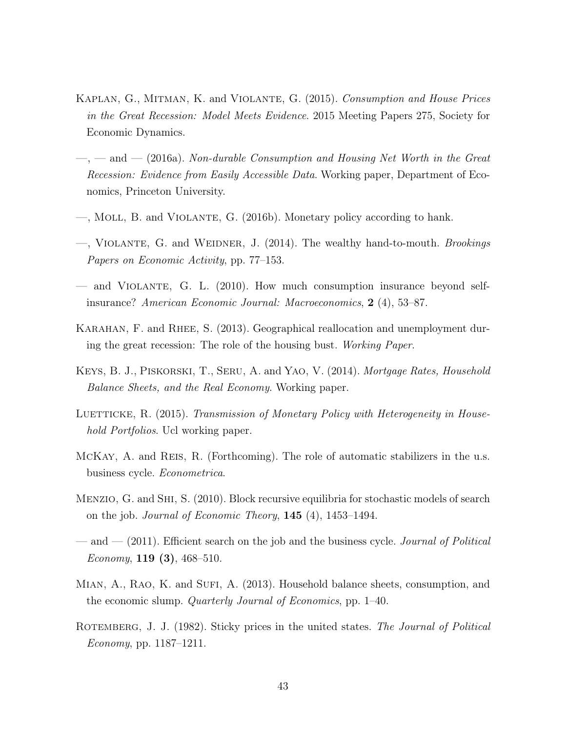Kaplan, G., Mitman, K. and Violante, G. (2015). *Consumption and House Prices in the Great Recession: Model Meets Evidence*. 2015 Meeting Papers 275, Society for Economic Dynamics.

—, — and — (2016a). *Non-durable Consumption and Housing Net Worth in the Great Recession: Evidence from Easily Accessible Data*. Working paper, Department of Economics, Princeton University.

—, Moll, B. and Violante, G. (2016b). Monetary policy according to hank.

—, Violante, G. and Weidner, J. (2014). The wealthy hand-to-mouth. *Brookings Papers on Economic Activity*, pp. 77–153.

— and Violante, G. L. (2010). How much consumption insurance beyond self-insurance? *American Economic Journal: Macroeconomics*, **2** (4), 53–87.

Karahan, F. and Rhee, S. (2013). Geographical reallocation and unemployment during the great recession: The role of the housing bust. *Working Paper*.

Keys, B. J., Piskorski, T., Seru, A. and Yao, V. (2014). *Mortgage Rates, Household Balance Sheets, and the Real Economy*. Working paper.

Luetticke, R. (2015). *Transmission of Monetary Policy with Heterogeneity in Household Portfolios*. Ucl working paper.

McKay, A. and Reis, R. (Forthcoming). The role of automatic stabilizers in the u.s. business cycle. *Econometrica*.

Menzio, G. and Shi, S. (2010). Block recursive equilibria for stochastic models of search on the job. *Journal of Economic Theory*, **145** (4), 1453–1494.

— and — (2011). Efficient search on the job and the business cycle. *Journal of Political Economy*, **119 (3)**, 468–510.

Mian, A., Rao, K. and Sufi, A. (2013). Household balance sheets, consumption, and the economic slump. *Quarterly Journal of Economics*, pp. 1–40.

Rotemberg, J. J. (1982). Sticky prices in the united states. *The Journal of Political Economy*, pp. 1187–1211.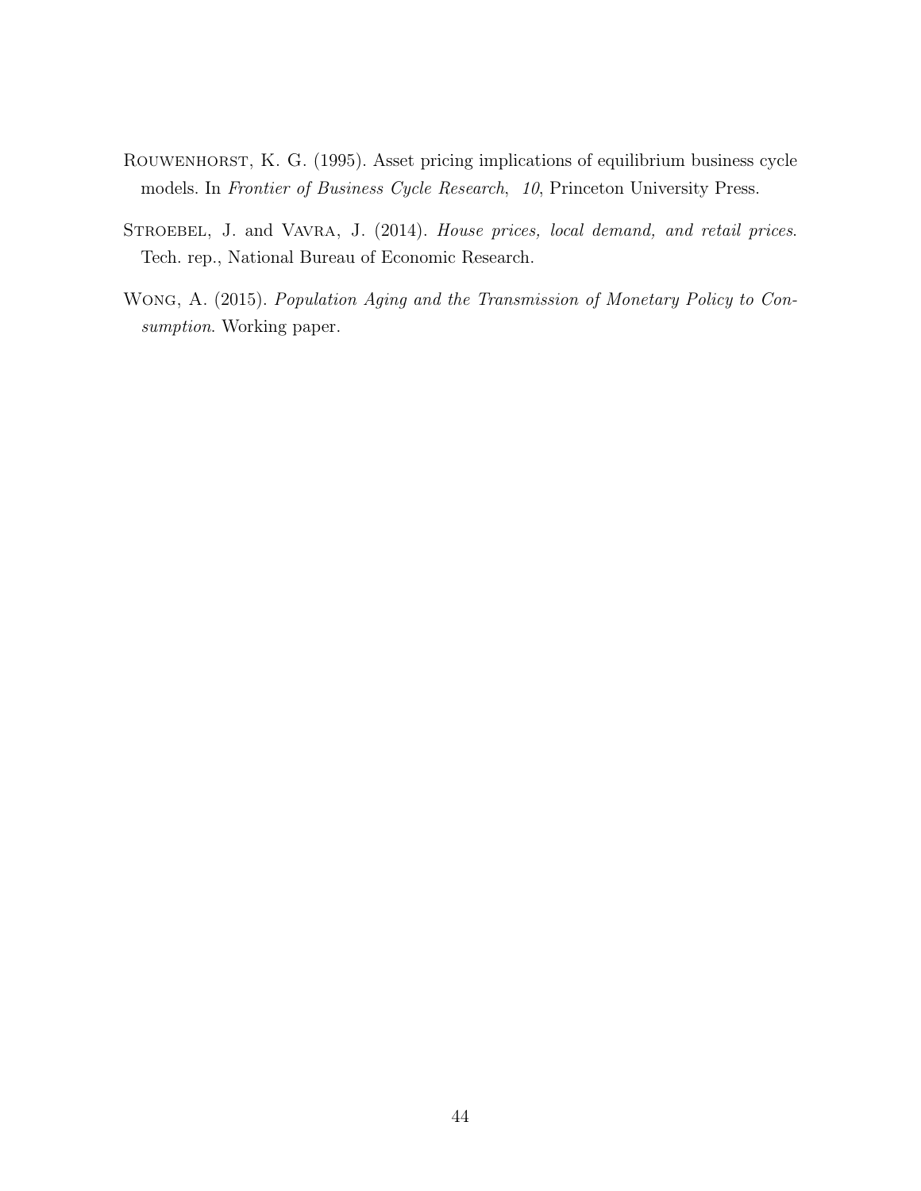Rouwenhorst, K. G. (1995). Asset pricing implications of equilibrium business cycle models. In *Frontier of Business Cycle Research*, *10*, Princeton University Press.

Stroebel, J. and Vavra, J. (2014). *House prices, local demand, and retail prices*. Tech. rep., National Bureau of Economic Research.

Wong, A. (2015). *Population Aging and the Transmission of Monetary Policy to Consumption*. Working paper.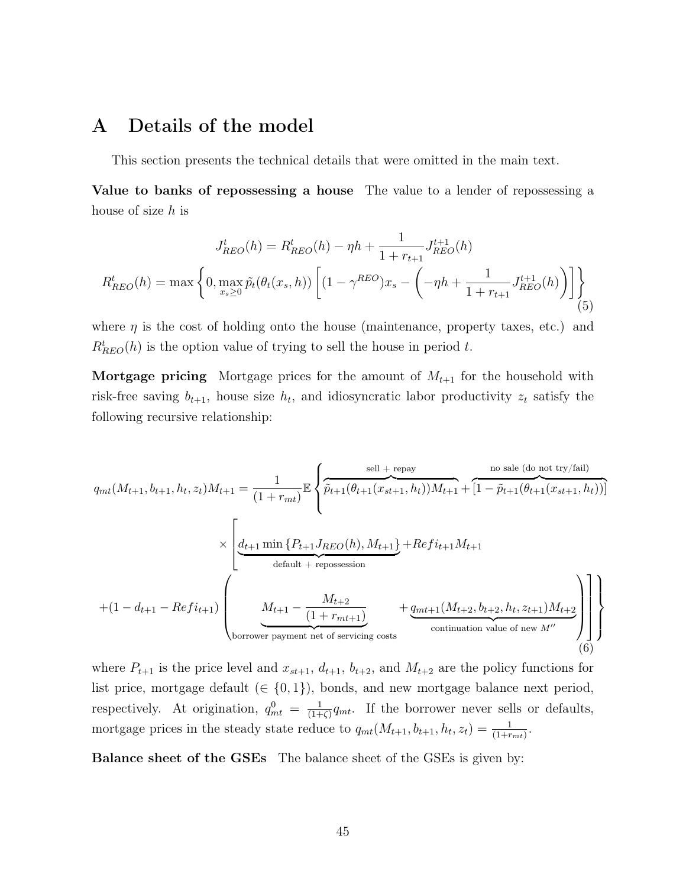# A Details of the model

This section presents the technical details that were omitted in the main text.

**Value to banks of repossessing a house** The value to a lender of repossessing a house of size $h$ is

$$
\begin{aligned}
J^t_{REO}(h) &= R^t_{REO}(h) - \eta h + \frac{1}{1+r_{t+1}} J^{t+1}_{REO}(h) \\
R^t_{REO}(h) &= \max\left\{0, \max_{x_s \geq 0} \tilde{p}_t(\theta_t(x_s, h)) \left[ (1-\gamma^{REO}) x_s - \left( -\eta h + \frac{1}{1+r_{t+1}} J^{t+1}_{REO}(h) \right) \right] \right\}
\end{aligned} \tag{5}
$$

where $\eta$ is the cost of holding onto the house (maintenance, property taxes, etc.) and $R^t_{REO}(h)$ is the option value of trying to sell the house in period $t$.

**Mortgage pricing** Mortgage prices for the amount of $M_{t+1}$ for the household with risk-free saving $b_{t+1}$, house size $h_t$, and idiosyncratic labor productivity $z_t$ satisfy the following recursive relationship:

$$
\begin{aligned}
q_{mt}(M_{t+1}, b_{t+1}, h_t, z_t) M_{t+1} = \frac{1}{(1+r_{mt})} \mathbb{E} \Bigg\{ & \overbrace{\tilde{p}_{t+1}(\theta_{t+1}(x_{st+1}, h_t)) M_{t+1}}^{\text{sell + repay}} + \overbrace{[1 - \tilde{p}_{t+1}(\theta_{t+1}(x_{st+1}, h_t))]}^{\text{no sale (do not try/fail)}} \\
& \times \Bigg[ \underbrace{d_{t+1} \min\{P_{t+1} J_{REO}(h), M_{t+1}\}}_{\text{default + repossession}} + Refi_{t+1} M_{t+1} \\
& + (1 - d_{t+1} - Refi_{t+1}) \Bigg( \underbrace{M_{t+1} - \frac{M_{t+2}}{(1+r_{mt+1})}}_{\text{borrower payment net of servicing costs}} + \underbrace{q_{mt+1}(M_{t+2}, b_{t+2}, h_t, z_{t+1}) M_{t+2}}_{\text{continuation value of new } M''} \Bigg) \Bigg] \Bigg\}
\end{aligned} \tag{6}
$$

where $P_{t+1}$ is the price level and $x_{st+1}$, $d_{t+1}$, $b_{t+2}$, and $M_{t+2}$ are the policy functions for list price, mortgage default ($\in \{0, 1\}$), bonds, and new mortgage balance next period, respectively. At origination, $q^0_{mt} = \frac{1}{(1+\zeta)} q_{mt}$. If the borrower never sells or defaults, mortgage prices in the steady state reduce to $q_{mt}(M_{t+1}, b_{t+1}, h_t, z_t) = \frac{1}{(1+r_{mt})}$.

**Balance sheet of the GSEs** The balance sheet of the GSEs is given by: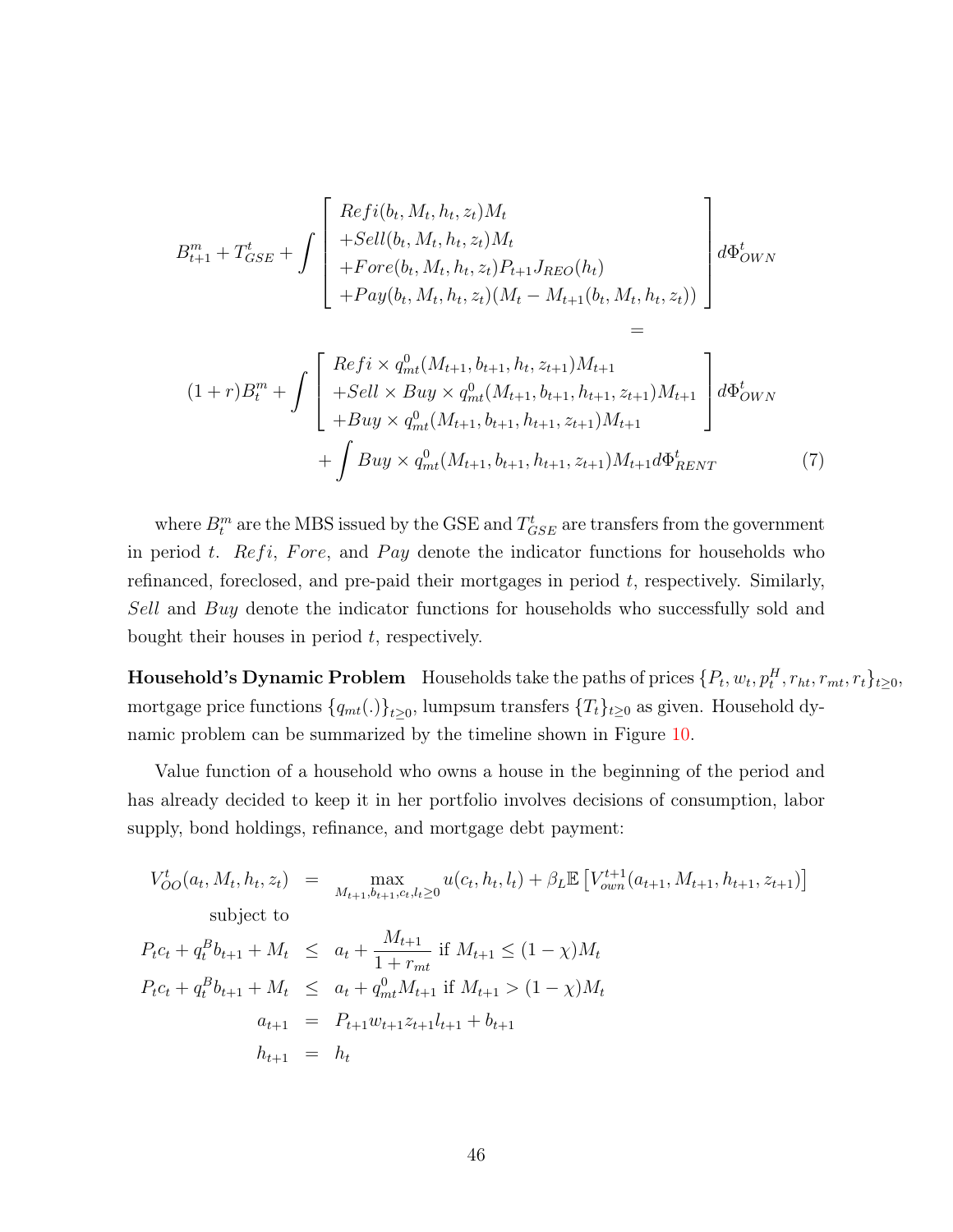$$
B_{t+1}^m + T_{GSE}^t + \int \left[ \begin{array}{l} Refi(b_t, M_t, h_t, z_t)M_t \\ +Sell(b_t, M_t, h_t, z_t)M_t \\ +Fore(b_t, M_t, h_t, z_t)P_{t+1}J_{REO}(h_t) \\ +Pay(b_t, M_t, h_t, z_t)(M_t - M_{t+1}(b_t, M_t, h_t, z_t)) \end{array} \right] d\Phi_{OWN}^t
$$

$$
=
$$

$$
(1+r)B_t^m + \int \left[ \begin{array}{l} Refi \times q_{mt}^0(M_{t+1}, b_{t+1}, h_t, z_{t+1})M_{t+1} \\ +Sell \times Buy \times q_{mt}^0(M_{t+1}, b_{t+1}, h_{t+1}, z_{t+1})M_{t+1} \\ +Buy \times q_{mt}^0(M_{t+1}, b_{t+1}, h_{t+1}, z_{t+1})M_{t+1} \end{array} \right] d\Phi_{OWN}^t
$$

$$
+ \int Buy \times q_{mt}^0(M_{t+1}, b_{t+1}, h_{t+1}, z_{t+1})M_{t+1} d\Phi_{RENT}^t \tag{7}
$$

where $B_t^m$ are the MBS issued by the GSE and $T_{GSE}^t$ are transfers from the government in period $t$. $Refi$, $Fore$, and $Pay$ denote the indicator functions for households who refinanced, foreclosed, and pre-paid their mortgages in period $t$, respectively. Similarly, $Sell$ and $Buy$ denote the indicator functions for households who successfully sold and bought their houses in period $t$, respectively.

**Household's Dynamic Problem** Households take the paths of prices $\{P_t, w_t, p_t^H, r_{ht}, r_{mt}, r_t\}_{t\geq 0}$, mortgage price functions $\{q_{mt}(.)\}_{t\geq 0}$, lumpsum transfers $\{T_t\}_{t\geq 0}$ as given. Household dynamic problem can be summarized by the timeline shown in Figure 10.

Value function of a household who owns a house in the beginning of the period and has already decided to keep it in her portfolio involves decisions of consumption, labor supply, bond holdings, refinance, and mortgage debt payment:

$$
\begin{aligned}
V_{OO}^t(a_t, M_t, h_t, z_t) &= \max_{M_{t+1}, b_{t+1}, c_t, l_t \geq 0} u(c_t, h_t, l_t) + \beta_L \mathbb{E}\left[V_{own}^{t+1}(a_{t+1}, M_{t+1}, h_{t+1}, z_{t+1})\right] \\
&\text{subject to} \\
P_t c_t + q_t^B b_{t+1} + M_t &\leq a_t + \frac{M_{t+1}}{1+r_{mt}} \text{ if } M_{t+1} \leq (1-\chi)M_t \\
P_t c_t + q_t^B b_{t+1} + M_t &\leq a_t + q_{mt}^0 M_{t+1} \text{ if } M_{t+1} > (1-\chi)M_t \\
a_{t+1} &= P_{t+1} w_{t+1} z_{t+1} l_{t+1} + b_{t+1} \\
h_{t+1} &= h_t
\end{aligned}
$$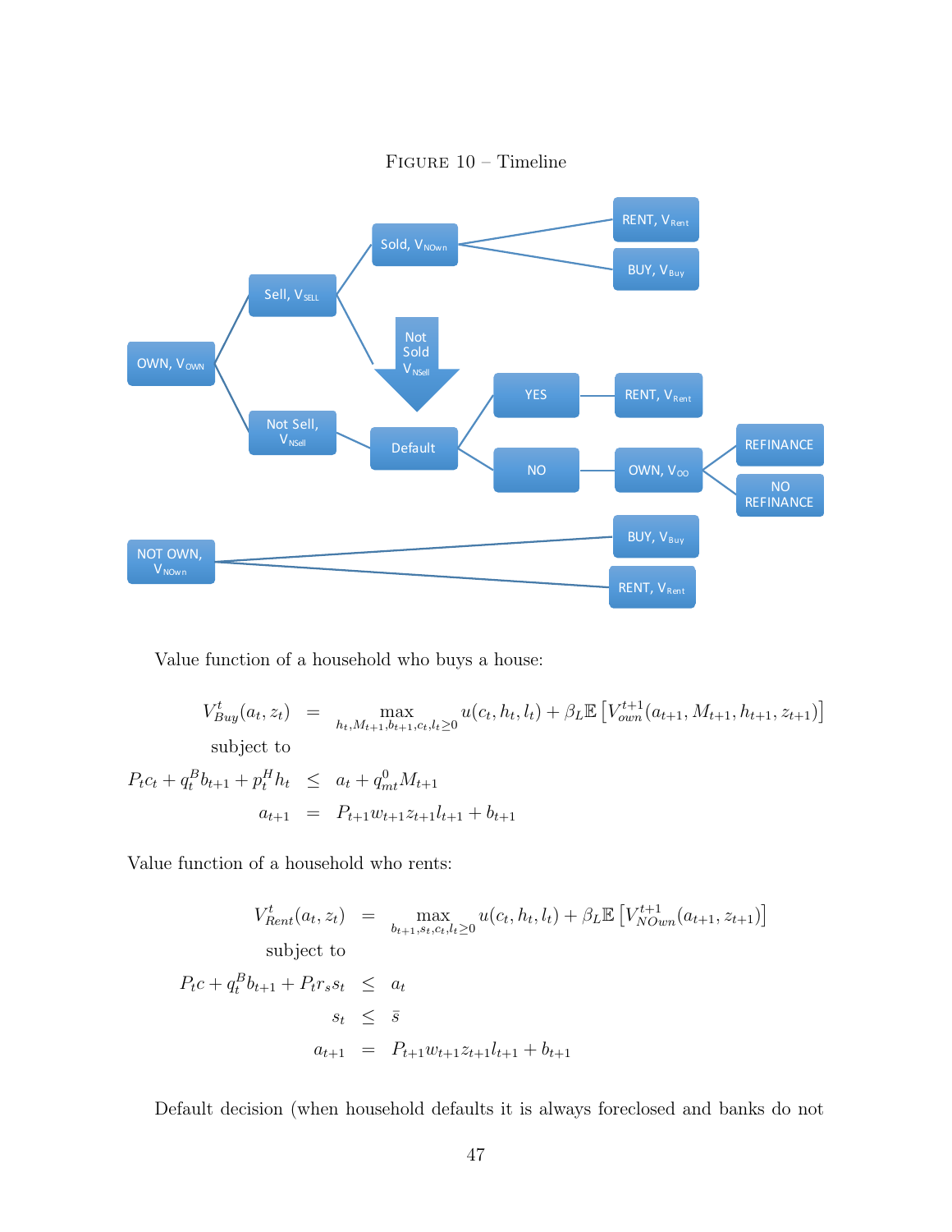Figure 10 – Timeline

Value function of a household who buys a house:

$$
\begin{aligned}
V^t_{Buy}(a_t, z_t) &= \max_{h_t, M_{t+1}, b_{t+1}, c_t, l_t \geq 0} u(c_t, h_t, l_t) + \beta_L \mathbb{E}\left[V^{t+1}_{own}(a_{t+1}, M_{t+1}, h_{t+1}, z_{t+1})\right] \\
&\text{subject to} \\
P_t c_t + q^B_t b_{t+1} + p^H_t h_t &\leq a_t + q^0_{mt} M_{t+1} \\
a_{t+1} &= P_{t+1} w_{t+1} z_{t+1} l_{t+1} + b_{t+1}
\end{aligned}
$$

Value function of a household who rents:

$$
\begin{aligned}
V^t_{Rent}(a_t, z_t) &= \max_{b_{t+1}, s_t, c_t, l_t \geq 0} u(c_t, h_t, l_t) + \beta_L \mathbb{E}\left[V^{t+1}_{NOwn}(a_{t+1}, z_{t+1})\right] \\
&\text{subject to} \\
P_t c + q^B_t b_{t+1} + P_t r_s s_t &\leq a_t \\
s_t &\leq \bar{s} \\
a_{t+1} &= P_{t+1} w_{t+1} z_{t+1} l_{t+1} + b_{t+1}
\end{aligned}
$$

Default decision (when household defaults it is always foreclosed and banks do not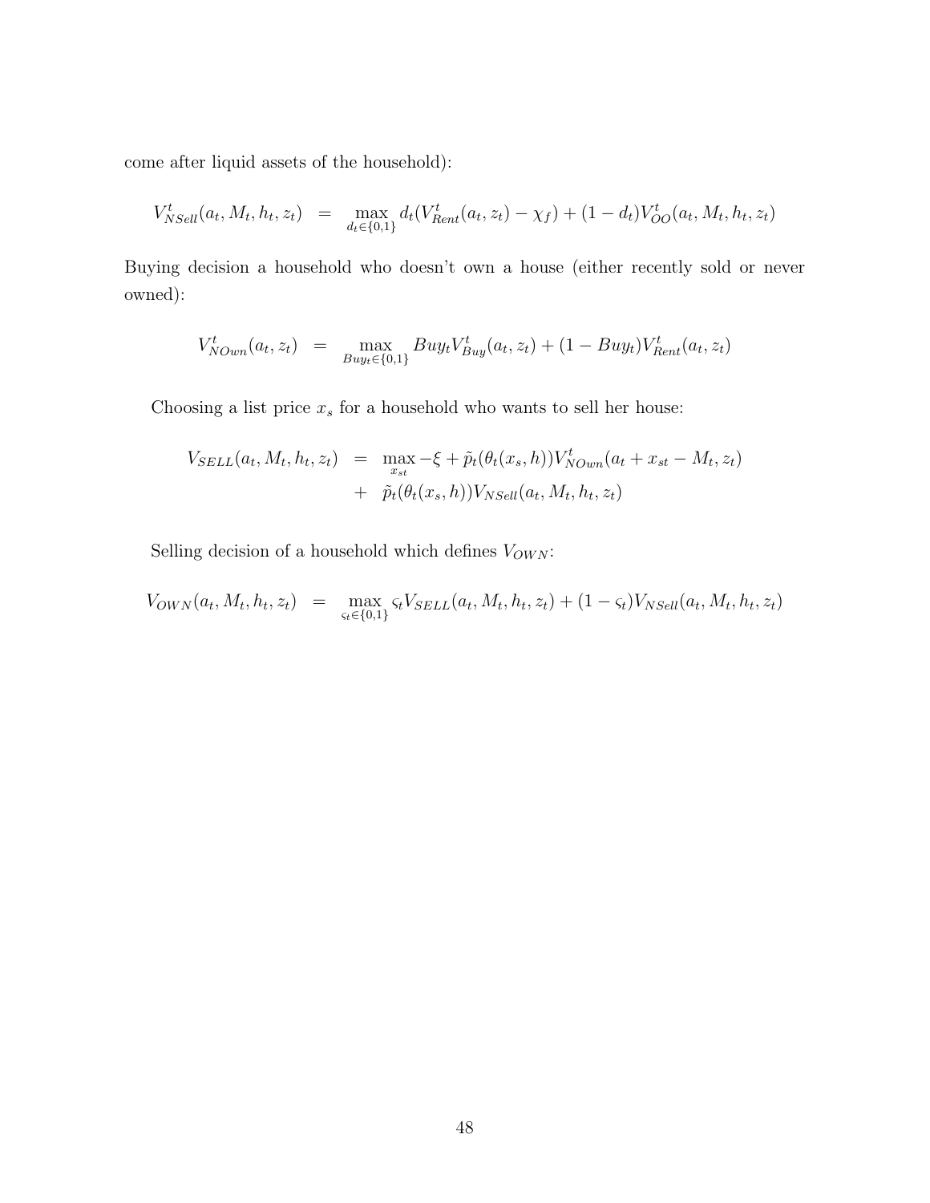come after liquid assets of the household):

$$V^t_{NSell}(a_t, M_t, h_t, z_t) \;\; = \;\; \max_{d_t \in \{0,1\}} d_t(V^t_{Rent}(a_t, z_t) - \chi_f) + (1 - d_t)V^t_{OO}(a_t, M_t, h_t, z_t)$$

Buying decision a household who doesn't own a house (either recently sold or never owned):

$$V^t_{NOwn}(a_t, z_t) \;\; = \;\; \max_{Buy_t \in \{0,1\}} Buy_t V^t_{Buy}(a_t, z_t) + (1 - Buy_t)V^t_{Rent}(a_t, z_t)$$

Choosing a list price $x_s$ for a household who wants to sell her house:

$$\begin{aligned} V_{SELL}(a_t, M_t, h_t, z_t) \;\; &= \;\; \max_{x_{st}} -\xi + \tilde{p}_t(\theta_t(x_s, h))V^t_{NOwn}(a_t + x_{st} - M_t, z_t) \\ &+ \;\; \tilde{p}_t(\theta_t(x_s, h))V_{NSell}(a_t, M_t, h_t, z_t) \end{aligned}$$

Selling decision of a household which defines $V_{OWN}$:

$$V_{OWN}(a_t, M_t, h_t, z_t) \;\; = \;\; \max_{\varsigma_t \in \{0,1\}} \varsigma_t V_{SELL}(a_t, M_t, h_t, z_t) + (1 - \varsigma_t)V_{NSell}(a_t, M_t, h_t, z_t)$$